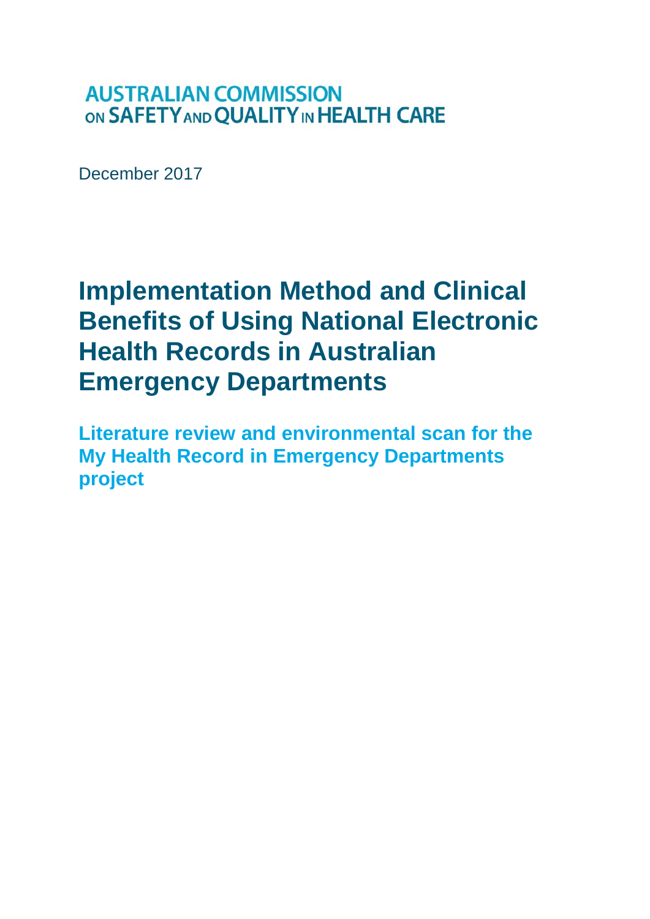AUSTRALIAN COMMISSION ON SAFETY AND QUALITY IN HEALTH CARE

December 2017

# Implementation Method and Clinical Benefits of Using National Electronic Health Records in Australian Emergency Departments

## Literature review and environmental scan for the My Health Record in Emergency Departments project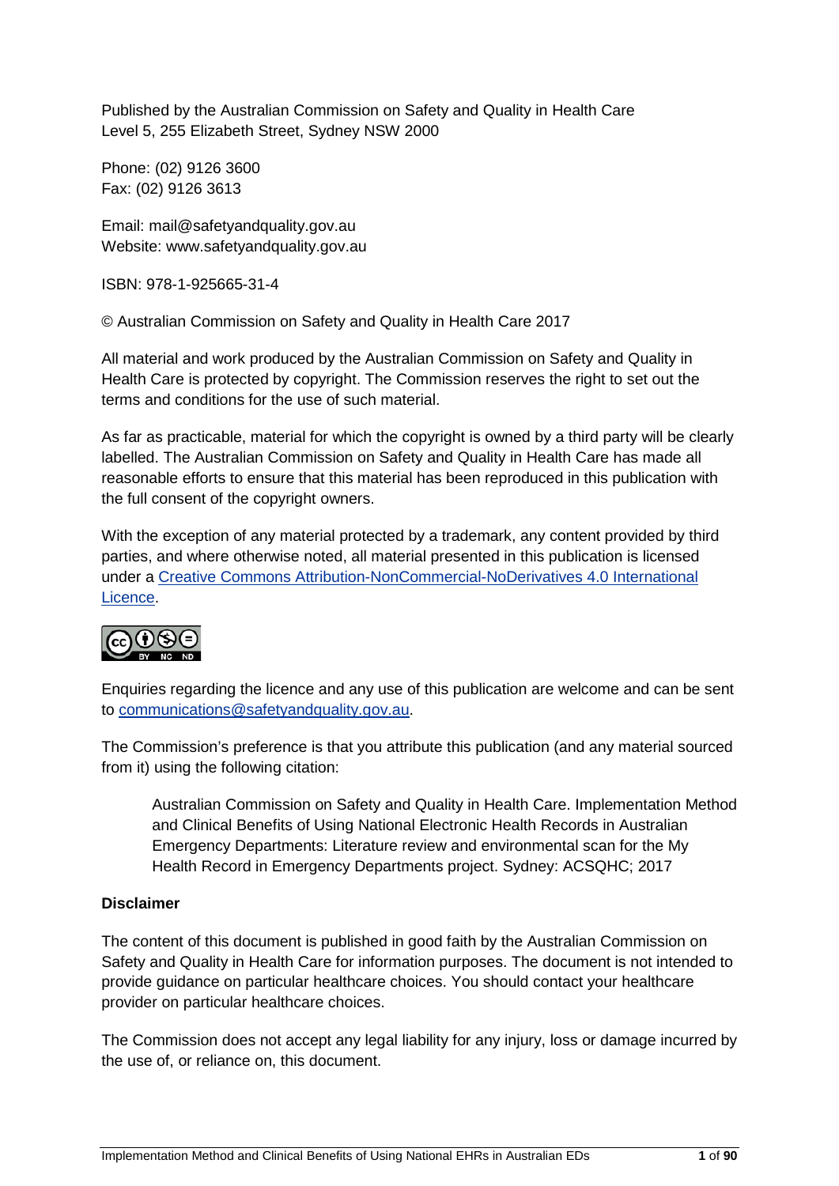Published by the Australian Commission on Safety and Quality in Health Care
Level 5, 255 Elizabeth Street, Sydney NSW 2000

Phone: (02) 9126 3600
Fax: (02) 9126 3613

Email: mail@safetyandquality.gov.au
Website: www.safetyandquality.gov.au

ISBN: 978-1-925665-31-4

© Australian Commission on Safety and Quality in Health Care 2017

All material and work produced by the Australian Commission on Safety and Quality in Health Care is protected by copyright. The Commission reserves the right to set out the terms and conditions for the use of such material.

As far as practicable, material for which the copyright is owned by a third party will be clearly labelled. The Australian Commission on Safety and Quality in Health Care has made all reasonable efforts to ensure that this material has been reproduced in this publication with the full consent of the copyright owners.

With the exception of any material protected by a trademark, any content provided by third parties, and where otherwise noted, all material presented in this publication is licensed under a [Creative Commons Attribution-NonCommercial-NoDerivatives 4.0 International Licence](https://creativecommons.org/licenses/by-nc-nd/4.0/).

Enquiries regarding the licence and any use of this publication are welcome and can be sent to [communications@safetyandquality.gov.au](mailto:communications@safetyandquality.gov.au).

The Commission's preference is that you attribute this publication (and any material sourced from it) using the following citation:

> Australian Commission on Safety and Quality in Health Care. Implementation Method and Clinical Benefits of Using National Electronic Health Records in Australian Emergency Departments: Literature review and environmental scan for the My Health Record in Emergency Departments project. Sydney: ACSQHC; 2017

**Disclaimer**

The content of this document is published in good faith by the Australian Commission on Safety and Quality in Health Care for information purposes. The document is not intended to provide guidance on particular healthcare choices. You should contact your healthcare provider on particular healthcare choices.

The Commission does not accept any legal liability for any injury, loss or damage incurred by the use of, or reliance on, this document.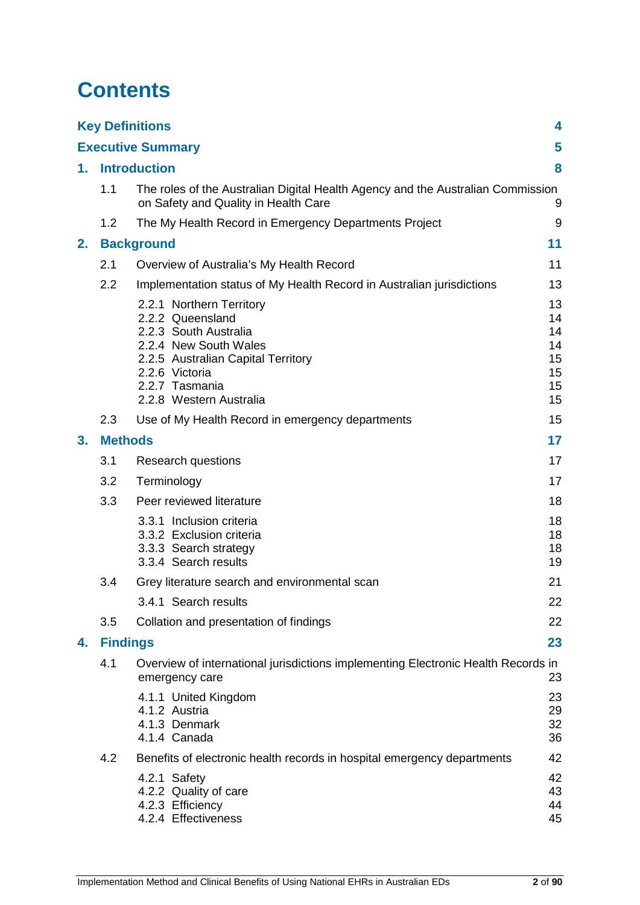# Contents

| | | |
|---|---|---|
| **Key Definitions** | | **4** |
| **Executive Summary** | | **5** |
| **1.** | **Introduction** | **8** |
| 1.1 | The roles of the Australian Digital Health Agency and the Australian Commission on Safety and Quality in Health Care | 9 |
| 1.2 | The My Health Record in Emergency Departments Project | 9 |
| **2.** | **Background** | **11** |
| 2.1 | Overview of Australia's My Health Record | 11 |
| 2.2 | Implementation status of My Health Record in Australian jurisdictions | 13 |
| | 2.2.1 Northern Territory | 13 |
| | 2.2.2 Queensland | 14 |
| | 2.2.3 South Australia | 14 |
| | 2.2.4 New South Wales | 14 |
| | 2.2.5 Australian Capital Territory | 15 |
| | 2.2.6 Victoria | 15 |
| | 2.2.7 Tasmania | 15 |
| | 2.2.8 Western Australia | 15 |
| 2.3 | Use of My Health Record in emergency departments | 15 |
| **3.** | **Methods** | **17** |
| 3.1 | Research questions | 17 |
| 3.2 | Terminology | 17 |
| 3.3 | Peer reviewed literature | 18 |
| | 3.3.1 Inclusion criteria | 18 |
| | 3.3.2 Exclusion criteria | 18 |
| | 3.3.3 Search strategy | 18 |
| | 3.3.4 Search results | 19 |
| 3.4 | Grey literature search and environmental scan | 21 |
| | 3.4.1 Search results | 22 |
| 3.5 | Collation and presentation of findings | 22 |
| **4.** | **Findings** | **23** |
| 4.1 | Overview of international jurisdictions implementing Electronic Health Records in emergency care | 23 |
| | 4.1.1 United Kingdom | 23 |
| | 4.1.2 Austria | 29 |
| | 4.1.3 Denmark | 32 |
| | 4.1.4 Canada | 36 |
| 4.2 | Benefits of electronic health records in hospital emergency departments | 42 |
| | 4.2.1 Safety | 42 |
| | 4.2.2 Quality of care | 43 |
| | 4.2.3 Efficiency | 44 |
| | 4.2.4 Effectiveness | 45 |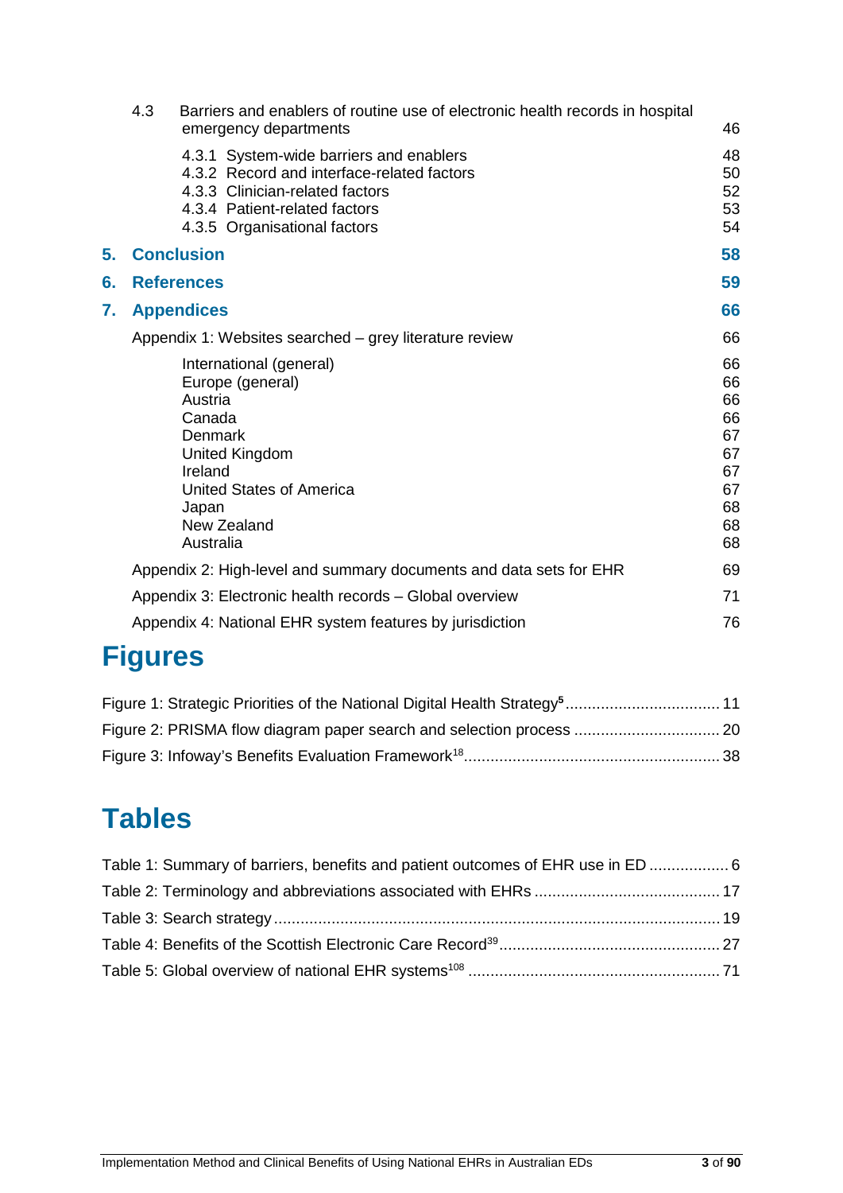4.3 Barriers and enablers of routine use of electronic health records in hospital emergency departments 46

- 4.3.1 System-wide barriers and enablers 48
- 4.3.2 Record and interface-related factors 50
- 4.3.3 Clinician-related factors 52
- 4.3.4 Patient-related factors 53
- 4.3.5 Organisational factors 54

**5. Conclusion 58**

**6. References 59**

**7. Appendices 66**

Appendix 1: Websites searched – grey literature review 66

- International (general) 66
- Europe (general) 66
- Austria 66
- Canada 66
- Denmark 67
- United Kingdom 67
- Ireland 67
- United States of America 67
- Japan 68
- New Zealand 68
- Australia 68

Appendix 2: High-level and summary documents and data sets for EHR 69

Appendix 3: Electronic health records – Global overview 71

Appendix 4: National EHR system features by jurisdiction 76

# Figures

Figure 1: Strategic Priorities of the National Digital Health Strategy[5] ... 11

Figure 2: PRISMA flow diagram paper search and selection process ... 20

Figure 3: Infoway's Benefits Evaluation Framework[18] ... 38

# Tables

Table 1: Summary of barriers, benefits and patient outcomes of EHR use in ED ... 6

Table 2: Terminology and abbreviations associated with EHRs ... 17

Table 3: Search strategy ... 19

Table 4: Benefits of the Scottish Electronic Care Record[39] ... 27

Table 5: Global overview of national EHR systems[108] ... 71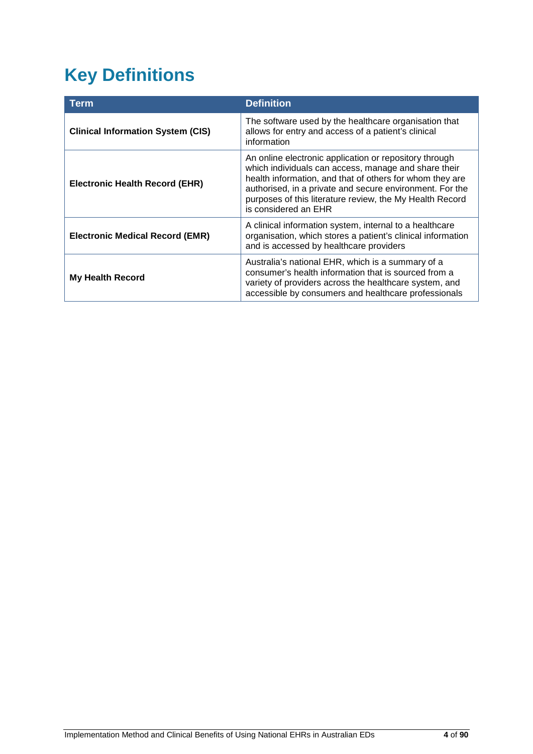# Key Definitions

| Term | Definition |
|---|---|
| **Clinical Information System (CIS)** | The software used by the healthcare organisation that allows for entry and access of a patient's clinical information |
| **Electronic Health Record (EHR)** | An online electronic application or repository through which individuals can access, manage and share their health information, and that of others for whom they are authorised, in a private and secure environment. For the purposes of this literature review, the My Health Record is considered an EHR |
| **Electronic Medical Record (EMR)** | A clinical information system, internal to a healthcare organisation, which stores a patient's clinical information and is accessed by healthcare providers |
| **My Health Record** | Australia's national EHR, which is a summary of a consumer's health information that is sourced from a variety of providers across the healthcare system, and accessible by consumers and healthcare professionals |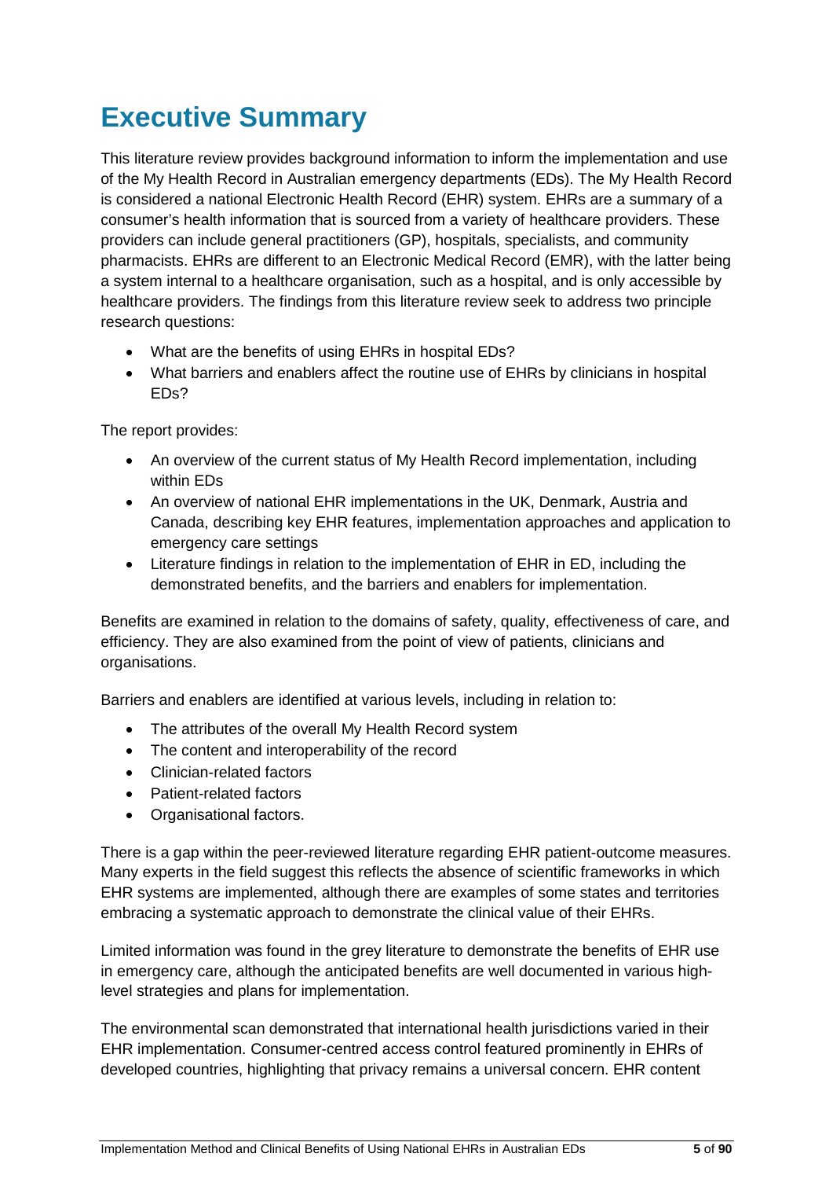# Executive Summary

This literature review provides background information to inform the implementation and use of the My Health Record in Australian emergency departments (EDs). The My Health Record is considered a national Electronic Health Record (EHR) system. EHRs are a summary of a consumer's health information that is sourced from a variety of healthcare providers. These providers can include general practitioners (GP), hospitals, specialists, and community pharmacists. EHRs are different to an Electronic Medical Record (EMR), with the latter being a system internal to a healthcare organisation, such as a hospital, and is only accessible by healthcare providers. The findings from this literature review seek to address two principle research questions:

- What are the benefits of using EHRs in hospital EDs?
- What barriers and enablers affect the routine use of EHRs by clinicians in hospital EDs?

The report provides:

- An overview of the current status of My Health Record implementation, including within EDs
- An overview of national EHR implementations in the UK, Denmark, Austria and Canada, describing key EHR features, implementation approaches and application to emergency care settings
- Literature findings in relation to the implementation of EHR in ED, including the demonstrated benefits, and the barriers and enablers for implementation.

Benefits are examined in relation to the domains of safety, quality, effectiveness of care, and efficiency. They are also examined from the point of view of patients, clinicians and organisations.

Barriers and enablers are identified at various levels, including in relation to:

- The attributes of the overall My Health Record system
- The content and interoperability of the record
- Clinician-related factors
- Patient-related factors
- Organisational factors.

There is a gap within the peer-reviewed literature regarding EHR patient-outcome measures. Many experts in the field suggest this reflects the absence of scientific frameworks in which EHR systems are implemented, although there are examples of some states and territories embracing a systematic approach to demonstrate the clinical value of their EHRs.

Limited information was found in the grey literature to demonstrate the benefits of EHR use in emergency care, although the anticipated benefits are well documented in various high-level strategies and plans for implementation.

The environmental scan demonstrated that international health jurisdictions varied in their EHR implementation. Consumer-centred access control featured prominently in EHRs of developed countries, highlighting that privacy remains a universal concern. EHR content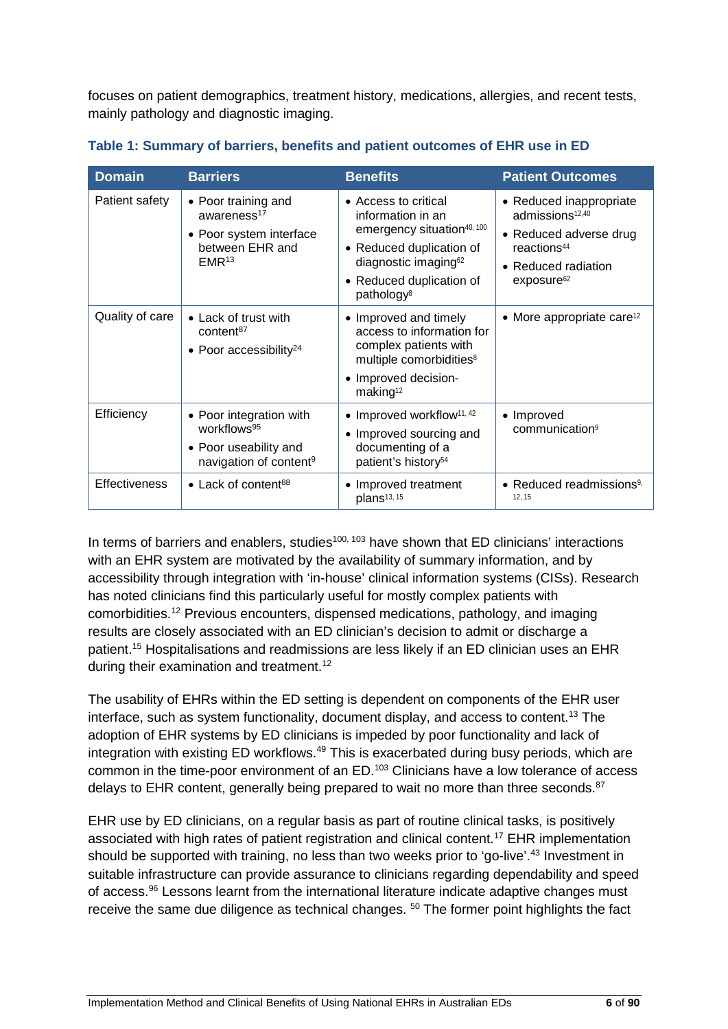focuses on patient demographics, treatment history, medications, allergies, and recent tests, mainly pathology and diagnostic imaging.

**Table 1: Summary of barriers, benefits and patient outcomes of EHR use in ED**

| Domain | Barriers | Benefits | Patient Outcomes |
|---|---|---|---|
| Patient safety | • Poor training and awareness[17] • Poor system interface between EHR and EMR[13] | • Access to critical information in an emergency situation[40, 100] • Reduced duplication of diagnostic imaging[62] • Reduced duplication of pathology[8] | • Reduced inappropriate admissions[12,40] • Reduced adverse drug reactions[44] • Reduced radiation exposure[62] |
| Quality of care | • Lack of trust with content[87] • Poor accessibility[24] | • Improved and timely access to information for complex patients with multiple comorbidities[8] • Improved decision-making[12] | • More appropriate care[12] |
| Efficiency | • Poor integration with workflows[95] • Poor useability and navigation of content[9] | • Improved workflow[11, 42] • Improved sourcing and documenting of a patient's history[54] | • Improved communication[9] |
| Effectiveness | • Lack of content[88] | • Improved treatment plans[13, 15] | • Reduced readmissions[9, 12, 15] |

In terms of barriers and enablers, studies[100, 103] have shown that ED clinicians' interactions with an EHR system are motivated by the availability of summary information, and by accessibility through integration with 'in-house' clinical information systems (CISs). Research has noted clinicians find this particularly useful for mostly complex patients with comorbidities.[12] Previous encounters, dispensed medications, pathology, and imaging results are closely associated with an ED clinician's decision to admit or discharge a patient.[15] Hospitalisations and readmissions are less likely if an ED clinician uses an EHR during their examination and treatment.[12]

The usability of EHRs within the ED setting is dependent on components of the EHR user interface, such as system functionality, document display, and access to content.[13] The adoption of EHR systems by ED clinicians is impeded by poor functionality and lack of integration with existing ED workflows.[49] This is exacerbated during busy periods, which are common in the time-poor environment of an ED.[103] Clinicians have a low tolerance of access delays to EHR content, generally being prepared to wait no more than three seconds.[87]

EHR use by ED clinicians, on a regular basis as part of routine clinical tasks, is positively associated with high rates of patient registration and clinical content.[17] EHR implementation should be supported with training, no less than two weeks prior to 'go-live'.[43] Investment in suitable infrastructure can provide assurance to clinicians regarding dependability and speed of access.[96] Lessons learnt from the international literature indicate adaptive changes must receive the same due diligence as technical changes. [50] The former point highlights the fact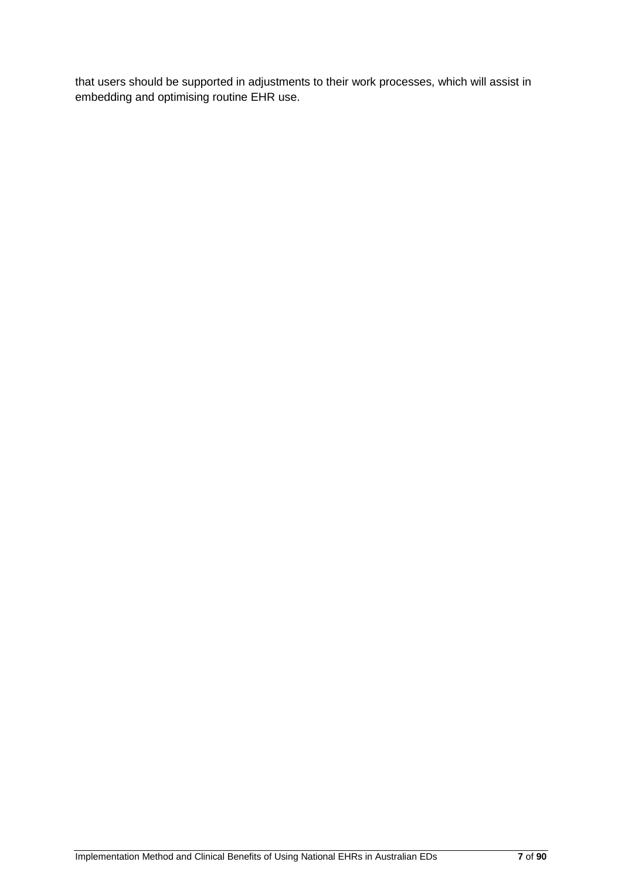that users should be supported in adjustments to their work processes, which will assist in embedding and optimising routine EHR use.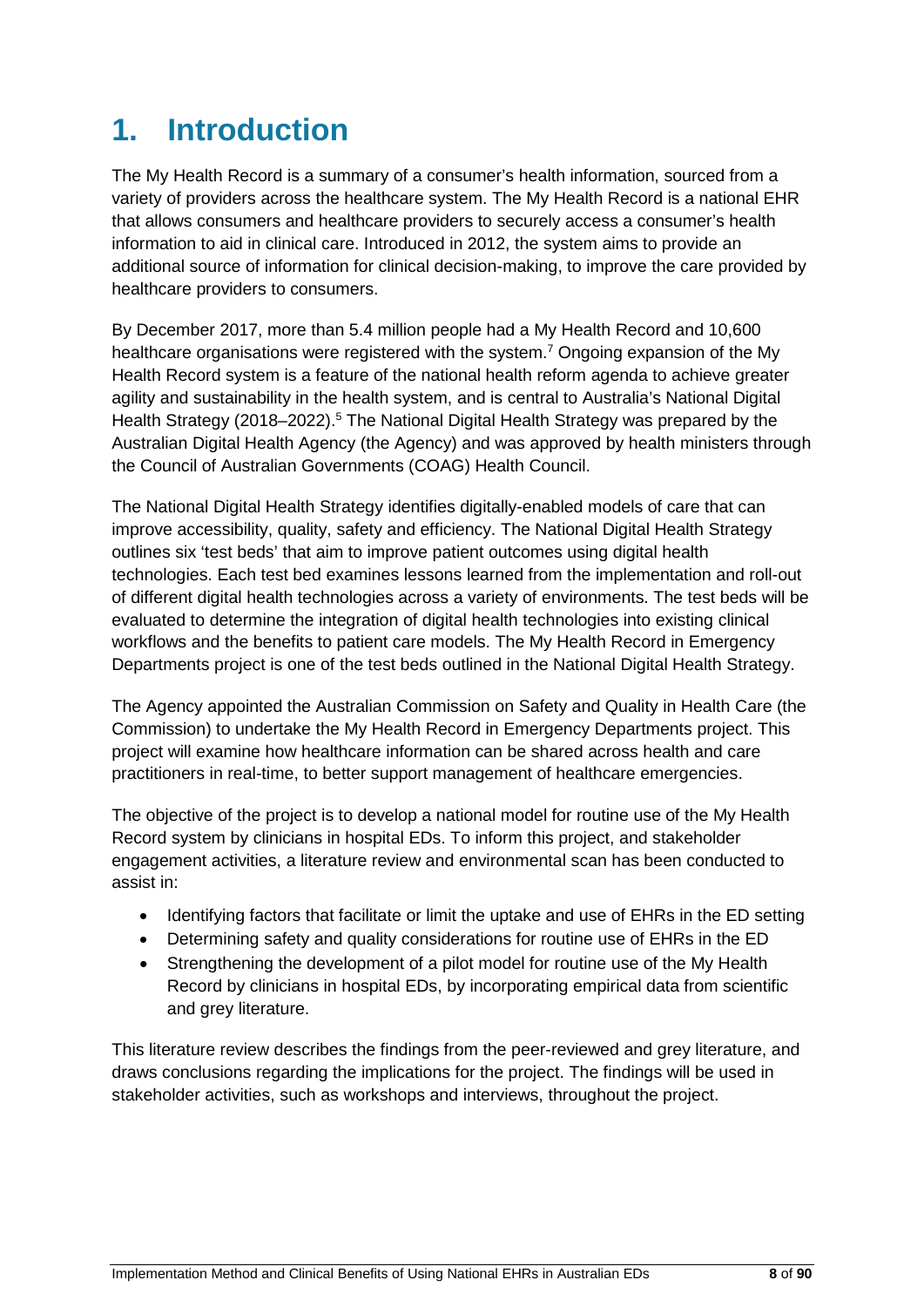# 1. Introduction

The My Health Record is a summary of a consumer's health information, sourced from a variety of providers across the healthcare system. The My Health Record is a national EHR that allows consumers and healthcare providers to securely access a consumer's health information to aid in clinical care. Introduced in 2012, the system aims to provide an additional source of information for clinical decision-making, to improve the care provided by healthcare providers to consumers.

By December 2017, more than 5.4 million people had a My Health Record and 10,600 healthcare organisations were registered with the system.[7] Ongoing expansion of the My Health Record system is a feature of the national health reform agenda to achieve greater agility and sustainability in the health system, and is central to Australia's National Digital Health Strategy (2018–2022).[5] The National Digital Health Strategy was prepared by the Australian Digital Health Agency (the Agency) and was approved by health ministers through the Council of Australian Governments (COAG) Health Council.

The National Digital Health Strategy identifies digitally-enabled models of care that can improve accessibility, quality, safety and efficiency. The National Digital Health Strategy outlines six 'test beds' that aim to improve patient outcomes using digital health technologies. Each test bed examines lessons learned from the implementation and roll-out of different digital health technologies across a variety of environments. The test beds will be evaluated to determine the integration of digital health technologies into existing clinical workflows and the benefits to patient care models. The My Health Record in Emergency Departments project is one of the test beds outlined in the National Digital Health Strategy.

The Agency appointed the Australian Commission on Safety and Quality in Health Care (the Commission) to undertake the My Health Record in Emergency Departments project. This project will examine how healthcare information can be shared across health and care practitioners in real-time, to better support management of healthcare emergencies.

The objective of the project is to develop a national model for routine use of the My Health Record system by clinicians in hospital EDs. To inform this project, and stakeholder engagement activities, a literature review and environmental scan has been conducted to assist in:

- Identifying factors that facilitate or limit the uptake and use of EHRs in the ED setting
- Determining safety and quality considerations for routine use of EHRs in the ED
- Strengthening the development of a pilot model for routine use of the My Health Record by clinicians in hospital EDs, by incorporating empirical data from scientific and grey literature.

This literature review describes the findings from the peer-reviewed and grey literature, and draws conclusions regarding the implications for the project. The findings will be used in stakeholder activities, such as workshops and interviews, throughout the project.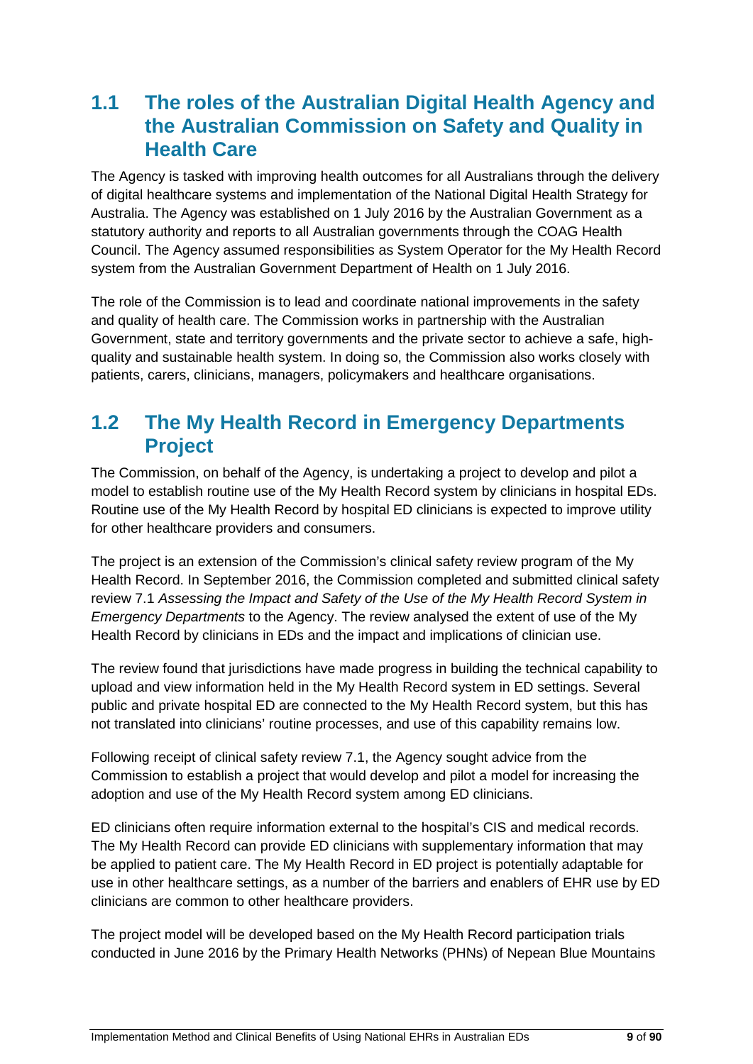## 1.1 The roles of the Australian Digital Health Agency and the Australian Commission on Safety and Quality in Health Care

The Agency is tasked with improving health outcomes for all Australians through the delivery of digital healthcare systems and implementation of the National Digital Health Strategy for Australia. The Agency was established on 1 July 2016 by the Australian Government as a statutory authority and reports to all Australian governments through the COAG Health Council. The Agency assumed responsibilities as System Operator for the My Health Record system from the Australian Government Department of Health on 1 July 2016.

The role of the Commission is to lead and coordinate national improvements in the safety and quality of health care. The Commission works in partnership with the Australian Government, state and territory governments and the private sector to achieve a safe, high-quality and sustainable health system. In doing so, the Commission also works closely with patients, carers, clinicians, managers, policymakers and healthcare organisations.

## 1.2 The My Health Record in Emergency Departments Project

The Commission, on behalf of the Agency, is undertaking a project to develop and pilot a model to establish routine use of the My Health Record system by clinicians in hospital EDs. Routine use of the My Health Record by hospital ED clinicians is expected to improve utility for other healthcare providers and consumers.

The project is an extension of the Commission's clinical safety review program of the My Health Record. In September 2016, the Commission completed and submitted clinical safety review 7.1 *Assessing the Impact and Safety of the Use of the My Health Record System in Emergency Departments* to the Agency. The review analysed the extent of use of the My Health Record by clinicians in EDs and the impact and implications of clinician use.

The review found that jurisdictions have made progress in building the technical capability to upload and view information held in the My Health Record system in ED settings. Several public and private hospital ED are connected to the My Health Record system, but this has not translated into clinicians' routine processes, and use of this capability remains low.

Following receipt of clinical safety review 7.1, the Agency sought advice from the Commission to establish a project that would develop and pilot a model for increasing the adoption and use of the My Health Record system among ED clinicians.

ED clinicians often require information external to the hospital's CIS and medical records. The My Health Record can provide ED clinicians with supplementary information that may be applied to patient care. The My Health Record in ED project is potentially adaptable for use in other healthcare settings, as a number of the barriers and enablers of EHR use by ED clinicians are common to other healthcare providers.

The project model will be developed based on the My Health Record participation trials conducted in June 2016 by the Primary Health Networks (PHNs) of Nepean Blue Mountains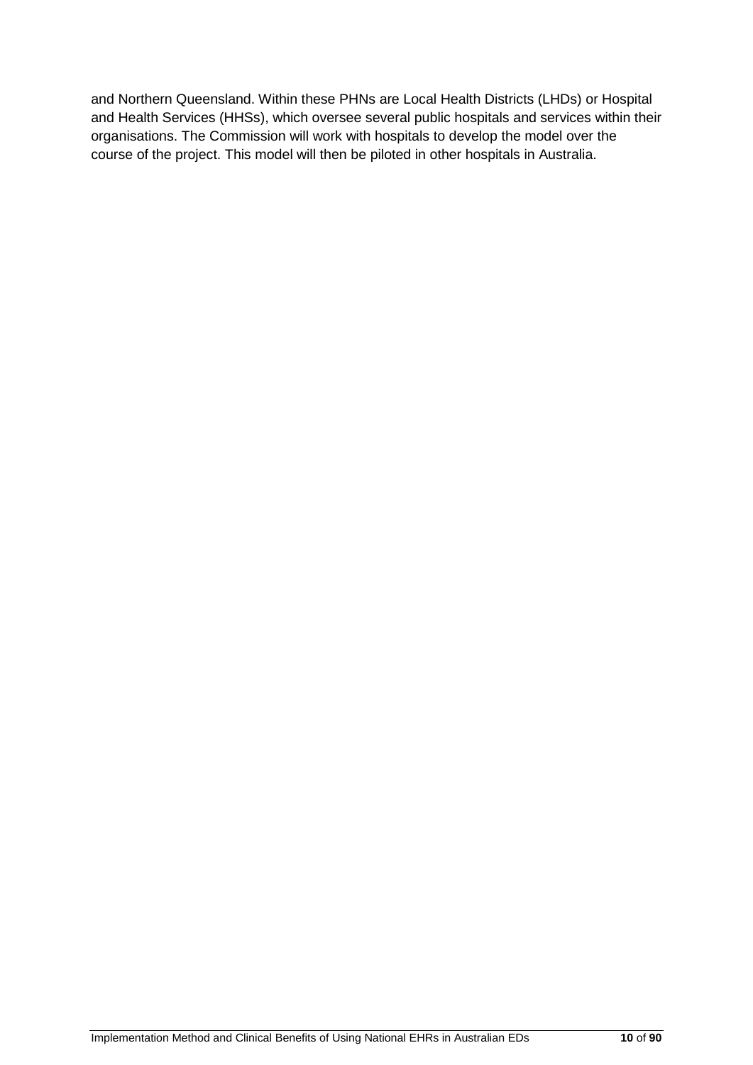and Northern Queensland. Within these PHNs are Local Health Districts (LHDs) or Hospital and Health Services (HHSs), which oversee several public hospitals and services within their organisations. The Commission will work with hospitals to develop the model over the course of the project. This model will then be piloted in other hospitals in Australia.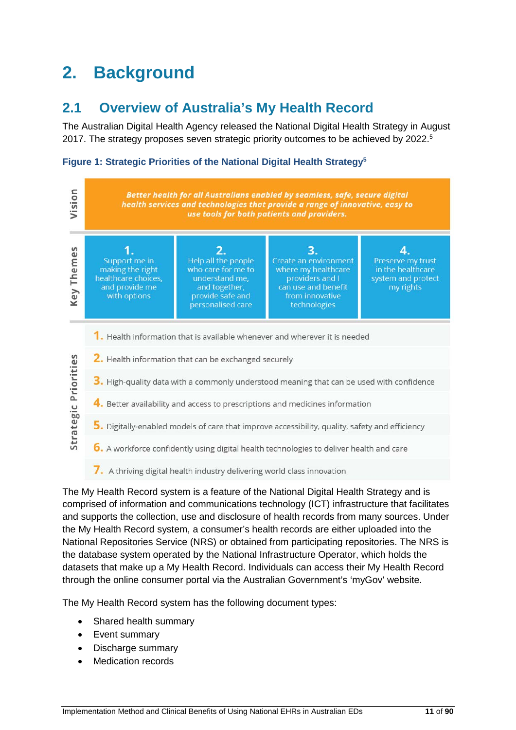# 2. Background

## 2.1 Overview of Australia's My Health Record

The Australian Digital Health Agency released the National Digital Health Strategy in August 2017. The strategy proposes seven strategic priority outcomes to be achieved by 2022.[5]

**Figure 1: Strategic Priorities of the National Digital Health Strategy[5]**

**Vision**

*Better health for all Australians enabled by seamless, safe, secure digital health services and technologies that provide a range of innovative, easy to use tools for both patients and providers.*

**Key Themes**

1. Support me in making the right healthcare choices, and provide me with options
2. Help all the people who care for me to understand me, and together, provide safe and personalised care
3. Create an environment where my healthcare providers and I can use and benefit from innovative technologies
4. Preserve my trust in the healthcare system and protect my rights

**Strategic Priorities**

1. Health information that is available whenever and wherever it is needed
2. Health information that can be exchanged securely
3. High-quality data with a commonly understood meaning that can be used with confidence
4. Better availability and access to prescriptions and medicines information
5. Digitally-enabled models of care that improve accessibility, quality, safety and efficiency
6. A workforce confidently using digital health technologies to deliver health and care
7. A thriving digital health industry delivering world class innovation

The My Health Record system is a feature of the National Digital Health Strategy and is comprised of information and communications technology (ICT) infrastructure that facilitates and supports the collection, use and disclosure of health records from many sources. Under the My Health Record system, a consumer's health records are either uploaded into the National Repositories Service (NRS) or obtained from participating repositories. The NRS is the database system operated by the National Infrastructure Operator, which holds the datasets that make up a My Health Record. Individuals can access their My Health Record through the online consumer portal via the Australian Government's 'myGov' website.

The My Health Record system has the following document types:

- Shared health summary
- Event summary
- Discharge summary
- Medication records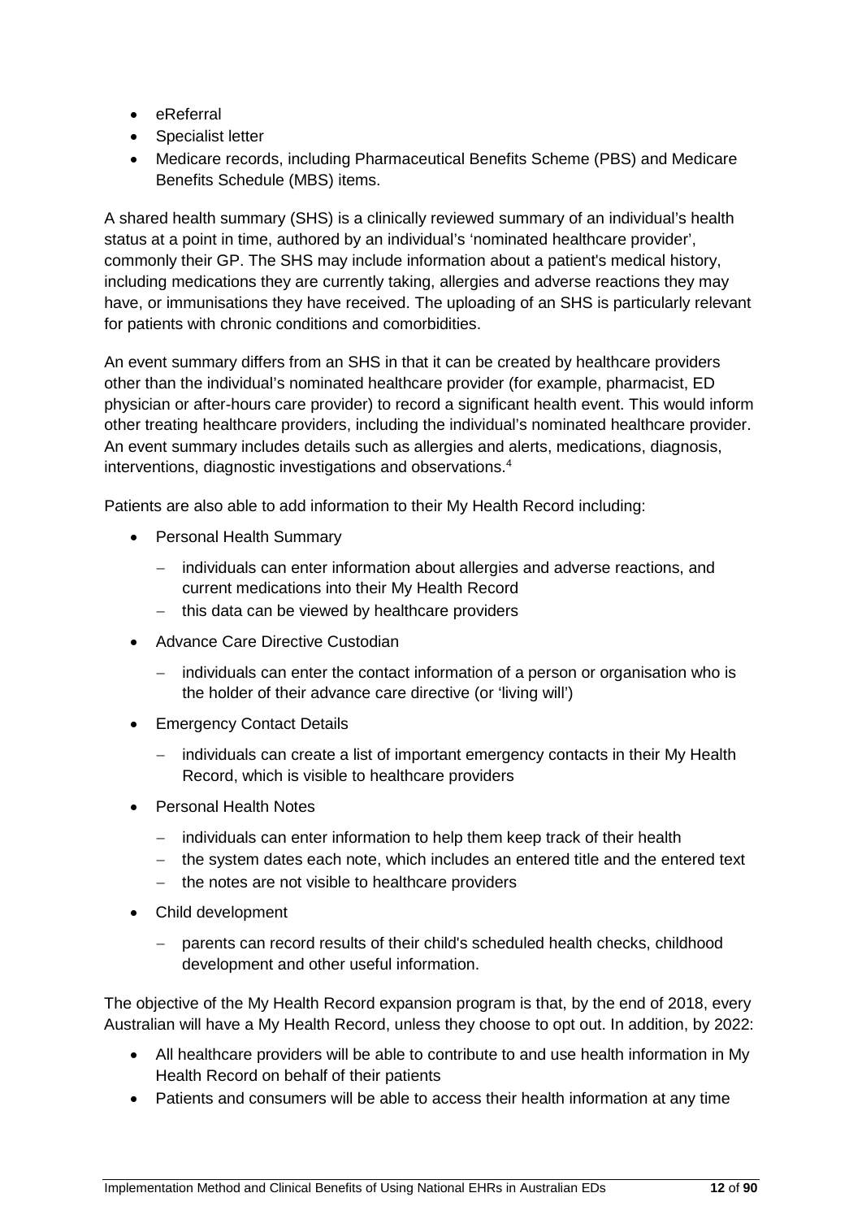- eReferral
- Specialist letter
- Medicare records, including Pharmaceutical Benefits Scheme (PBS) and Medicare Benefits Schedule (MBS) items.

A shared health summary (SHS) is a clinically reviewed summary of an individual's health status at a point in time, authored by an individual's 'nominated healthcare provider', commonly their GP. The SHS may include information about a patient's medical history, including medications they are currently taking, allergies and adverse reactions they may have, or immunisations they have received. The uploading of an SHS is particularly relevant for patients with chronic conditions and comorbidities.

An event summary differs from an SHS in that it can be created by healthcare providers other than the individual's nominated healthcare provider (for example, pharmacist, ED physician or after-hours care provider) to record a significant health event. This would inform other treating healthcare providers, including the individual's nominated healthcare provider. An event summary includes details such as allergies and alerts, medications, diagnosis, interventions, diagnostic investigations and observations.[4]

Patients are also able to add information to their My Health Record including:

- Personal Health Summary
  - individuals can enter information about allergies and adverse reactions, and current medications into their My Health Record
  - this data can be viewed by healthcare providers
- Advance Care Directive Custodian
  - individuals can enter the contact information of a person or organisation who is the holder of their advance care directive (or 'living will')
- Emergency Contact Details
  - individuals can create a list of important emergency contacts in their My Health Record, which is visible to healthcare providers
- Personal Health Notes
  - individuals can enter information to help them keep track of their health
  - the system dates each note, which includes an entered title and the entered text
  - the notes are not visible to healthcare providers
- Child development
  - parents can record results of their child's scheduled health checks, childhood development and other useful information.

The objective of the My Health Record expansion program is that, by the end of 2018, every Australian will have a My Health Record, unless they choose to opt out. In addition, by 2022:

- All healthcare providers will be able to contribute to and use health information in My Health Record on behalf of their patients
- Patients and consumers will be able to access their health information at any time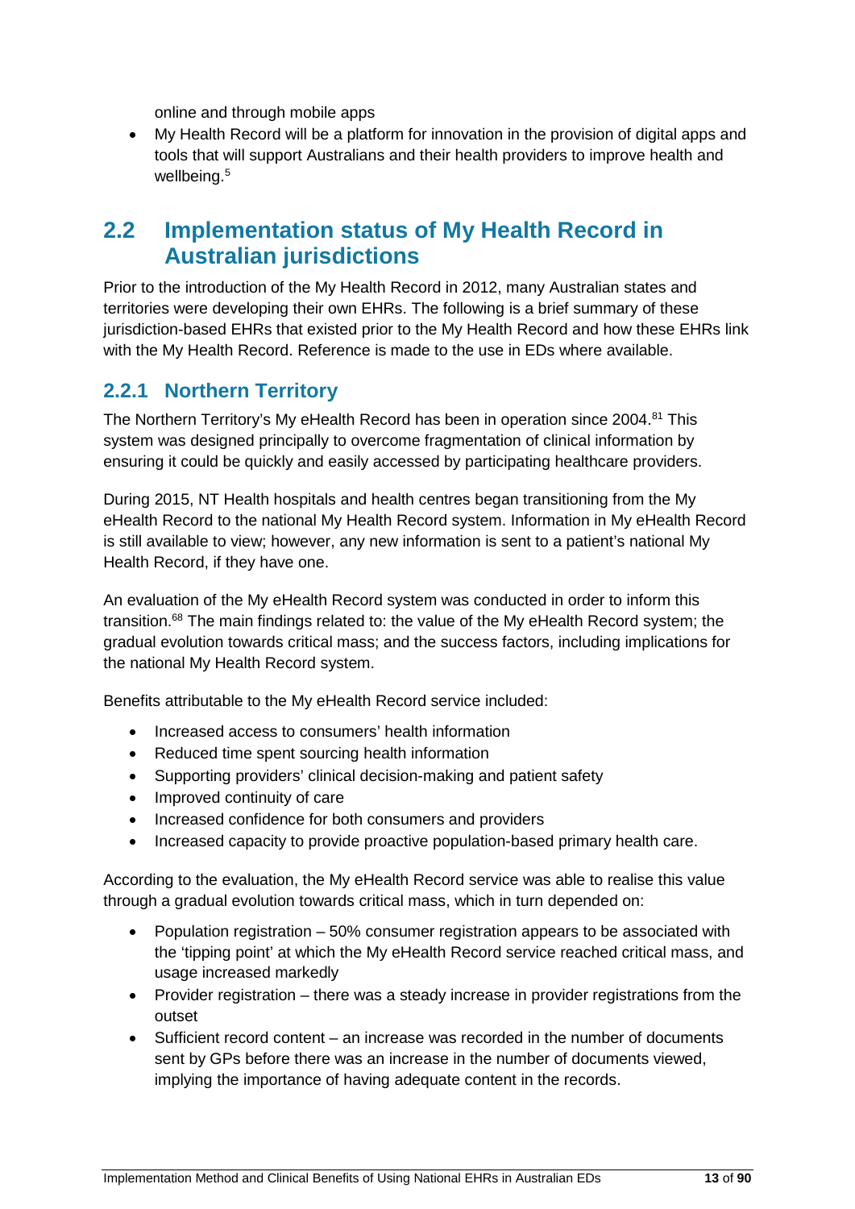online and through mobile apps

- My Health Record will be a platform for innovation in the provision of digital apps and tools that will support Australians and their health providers to improve health and wellbeing.[5]

## 2.2 Implementation status of My Health Record in Australian jurisdictions

Prior to the introduction of the My Health Record in 2012, many Australian states and territories were developing their own EHRs. The following is a brief summary of these jurisdiction-based EHRs that existed prior to the My Health Record and how these EHRs link with the My Health Record. Reference is made to the use in EDs where available.

### 2.2.1 Northern Territory

The Northern Territory's My eHealth Record has been in operation since 2004.[81] This system was designed principally to overcome fragmentation of clinical information by ensuring it could be quickly and easily accessed by participating healthcare providers.

During 2015, NT Health hospitals and health centres began transitioning from the My eHealth Record to the national My Health Record system. Information in My eHealth Record is still available to view; however, any new information is sent to a patient's national My Health Record, if they have one.

An evaluation of the My eHealth Record system was conducted in order to inform this transition.[68] The main findings related to: the value of the My eHealth Record system; the gradual evolution towards critical mass; and the success factors, including implications for the national My Health Record system.

Benefits attributable to the My eHealth Record service included:

- Increased access to consumers' health information
- Reduced time spent sourcing health information
- Supporting providers' clinical decision-making and patient safety
- Improved continuity of care
- Increased confidence for both consumers and providers
- Increased capacity to provide proactive population-based primary health care.

According to the evaluation, the My eHealth Record service was able to realise this value through a gradual evolution towards critical mass, which in turn depended on:

- Population registration – 50% consumer registration appears to be associated with the 'tipping point' at which the My eHealth Record service reached critical mass, and usage increased markedly
- Provider registration – there was a steady increase in provider registrations from the outset
- Sufficient record content – an increase was recorded in the number of documents sent by GPs before there was an increase in the number of documents viewed, implying the importance of having adequate content in the records.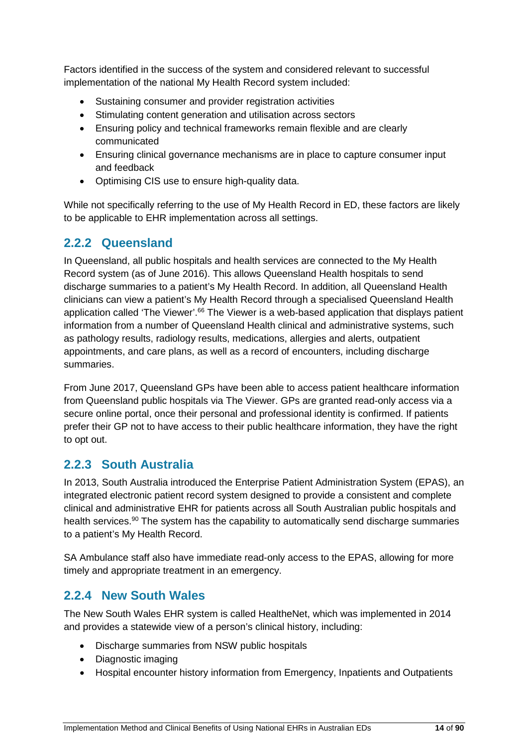Factors identified in the success of the system and considered relevant to successful implementation of the national My Health Record system included:

- Sustaining consumer and provider registration activities
- Stimulating content generation and utilisation across sectors
- Ensuring policy and technical frameworks remain flexible and are clearly communicated
- Ensuring clinical governance mechanisms are in place to capture consumer input and feedback
- Optimising CIS use to ensure high-quality data.

While not specifically referring to the use of My Health Record in ED, these factors are likely to be applicable to EHR implementation across all settings.

### 2.2.2 Queensland

In Queensland, all public hospitals and health services are connected to the My Health Record system (as of June 2016). This allows Queensland Health hospitals to send discharge summaries to a patient's My Health Record. In addition, all Queensland Health clinicians can view a patient's My Health Record through a specialised Queensland Health application called 'The Viewer'.[66] The Viewer is a web-based application that displays patient information from a number of Queensland Health clinical and administrative systems, such as pathology results, radiology results, medications, allergies and alerts, outpatient appointments, and care plans, as well as a record of encounters, including discharge summaries.

From June 2017, Queensland GPs have been able to access patient healthcare information from Queensland public hospitals via The Viewer. GPs are granted read-only access via a secure online portal, once their personal and professional identity is confirmed. If patients prefer their GP not to have access to their public healthcare information, they have the right to opt out.

### 2.2.3 South Australia

In 2013, South Australia introduced the Enterprise Patient Administration System (EPAS), an integrated electronic patient record system designed to provide a consistent and complete clinical and administrative EHR for patients across all South Australian public hospitals and health services.[90] The system has the capability to automatically send discharge summaries to a patient's My Health Record.

SA Ambulance staff also have immediate read-only access to the EPAS, allowing for more timely and appropriate treatment in an emergency.

### 2.2.4 New South Wales

The New South Wales EHR system is called HealtheNet, which was implemented in 2014 and provides a statewide view of a person's clinical history, including:

- Discharge summaries from NSW public hospitals
- Diagnostic imaging
- Hospital encounter history information from Emergency, Inpatients and Outpatients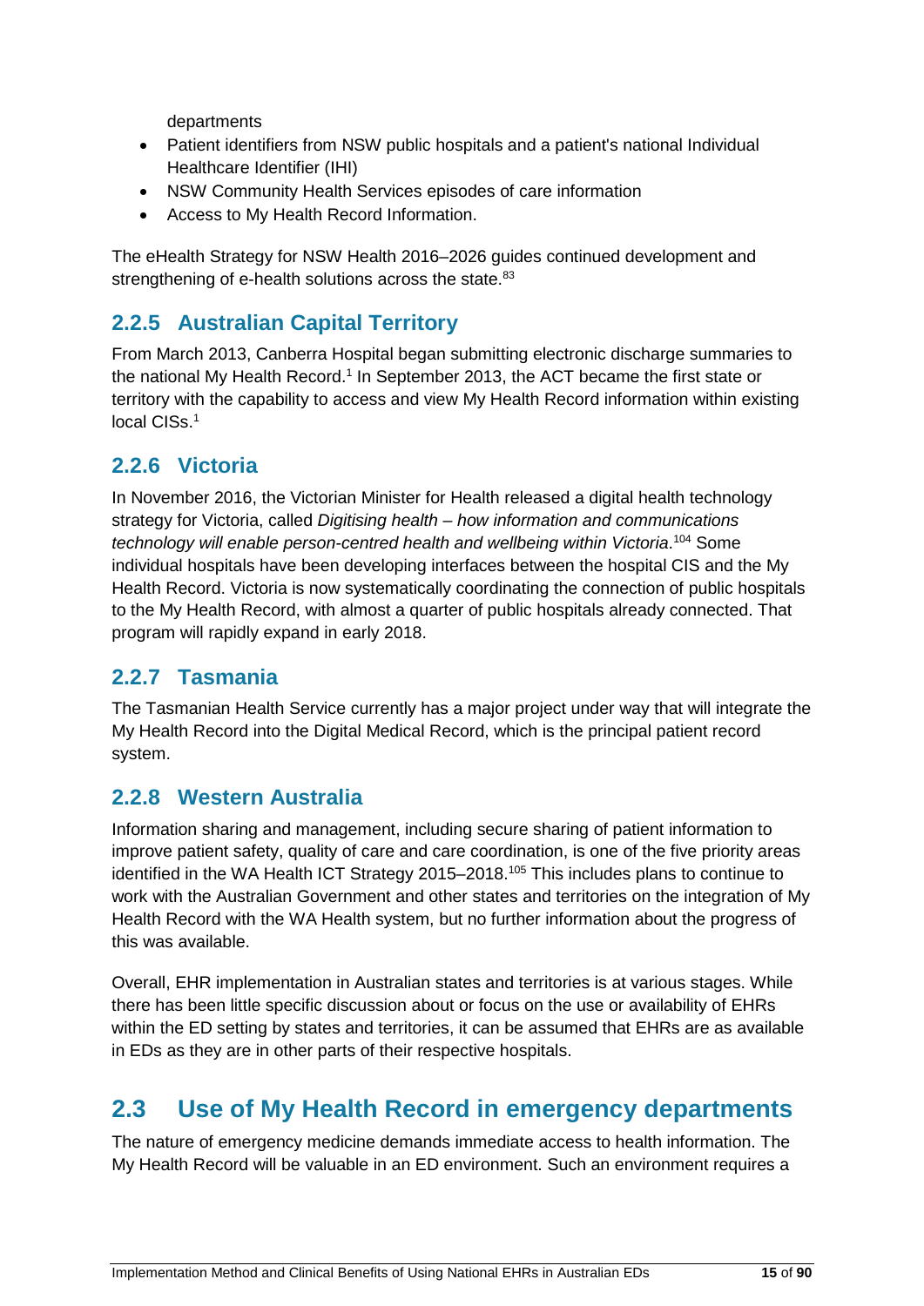departments

- Patient identifiers from NSW public hospitals and a patient's national Individual Healthcare Identifier (IHI)
- NSW Community Health Services episodes of care information
- Access to My Health Record Information.

The eHealth Strategy for NSW Health 2016–2026 guides continued development and strengthening of e-health solutions across the state.[83]

### 2.2.5 Australian Capital Territory

From March 2013, Canberra Hospital began submitting electronic discharge summaries to the national My Health Record.[1] In September 2013, the ACT became the first state or territory with the capability to access and view My Health Record information within existing local CISs.[1]

### 2.2.6 Victoria

In November 2016, the Victorian Minister for Health released a digital health technology strategy for Victoria, called *Digitising health – how information and communications technology will enable person-centred health and wellbeing within Victoria*.[104] Some individual hospitals have been developing interfaces between the hospital CIS and the My Health Record. Victoria is now systematically coordinating the connection of public hospitals to the My Health Record, with almost a quarter of public hospitals already connected. That program will rapidly expand in early 2018.

### 2.2.7 Tasmania

The Tasmanian Health Service currently has a major project under way that will integrate the My Health Record into the Digital Medical Record, which is the principal patient record system.

### 2.2.8 Western Australia

Information sharing and management, including secure sharing of patient information to improve patient safety, quality of care and care coordination, is one of the five priority areas identified in the WA Health ICT Strategy 2015–2018.[105] This includes plans to continue to work with the Australian Government and other states and territories on the integration of My Health Record with the WA Health system, but no further information about the progress of this was available.

Overall, EHR implementation in Australian states and territories is at various stages. While there has been little specific discussion about or focus on the use or availability of EHRs within the ED setting by states and territories, it can be assumed that EHRs are as available in EDs as they are in other parts of their respective hospitals.

## 2.3 Use of My Health Record in emergency departments

The nature of emergency medicine demands immediate access to health information. The My Health Record will be valuable in an ED environment. Such an environment requires a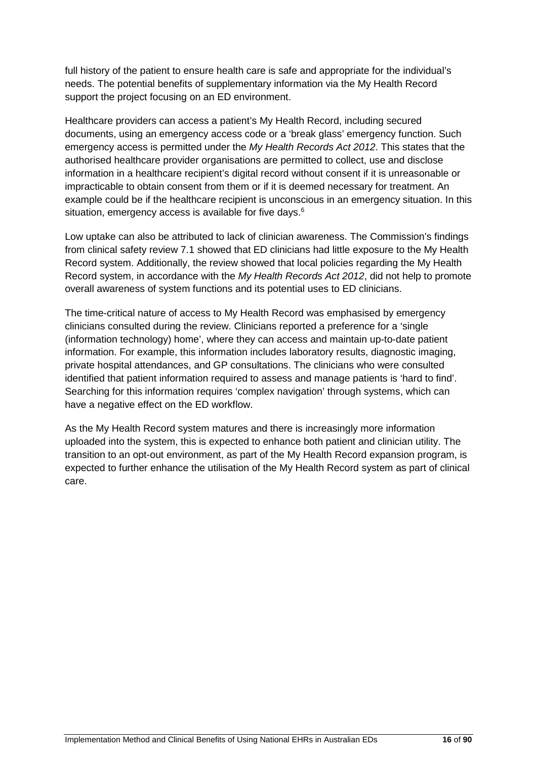full history of the patient to ensure health care is safe and appropriate for the individual's needs. The potential benefits of supplementary information via the My Health Record support the project focusing on an ED environment.

Healthcare providers can access a patient's My Health Record, including secured documents, using an emergency access code or a 'break glass' emergency function. Such emergency access is permitted under the *My Health Records Act 2012*. This states that the authorised healthcare provider organisations are permitted to collect, use and disclose information in a healthcare recipient's digital record without consent if it is unreasonable or impracticable to obtain consent from them or if it is deemed necessary for treatment. An example could be if the healthcare recipient is unconscious in an emergency situation. In this situation, emergency access is available for five days.[6]

Low uptake can also be attributed to lack of clinician awareness. The Commission's findings from clinical safety review 7.1 showed that ED clinicians had little exposure to the My Health Record system. Additionally, the review showed that local policies regarding the My Health Record system, in accordance with the *My Health Records Act 2012*, did not help to promote overall awareness of system functions and its potential uses to ED clinicians.

The time-critical nature of access to My Health Record was emphasised by emergency clinicians consulted during the review. Clinicians reported a preference for a 'single (information technology) home', where they can access and maintain up-to-date patient information. For example, this information includes laboratory results, diagnostic imaging, private hospital attendances, and GP consultations. The clinicians who were consulted identified that patient information required to assess and manage patients is 'hard to find'. Searching for this information requires 'complex navigation' through systems, which can have a negative effect on the ED workflow.

As the My Health Record system matures and there is increasingly more information uploaded into the system, this is expected to enhance both patient and clinician utility. The transition to an opt-out environment, as part of the My Health Record expansion program, is expected to further enhance the utilisation of the My Health Record system as part of clinical care.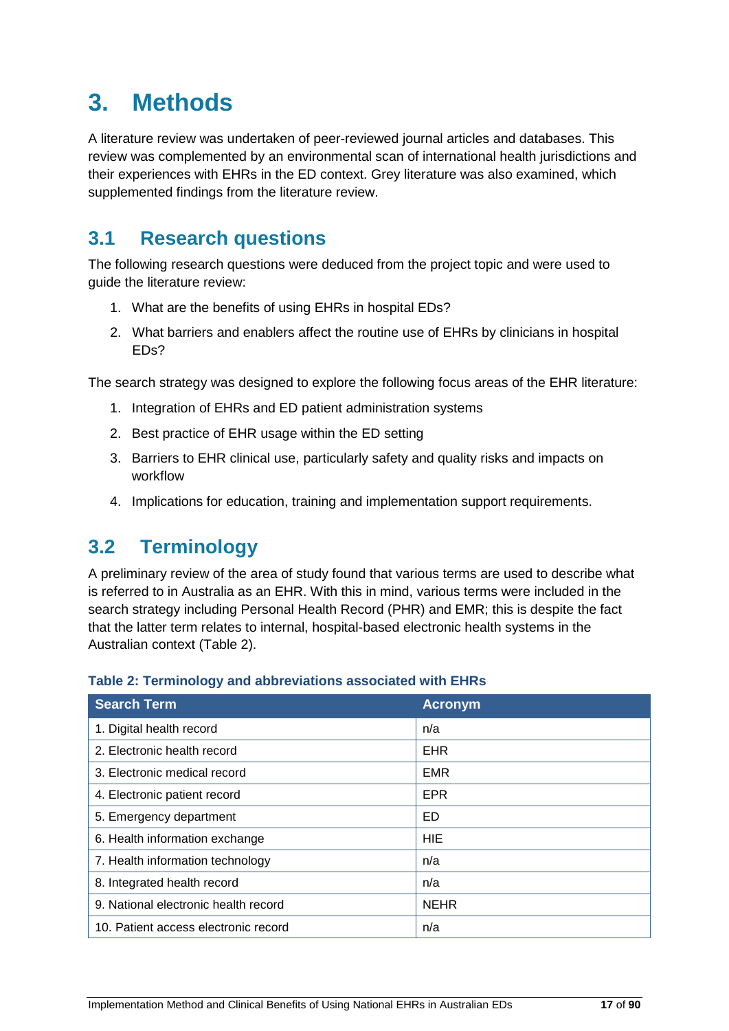# 3. Methods

A literature review was undertaken of peer-reviewed journal articles and databases. This review was complemented by an environmental scan of international health jurisdictions and their experiences with EHRs in the ED context. Grey literature was also examined, which supplemented findings from the literature review.

## 3.1 Research questions

The following research questions were deduced from the project topic and were used to guide the literature review:

1. What are the benefits of using EHRs in hospital EDs?
2. What barriers and enablers affect the routine use of EHRs by clinicians in hospital EDs?

The search strategy was designed to explore the following focus areas of the EHR literature:

1. Integration of EHRs and ED patient administration systems
2. Best practice of EHR usage within the ED setting
3. Barriers to EHR clinical use, particularly safety and quality risks and impacts on workflow
4. Implications for education, training and implementation support requirements.

## 3.2 Terminology

A preliminary review of the area of study found that various terms are used to describe what is referred to in Australia as an EHR. With this in mind, various terms were included in the search strategy including Personal Health Record (PHR) and EMR; this is despite the fact that the latter term relates to internal, hospital-based electronic health systems in the Australian context (Table 2).

**Table 2: Terminology and abbreviations associated with EHRs**

| Search Term | Acronym |
|---|---|
| 1. Digital health record | n/a |
| 2. Electronic health record | EHR |
| 3. Electronic medical record | EMR |
| 4. Electronic patient record | EPR |
| 5. Emergency department | ED |
| 6. Health information exchange | HIE |
| 7. Health information technology | n/a |
| 8. Integrated health record | n/a |
| 9. National electronic health record | NEHR |
| 10. Patient access electronic record | n/a |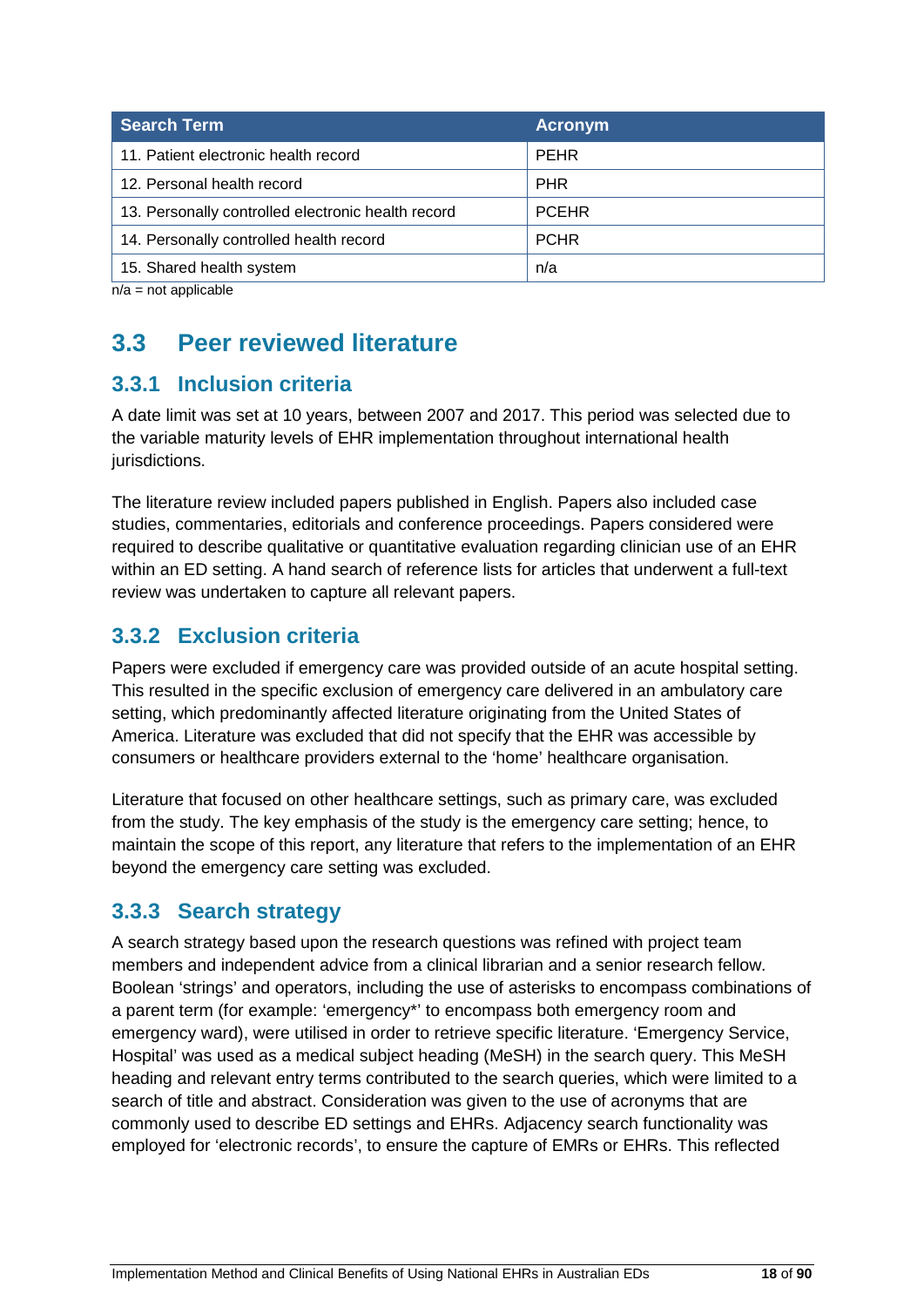| Search Term | Acronym |
|---|---|
| 11. Patient electronic health record | PEHR |
| 12. Personal health record | PHR |
| 13. Personally controlled electronic health record | PCEHR |
| 14. Personally controlled health record | PCHR |
| 15. Shared health system | n/a |

n/a = not applicable

## 3.3 Peer reviewed literature

### 3.3.1 Inclusion criteria

A date limit was set at 10 years, between 2007 and 2017. This period was selected due to the variable maturity levels of EHR implementation throughout international health jurisdictions.

The literature review included papers published in English. Papers also included case studies, commentaries, editorials and conference proceedings. Papers considered were required to describe qualitative or quantitative evaluation regarding clinician use of an EHR within an ED setting. A hand search of reference lists for articles that underwent a full-text review was undertaken to capture all relevant papers.

### 3.3.2 Exclusion criteria

Papers were excluded if emergency care was provided outside of an acute hospital setting. This resulted in the specific exclusion of emergency care delivered in an ambulatory care setting, which predominantly affected literature originating from the United States of America. Literature was excluded that did not specify that the EHR was accessible by consumers or healthcare providers external to the 'home' healthcare organisation.

Literature that focused on other healthcare settings, such as primary care, was excluded from the study. The key emphasis of the study is the emergency care setting; hence, to maintain the scope of this report, any literature that refers to the implementation of an EHR beyond the emergency care setting was excluded.

### 3.3.3 Search strategy

A search strategy based upon the research questions was refined with project team members and independent advice from a clinical librarian and a senior research fellow. Boolean 'strings' and operators, including the use of asterisks to encompass combinations of a parent term (for example: 'emergency*' to encompass both emergency room and emergency ward), were utilised in order to retrieve specific literature. 'Emergency Service, Hospital' was used as a medical subject heading (MeSH) in the search query. This MeSH heading and relevant entry terms contributed to the search queries, which were limited to a search of title and abstract. Consideration was given to the use of acronyms that are commonly used to describe ED settings and EHRs. Adjacency search functionality was employed for 'electronic records', to ensure the capture of EMRs or EHRs. This reflected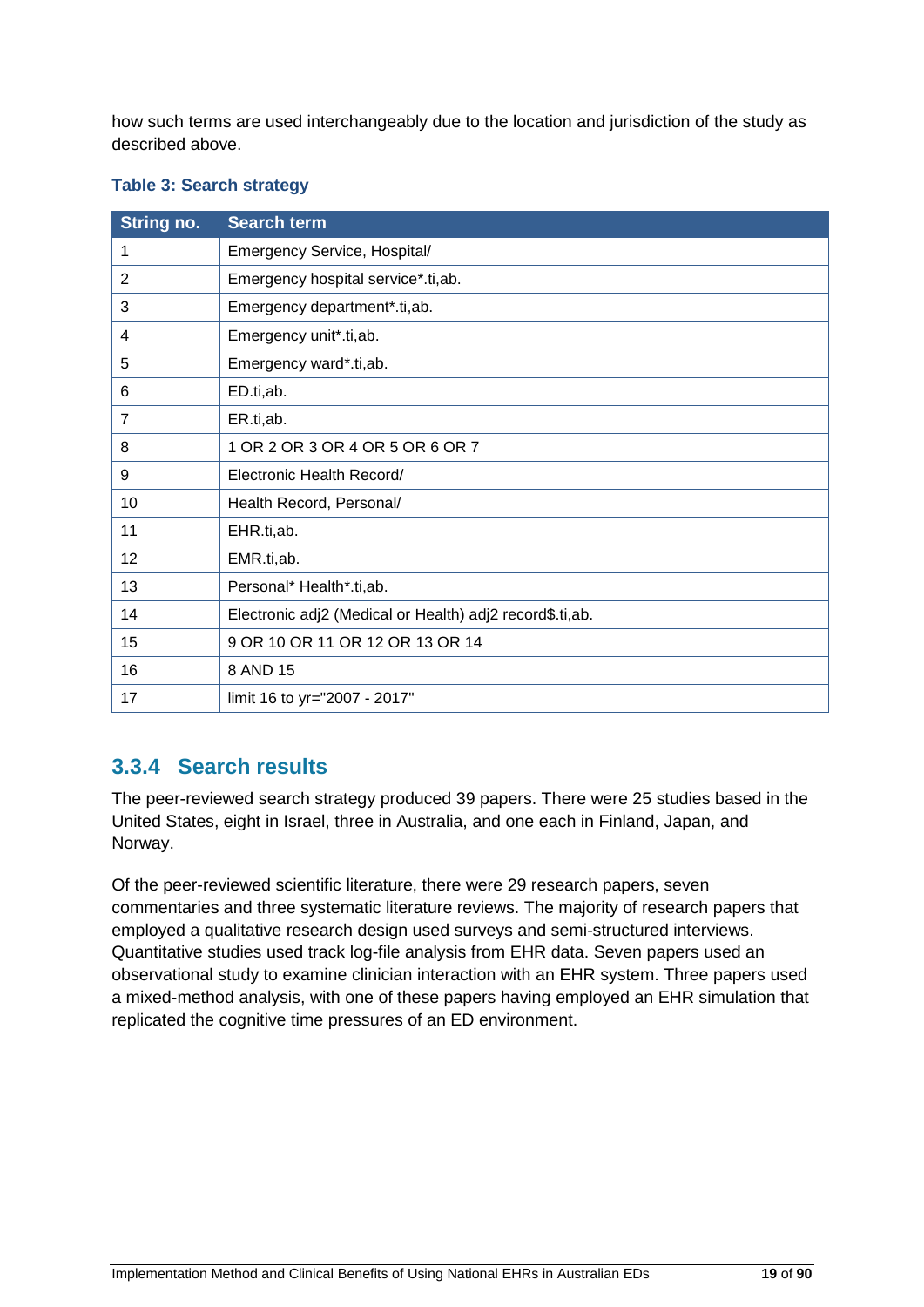how such terms are used interchangeably due to the location and jurisdiction of the study as described above.

**Table 3: Search strategy**

| String no. | Search term |
|---|---|
| 1 | Emergency Service, Hospital/ |
| 2 | Emergency hospital service*.ti,ab. |
| 3 | Emergency department*.ti,ab. |
| 4 | Emergency unit*.ti,ab. |
| 5 | Emergency ward*.ti,ab. |
| 6 | ED.ti,ab. |
| 7 | ER.ti,ab. |
| 8 | 1 OR 2 OR 3 OR 4 OR 5 OR 6 OR 7 |
| 9 | Electronic Health Record/ |
| 10 | Health Record, Personal/ |
| 11 | EHR.ti,ab. |
| 12 | EMR.ti,ab. |
| 13 | Personal* Health*.ti,ab. |
| 14 | Electronic adj2 (Medical or Health) adj2 record$.ti,ab. |
| 15 | 9 OR 10 OR 11 OR 12 OR 13 OR 14 |
| 16 | 8 AND 15 |
| 17 | limit 16 to yr="2007 - 2017" |

### 3.3.4 Search results

The peer-reviewed search strategy produced 39 papers. There were 25 studies based in the United States, eight in Israel, three in Australia, and one each in Finland, Japan, and Norway.

Of the peer-reviewed scientific literature, there were 29 research papers, seven commentaries and three systematic literature reviews. The majority of research papers that employed a qualitative research design used surveys and semi-structured interviews. Quantitative studies used track log-file analysis from EHR data. Seven papers used an observational study to examine clinician interaction with an EHR system. Three papers used a mixed-method analysis, with one of these papers having employed an EHR simulation that replicated the cognitive time pressures of an ED environment.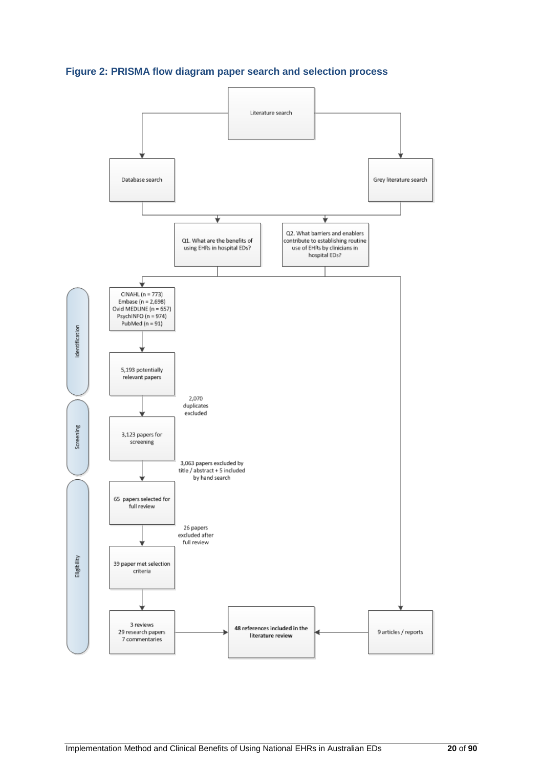**Figure 2: PRISMA flow diagram paper search and selection process**

Literature search

- Database search
- Grey literature search

Q1. What are the benefits of using EHRs in hospital EDs?

Q2. What barriers and enablers contribute to establishing routine use of EHRs by clinicians in hospital EDs?

**Identification**

CINAHL (n = 773)
Embase (n = 2,698)
Ovid MEDLINE (n = 657)
PsychINFO (n = 974)
PubMed (n = 91)

5,193 potentially relevant papers

2,070 duplicates excluded

**Screening**

3,123 papers for screening

3,063 papers excluded by title / abstract + 5 included by hand search

**Eligibility**

65 papers selected for full review

26 papers excluded after full review

39 paper met selection criteria

3 reviews
29 research papers
7 commentaries

9 articles / reports

**48 references included in the literature review**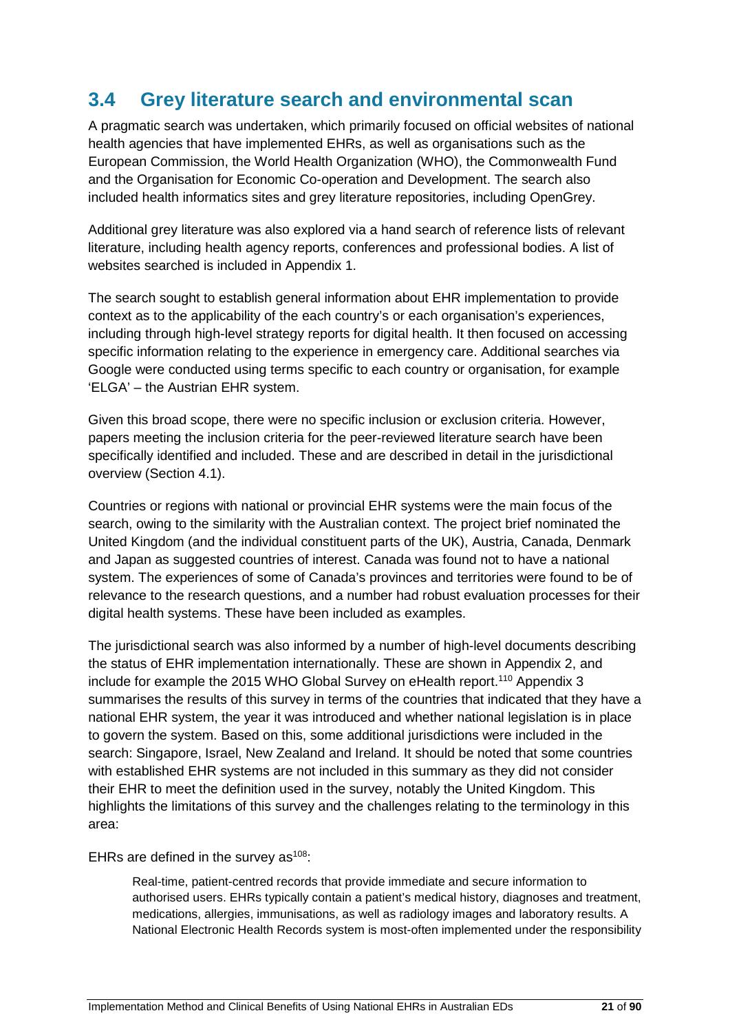## 3.4 Grey literature search and environmental scan

A pragmatic search was undertaken, which primarily focused on official websites of national health agencies that have implemented EHRs, as well as organisations such as the European Commission, the World Health Organization (WHO), the Commonwealth Fund and the Organisation for Economic Co-operation and Development. The search also included health informatics sites and grey literature repositories, including OpenGrey.

Additional grey literature was also explored via a hand search of reference lists of relevant literature, including health agency reports, conferences and professional bodies. A list of websites searched is included in Appendix 1.

The search sought to establish general information about EHR implementation to provide context as to the applicability of the each country's or each organisation's experiences, including through high-level strategy reports for digital health. It then focused on accessing specific information relating to the experience in emergency care. Additional searches via Google were conducted using terms specific to each country or organisation, for example 'ELGA' – the Austrian EHR system.

Given this broad scope, there were no specific inclusion or exclusion criteria. However, papers meeting the inclusion criteria for the peer-reviewed literature search have been specifically identified and included. These and are described in detail in the jurisdictional overview (Section 4.1).

Countries or regions with national or provincial EHR systems were the main focus of the search, owing to the similarity with the Australian context. The project brief nominated the United Kingdom (and the individual constituent parts of the UK), Austria, Canada, Denmark and Japan as suggested countries of interest. Canada was found not to have a national system. The experiences of some of Canada's provinces and territories were found to be of relevance to the research questions, and a number had robust evaluation processes for their digital health systems. These have been included as examples.

The jurisdictional search was also informed by a number of high-level documents describing the status of EHR implementation internationally. These are shown in Appendix 2, and include for example the 2015 WHO Global Survey on eHealth report.[110] Appendix 3 summarises the results of this survey in terms of the countries that indicated that they have a national EHR system, the year it was introduced and whether national legislation is in place to govern the system. Based on this, some additional jurisdictions were included in the search: Singapore, Israel, New Zealand and Ireland. It should be noted that some countries with established EHR systems are not included in this summary as they did not consider their EHR to meet the definition used in the survey, notably the United Kingdom. This highlights the limitations of this survey and the challenges relating to the terminology in this area:

EHRs are defined in the survey as[108]:

> Real-time, patient-centred records that provide immediate and secure information to authorised users. EHRs typically contain a patient's medical history, diagnoses and treatment, medications, allergies, immunisations, as well as radiology images and laboratory results. A National Electronic Health Records system is most-often implemented under the responsibility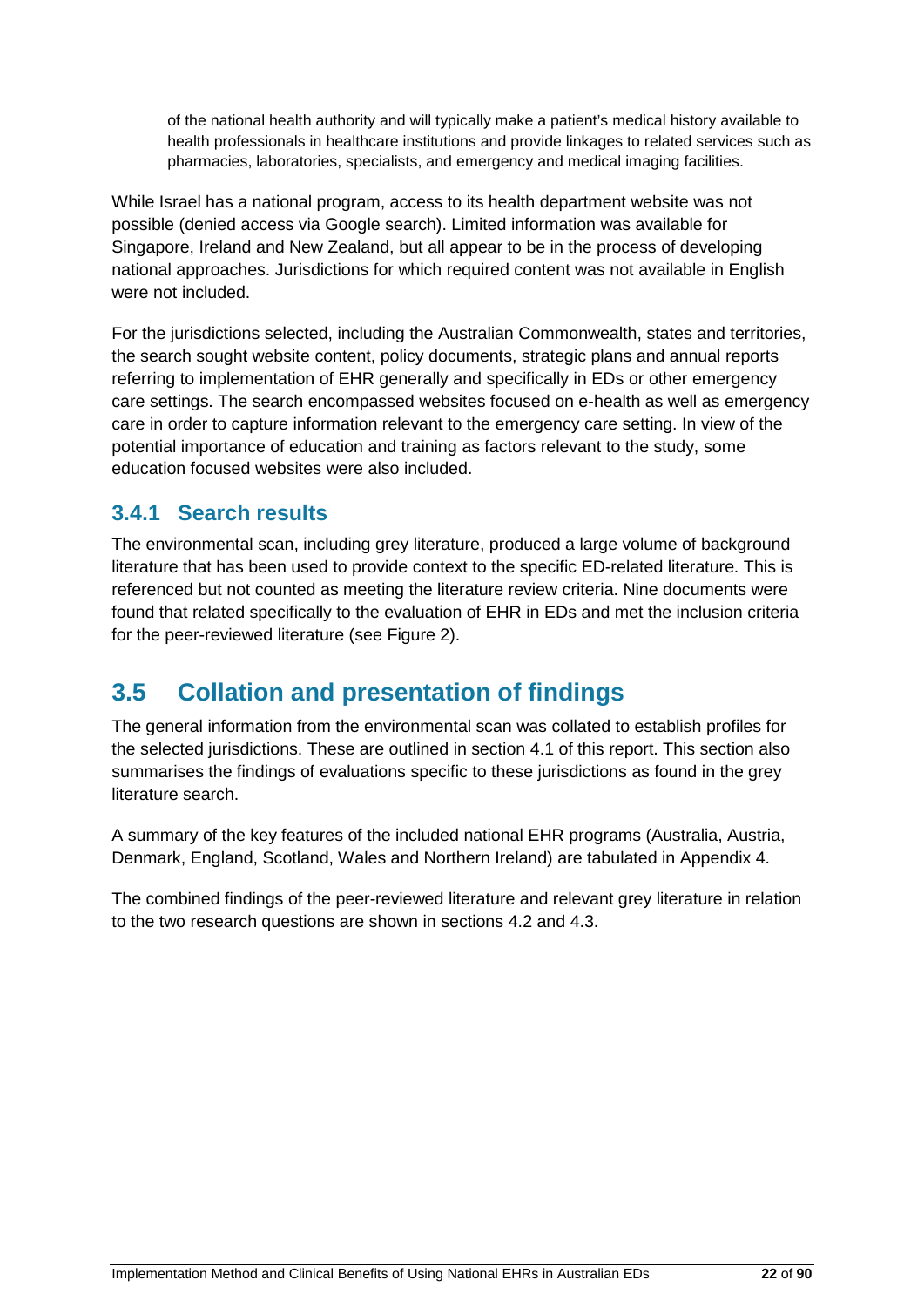of the national health authority and will typically make a patient's medical history available to health professionals in healthcare institutions and provide linkages to related services such as pharmacies, laboratories, specialists, and emergency and medical imaging facilities.

While Israel has a national program, access to its health department website was not possible (denied access via Google search). Limited information was available for Singapore, Ireland and New Zealand, but all appear to be in the process of developing national approaches. Jurisdictions for which required content was not available in English were not included.

For the jurisdictions selected, including the Australian Commonwealth, states and territories, the search sought website content, policy documents, strategic plans and annual reports referring to implementation of EHR generally and specifically in EDs or other emergency care settings. The search encompassed websites focused on e-health as well as emergency care in order to capture information relevant to the emergency care setting. In view of the potential importance of education and training as factors relevant to the study, some education focused websites were also included.

### 3.4.1 Search results

The environmental scan, including grey literature, produced a large volume of background literature that has been used to provide context to the specific ED-related literature. This is referenced but not counted as meeting the literature review criteria. Nine documents were found that related specifically to the evaluation of EHR in EDs and met the inclusion criteria for the peer-reviewed literature (see Figure 2).

## 3.5 Collation and presentation of findings

The general information from the environmental scan was collated to establish profiles for the selected jurisdictions. These are outlined in section 4.1 of this report. This section also summarises the findings of evaluations specific to these jurisdictions as found in the grey literature search.

A summary of the key features of the included national EHR programs (Australia, Austria, Denmark, England, Scotland, Wales and Northern Ireland) are tabulated in Appendix 4.

The combined findings of the peer-reviewed literature and relevant grey literature in relation to the two research questions are shown in sections 4.2 and 4.3.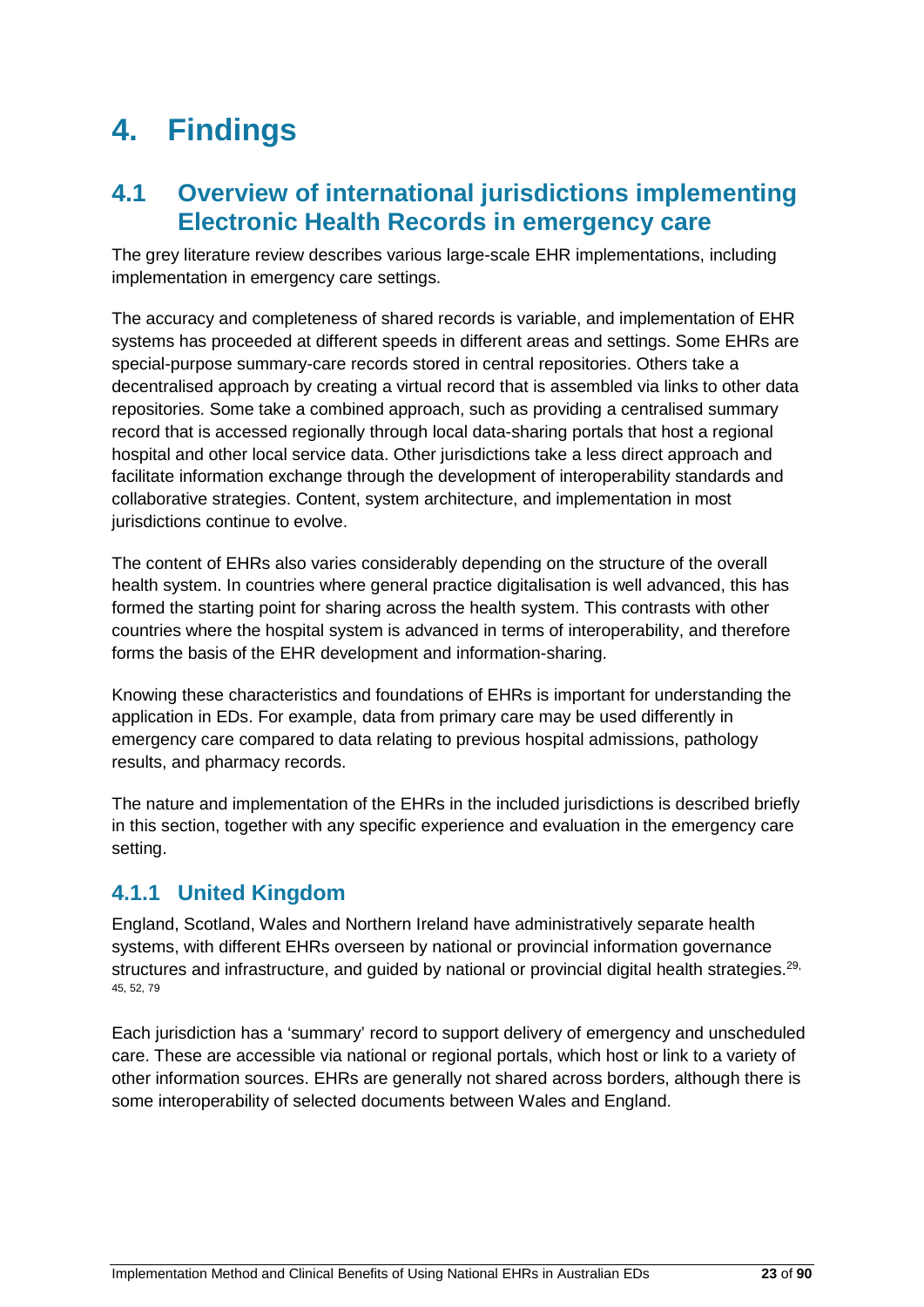# 4. Findings

## 4.1 Overview of international jurisdictions implementing Electronic Health Records in emergency care

The grey literature review describes various large-scale EHR implementations, including implementation in emergency care settings.

The accuracy and completeness of shared records is variable, and implementation of EHR systems has proceeded at different speeds in different areas and settings. Some EHRs are special-purpose summary-care records stored in central repositories. Others take a decentralised approach by creating a virtual record that is assembled via links to other data repositories. Some take a combined approach, such as providing a centralised summary record that is accessed regionally through local data-sharing portals that host a regional hospital and other local service data. Other jurisdictions take a less direct approach and facilitate information exchange through the development of interoperability standards and collaborative strategies. Content, system architecture, and implementation in most jurisdictions continue to evolve.

The content of EHRs also varies considerably depending on the structure of the overall health system. In countries where general practice digitalisation is well advanced, this has formed the starting point for sharing across the health system. This contrasts with other countries where the hospital system is advanced in terms of interoperability, and therefore forms the basis of the EHR development and information-sharing.

Knowing these characteristics and foundations of EHRs is important for understanding the application in EDs. For example, data from primary care may be used differently in emergency care compared to data relating to previous hospital admissions, pathology results, and pharmacy records.

The nature and implementation of the EHRs in the included jurisdictions is described briefly in this section, together with any specific experience and evaluation in the emergency care setting.

### 4.1.1 United Kingdom

England, Scotland, Wales and Northern Ireland have administratively separate health systems, with different EHRs overseen by national or provincial information governance structures and infrastructure, and guided by national or provincial digital health strategies.[29, 45, 52, 79]

Each jurisdiction has a 'summary' record to support delivery of emergency and unscheduled care. These are accessible via national or regional portals, which host or link to a variety of other information sources. EHRs are generally not shared across borders, although there is some interoperability of selected documents between Wales and England.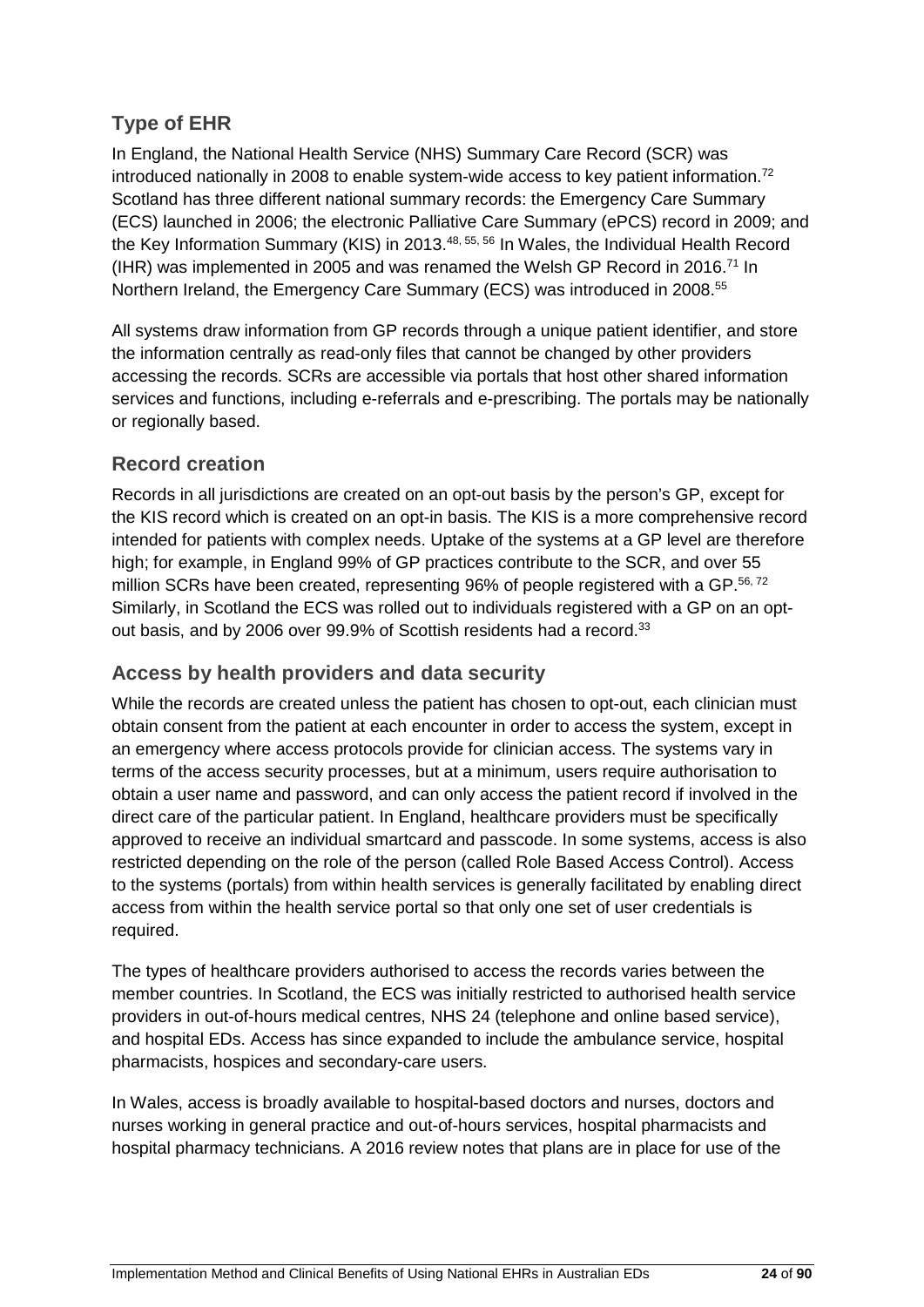## Type of EHR

In England, the National Health Service (NHS) Summary Care Record (SCR) was introduced nationally in 2008 to enable system-wide access to key patient information.[72] Scotland has three different national summary records: the Emergency Care Summary (ECS) launched in 2006; the electronic Palliative Care Summary (ePCS) record in 2009; and the Key Information Summary (KIS) in 2013.[48, 55, 56] In Wales, the Individual Health Record (IHR) was implemented in 2005 and was renamed the Welsh GP Record in 2016.[71] In Northern Ireland, the Emergency Care Summary (ECS) was introduced in 2008.[55]

All systems draw information from GP records through a unique patient identifier, and store the information centrally as read-only files that cannot be changed by other providers accessing the records. SCRs are accessible via portals that host other shared information services and functions, including e-referrals and e-prescribing. The portals may be nationally or regionally based.

## Record creation

Records in all jurisdictions are created on an opt-out basis by the person's GP, except for the KIS record which is created on an opt-in basis. The KIS is a more comprehensive record intended for patients with complex needs. Uptake of the systems at a GP level are therefore high; for example, in England 99% of GP practices contribute to the SCR, and over 55 million SCRs have been created, representing 96% of people registered with a GP.[56, 72] Similarly, in Scotland the ECS was rolled out to individuals registered with a GP on an opt-out basis, and by 2006 over 99.9% of Scottish residents had a record.[33]

## Access by health providers and data security

While the records are created unless the patient has chosen to opt-out, each clinician must obtain consent from the patient at each encounter in order to access the system, except in an emergency where access protocols provide for clinician access. The systems vary in terms of the access security processes, but at a minimum, users require authorisation to obtain a user name and password, and can only access the patient record if involved in the direct care of the particular patient. In England, healthcare providers must be specifically approved to receive an individual smartcard and passcode. In some systems, access is also restricted depending on the role of the person (called Role Based Access Control). Access to the systems (portals) from within health services is generally facilitated by enabling direct access from within the health service portal so that only one set of user credentials is required.

The types of healthcare providers authorised to access the records varies between the member countries. In Scotland, the ECS was initially restricted to authorised health service providers in out-of-hours medical centres, NHS 24 (telephone and online based service), and hospital EDs. Access has since expanded to include the ambulance service, hospital pharmacists, hospices and secondary-care users.

In Wales, access is broadly available to hospital-based doctors and nurses, doctors and nurses working in general practice and out-of-hours services, hospital pharmacists and hospital pharmacy technicians. A 2016 review notes that plans are in place for use of the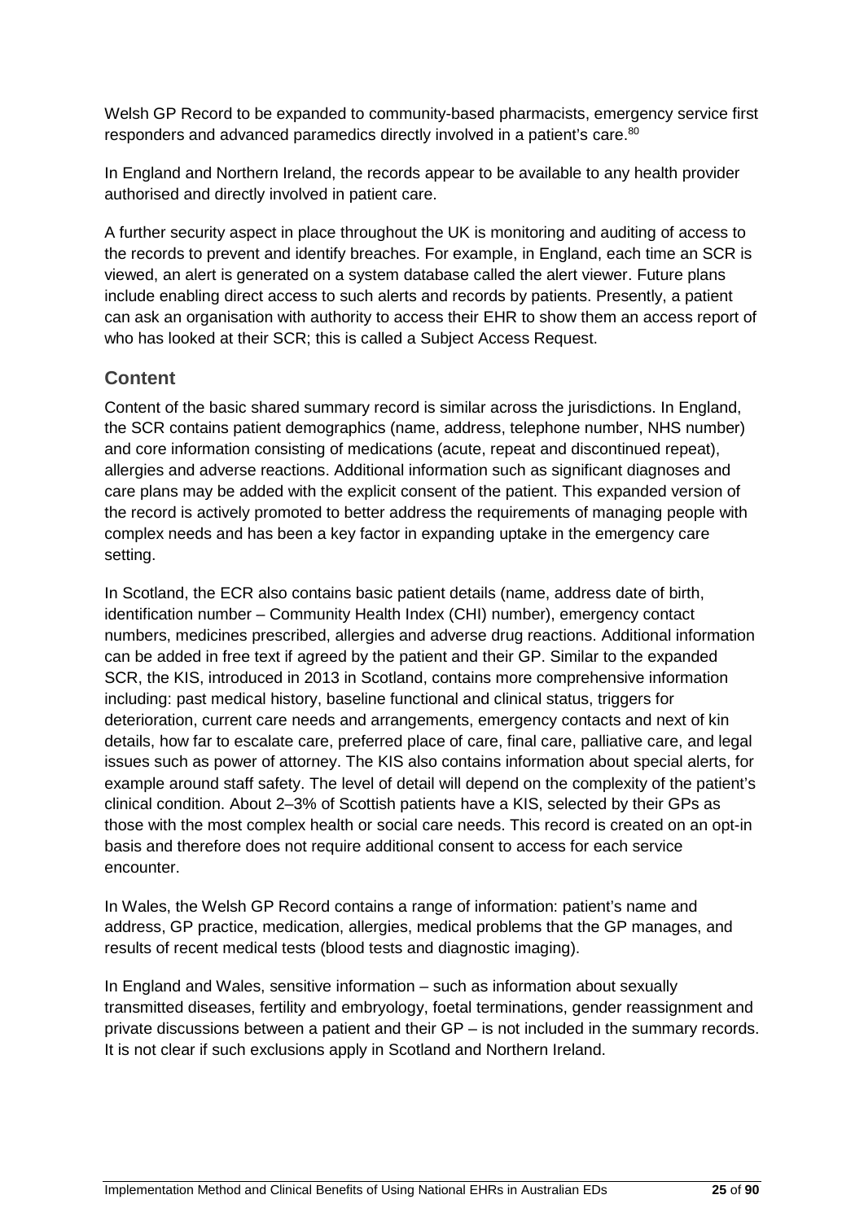Welsh GP Record to be expanded to community-based pharmacists, emergency service first responders and advanced paramedics directly involved in a patient's care.[80]

In England and Northern Ireland, the records appear to be available to any health provider authorised and directly involved in patient care.

A further security aspect in place throughout the UK is monitoring and auditing of access to the records to prevent and identify breaches. For example, in England, each time an SCR is viewed, an alert is generated on a system database called the alert viewer. Future plans include enabling direct access to such alerts and records by patients. Presently, a patient can ask an organisation with authority to access their EHR to show them an access report of who has looked at their SCR; this is called a Subject Access Request.

## Content

Content of the basic shared summary record is similar across the jurisdictions. In England, the SCR contains patient demographics (name, address, telephone number, NHS number) and core information consisting of medications (acute, repeat and discontinued repeat), allergies and adverse reactions. Additional information such as significant diagnoses and care plans may be added with the explicit consent of the patient. This expanded version of the record is actively promoted to better address the requirements of managing people with complex needs and has been a key factor in expanding uptake in the emergency care setting.

In Scotland, the ECR also contains basic patient details (name, address date of birth, identification number – Community Health Index (CHI) number), emergency contact numbers, medicines prescribed, allergies and adverse drug reactions. Additional information can be added in free text if agreed by the patient and their GP. Similar to the expanded SCR, the KIS, introduced in 2013 in Scotland, contains more comprehensive information including: past medical history, baseline functional and clinical status, triggers for deterioration, current care needs and arrangements, emergency contacts and next of kin details, how far to escalate care, preferred place of care, final care, palliative care, and legal issues such as power of attorney. The KIS also contains information about special alerts, for example around staff safety. The level of detail will depend on the complexity of the patient's clinical condition. About 2–3% of Scottish patients have a KIS, selected by their GPs as those with the most complex health or social care needs. This record is created on an opt-in basis and therefore does not require additional consent to access for each service encounter.

In Wales, the Welsh GP Record contains a range of information: patient's name and address, GP practice, medication, allergies, medical problems that the GP manages, and results of recent medical tests (blood tests and diagnostic imaging).

In England and Wales, sensitive information – such as information about sexually transmitted diseases, fertility and embryology, foetal terminations, gender reassignment and private discussions between a patient and their GP – is not included in the summary records. It is not clear if such exclusions apply in Scotland and Northern Ireland.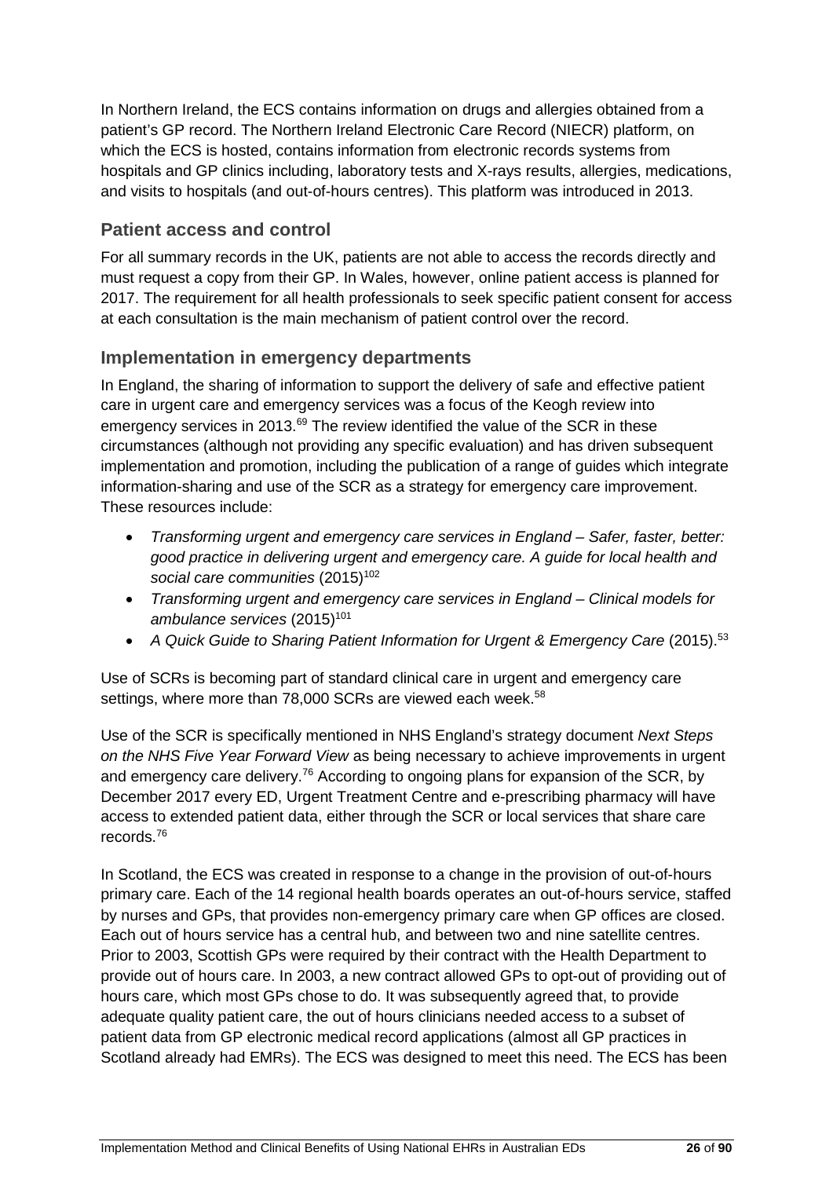In Northern Ireland, the ECS contains information on drugs and allergies obtained from a patient's GP record. The Northern Ireland Electronic Care Record (NIECR) platform, on which the ECS is hosted, contains information from electronic records systems from hospitals and GP clinics including, laboratory tests and X-rays results, allergies, medications, and visits to hospitals (and out-of-hours centres). This platform was introduced in 2013.

## Patient access and control

For all summary records in the UK, patients are not able to access the records directly and must request a copy from their GP. In Wales, however, online patient access is planned for 2017. The requirement for all health professionals to seek specific patient consent for access at each consultation is the main mechanism of patient control over the record.

## Implementation in emergency departments

In England, the sharing of information to support the delivery of safe and effective patient care in urgent care and emergency services was a focus of the Keogh review into emergency services in 2013.[69] The review identified the value of the SCR in these circumstances (although not providing any specific evaluation) and has driven subsequent implementation and promotion, including the publication of a range of guides which integrate information-sharing and use of the SCR as a strategy for emergency care improvement. These resources include:

- *Transforming urgent and emergency care services in England – Safer, faster, better: good practice in delivering urgent and emergency care. A guide for local health and social care communities* (2015)[102]
- *Transforming urgent and emergency care services in England – Clinical models for ambulance services* (2015)[101]
- *A Quick Guide to Sharing Patient Information for Urgent & Emergency Care* (2015).[53]

Use of SCRs is becoming part of standard clinical care in urgent and emergency care settings, where more than 78,000 SCRs are viewed each week.[58]

Use of the SCR is specifically mentioned in NHS England's strategy document *Next Steps on the NHS Five Year Forward View* as being necessary to achieve improvements in urgent and emergency care delivery.[76] According to ongoing plans for expansion of the SCR, by December 2017 every ED, Urgent Treatment Centre and e-prescribing pharmacy will have access to extended patient data, either through the SCR or local services that share care records.[76]

In Scotland, the ECS was created in response to a change in the provision of out-of-hours primary care. Each of the 14 regional health boards operates an out-of-hours service, staffed by nurses and GPs, that provides non-emergency primary care when GP offices are closed. Each out of hours service has a central hub, and between two and nine satellite centres. Prior to 2003, Scottish GPs were required by their contract with the Health Department to provide out of hours care. In 2003, a new contract allowed GPs to opt-out of providing out of hours care, which most GPs chose to do. It was subsequently agreed that, to provide adequate quality patient care, the out of hours clinicians needed access to a subset of patient data from GP electronic medical record applications (almost all GP practices in Scotland already had EMRs). The ECS was designed to meet this need. The ECS has been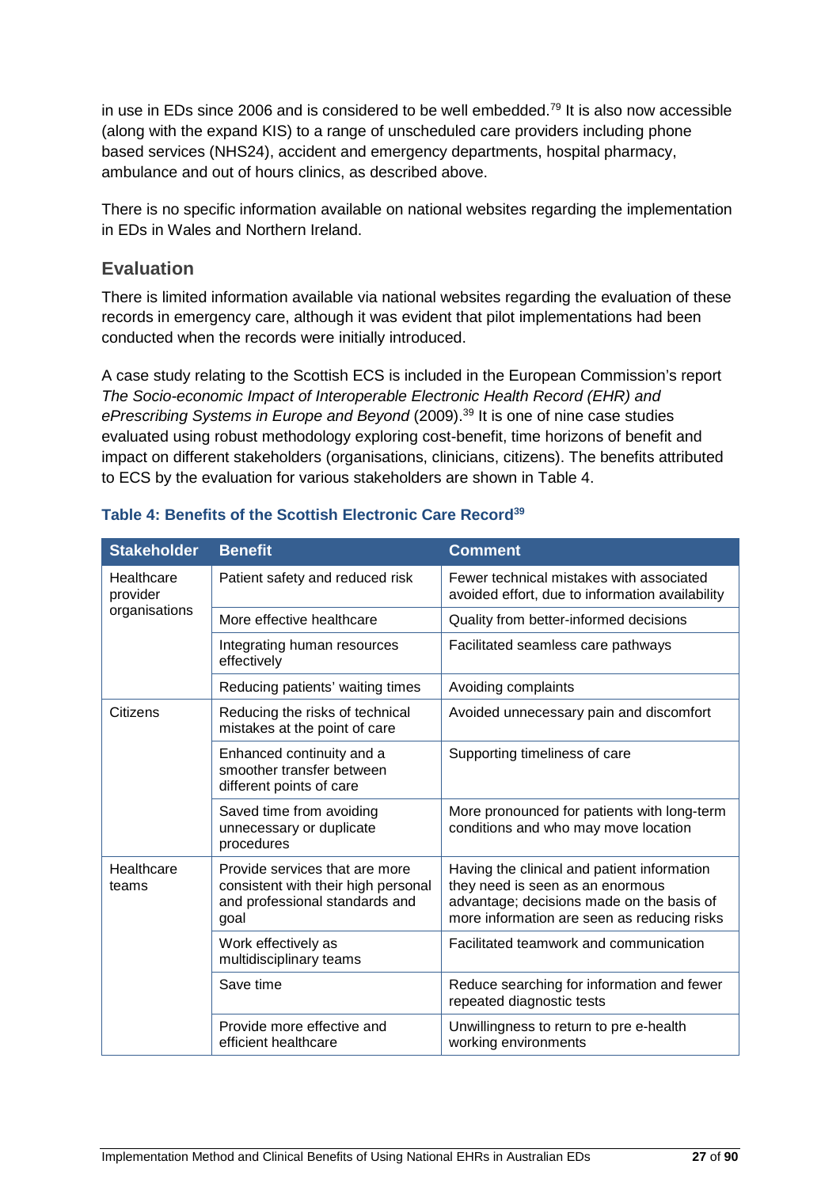in use in EDs since 2006 and is considered to be well embedded.[79] It is also now accessible (along with the expand KIS) to a range of unscheduled care providers including phone based services (NHS24), accident and emergency departments, hospital pharmacy, ambulance and out of hours clinics, as described above.

There is no specific information available on national websites regarding the implementation in EDs in Wales and Northern Ireland.

## Evaluation

There is limited information available via national websites regarding the evaluation of these records in emergency care, although it was evident that pilot implementations had been conducted when the records were initially introduced.

A case study relating to the Scottish ECS is included in the European Commission's report *The Socio-economic Impact of Interoperable Electronic Health Record (EHR) and ePrescribing Systems in Europe and Beyond* (2009).[39] It is one of nine case studies evaluated using robust methodology exploring cost-benefit, time horizons of benefit and impact on different stakeholders (organisations, clinicians, citizens). The benefits attributed to ECS by the evaluation for various stakeholders are shown in Table 4.

**Table 4: Benefits of the Scottish Electronic Care Record[39]**

| Stakeholder | Benefit | Comment |
|---|---|---|
| Healthcare provider organisations | Patient safety and reduced risk | Fewer technical mistakes with associated avoided effort, due to information availability |
| | More effective healthcare | Quality from better-informed decisions |
| | Integrating human resources effectively | Facilitated seamless care pathways |
| | Reducing patients' waiting times | Avoiding complaints |
| Citizens | Reducing the risks of technical mistakes at the point of care | Avoided unnecessary pain and discomfort |
| | Enhanced continuity and a smoother transfer between different points of care | Supporting timeliness of care |
| | Saved time from avoiding unnecessary or duplicate procedures | More pronounced for patients with long-term conditions and who may move location |
| Healthcare teams | Provide services that are more consistent with their high personal and professional standards and goal | Having the clinical and patient information they need is seen as an enormous advantage; decisions made on the basis of more information are seen as reducing risks |
| | Work effectively as multidisciplinary teams | Facilitated teamwork and communication |
| | Save time | Reduce searching for information and fewer repeated diagnostic tests |
| | Provide more effective and efficient healthcare | Unwillingness to return to pre e-health working environments |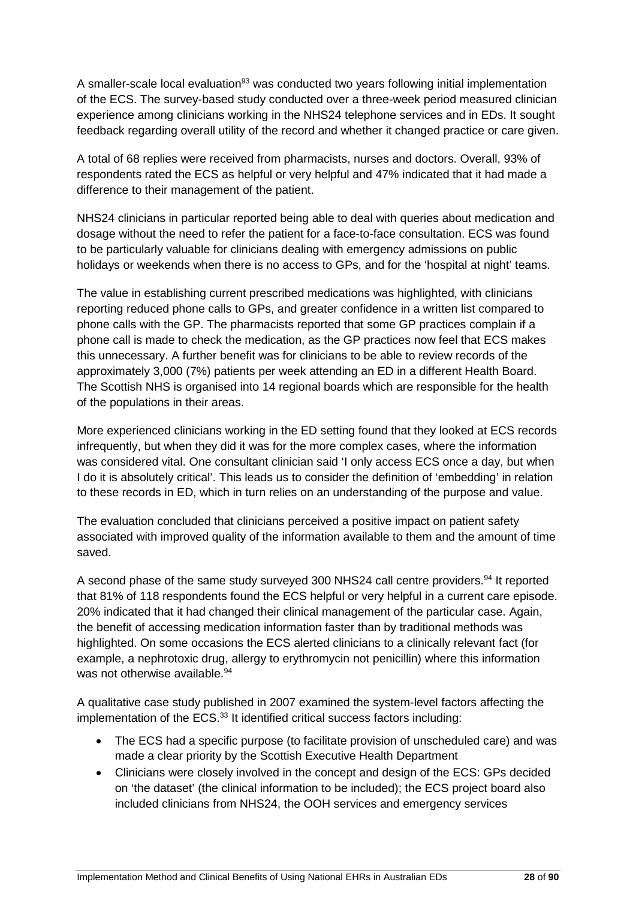A smaller-scale local evaluation[93] was conducted two years following initial implementation of the ECS. The survey-based study conducted over a three-week period measured clinician experience among clinicians working in the NHS24 telephone services and in EDs. It sought feedback regarding overall utility of the record and whether it changed practice or care given.

A total of 68 replies were received from pharmacists, nurses and doctors. Overall, 93% of respondents rated the ECS as helpful or very helpful and 47% indicated that it had made a difference to their management of the patient.

NHS24 clinicians in particular reported being able to deal with queries about medication and dosage without the need to refer the patient for a face-to-face consultation. ECS was found to be particularly valuable for clinicians dealing with emergency admissions on public holidays or weekends when there is no access to GPs, and for the 'hospital at night' teams.

The value in establishing current prescribed medications was highlighted, with clinicians reporting reduced phone calls to GPs, and greater confidence in a written list compared to phone calls with the GP. The pharmacists reported that some GP practices complain if a phone call is made to check the medication, as the GP practices now feel that ECS makes this unnecessary. A further benefit was for clinicians to be able to review records of the approximately 3,000 (7%) patients per week attending an ED in a different Health Board. The Scottish NHS is organised into 14 regional boards which are responsible for the health of the populations in their areas.

More experienced clinicians working in the ED setting found that they looked at ECS records infrequently, but when they did it was for the more complex cases, where the information was considered vital. One consultant clinician said 'I only access ECS once a day, but when I do it is absolutely critical'. This leads us to consider the definition of 'embedding' in relation to these records in ED, which in turn relies on an understanding of the purpose and value.

The evaluation concluded that clinicians perceived a positive impact on patient safety associated with improved quality of the information available to them and the amount of time saved.

A second phase of the same study surveyed 300 NHS24 call centre providers.[94] It reported that 81% of 118 respondents found the ECS helpful or very helpful in a current care episode. 20% indicated that it had changed their clinical management of the particular case. Again, the benefit of accessing medication information faster than by traditional methods was highlighted. On some occasions the ECS alerted clinicians to a clinically relevant fact (for example, a nephrotoxic drug, allergy to erythromycin not penicillin) where this information was not otherwise available.[94]

A qualitative case study published in 2007 examined the system-level factors affecting the implementation of the ECS.[33] It identified critical success factors including:

- The ECS had a specific purpose (to facilitate provision of unscheduled care) and was made a clear priority by the Scottish Executive Health Department
- Clinicians were closely involved in the concept and design of the ECS: GPs decided on 'the dataset' (the clinical information to be included); the ECS project board also included clinicians from NHS24, the OOH services and emergency services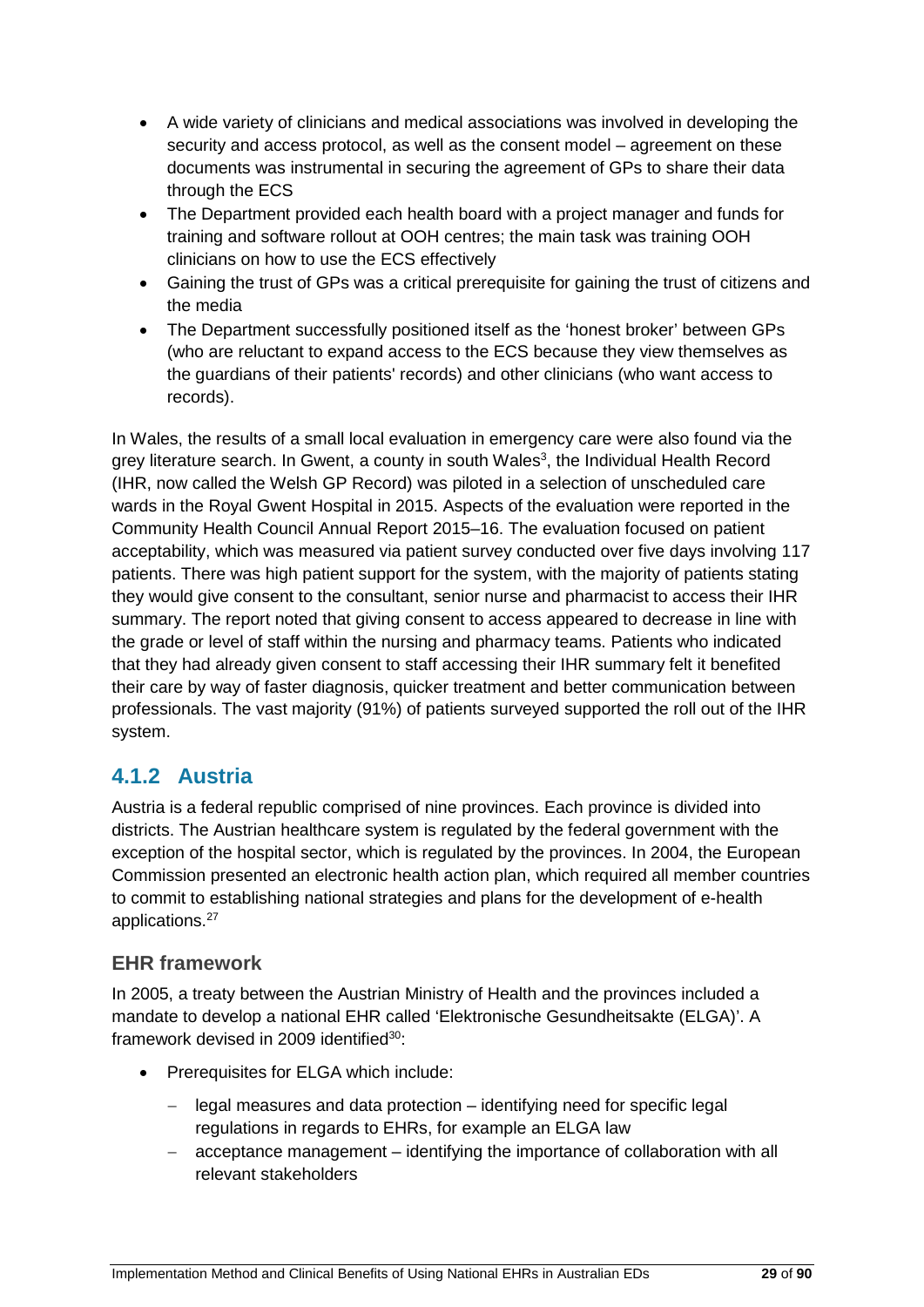- A wide variety of clinicians and medical associations was involved in developing the security and access protocol, as well as the consent model – agreement on these documents was instrumental in securing the agreement of GPs to share their data through the ECS
- The Department provided each health board with a project manager and funds for training and software rollout at OOH centres; the main task was training OOH clinicians on how to use the ECS effectively
- Gaining the trust of GPs was a critical prerequisite for gaining the trust of citizens and the media
- The Department successfully positioned itself as the 'honest broker' between GPs (who are reluctant to expand access to the ECS because they view themselves as the guardians of their patients' records) and other clinicians (who want access to records).

In Wales, the results of a small local evaluation in emergency care were also found via the grey literature search. In Gwent, a county in south Wales[3], the Individual Health Record (IHR, now called the Welsh GP Record) was piloted in a selection of unscheduled care wards in the Royal Gwent Hospital in 2015. Aspects of the evaluation were reported in the Community Health Council Annual Report 2015–16. The evaluation focused on patient acceptability, which was measured via patient survey conducted over five days involving 117 patients. There was high patient support for the system, with the majority of patients stating they would give consent to the consultant, senior nurse and pharmacist to access their IHR summary. The report noted that giving consent to access appeared to decrease in line with the grade or level of staff within the nursing and pharmacy teams. Patients who indicated that they had already given consent to staff accessing their IHR summary felt it benefited their care by way of faster diagnosis, quicker treatment and better communication between professionals. The vast majority (91%) of patients surveyed supported the roll out of the IHR system.

### 4.1.2 Austria

Austria is a federal republic comprised of nine provinces. Each province is divided into districts. The Austrian healthcare system is regulated by the federal government with the exception of the hospital sector, which is regulated by the provinces. In 2004, the European Commission presented an electronic health action plan, which required all member countries to commit to establishing national strategies and plans for the development of e-health applications.[27]

#### EHR framework

In 2005, a treaty between the Austrian Ministry of Health and the provinces included a mandate to develop a national EHR called 'Elektronische Gesundheitsakte (ELGA)'. A framework devised in 2009 identified[30]:

- Prerequisites for ELGA which include:
  - legal measures and data protection – identifying need for specific legal regulations in regards to EHRs, for example an ELGA law
  - acceptance management – identifying the importance of collaboration with all relevant stakeholders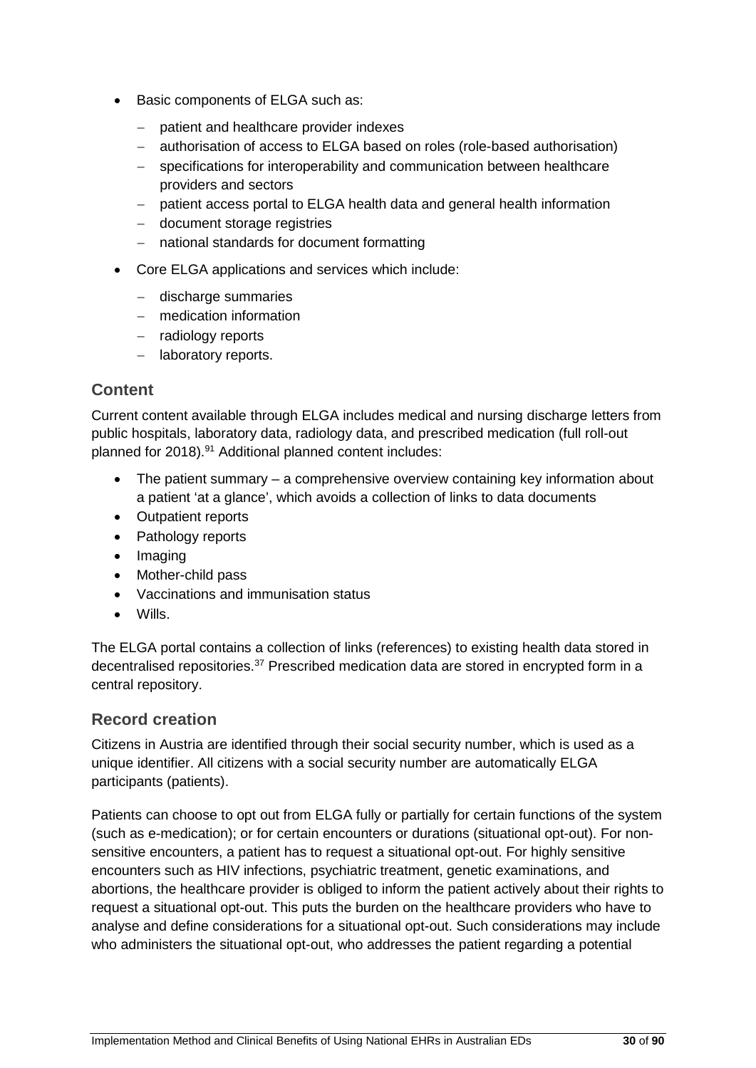- Basic components of ELGA such as:
  - patient and healthcare provider indexes
  - authorisation of access to ELGA based on roles (role-based authorisation)
  - specifications for interoperability and communication between healthcare providers and sectors
  - patient access portal to ELGA health data and general health information
  - document storage registries
  - national standards for document formatting
- Core ELGA applications and services which include:
  - discharge summaries
  - medication information
  - radiology reports
  - laboratory reports.

## Content

Current content available through ELGA includes medical and nursing discharge letters from public hospitals, laboratory data, radiology data, and prescribed medication (full roll-out planned for 2018).[91] Additional planned content includes:

- The patient summary – a comprehensive overview containing key information about a patient 'at a glance', which avoids a collection of links to data documents
- Outpatient reports
- Pathology reports
- Imaging
- Mother-child pass
- Vaccinations and immunisation status
- Wills.

The ELGA portal contains a collection of links (references) to existing health data stored in decentralised repositories.[37] Prescribed medication data are stored in encrypted form in a central repository.

## Record creation

Citizens in Austria are identified through their social security number, which is used as a unique identifier. All citizens with a social security number are automatically ELGA participants (patients).

Patients can choose to opt out from ELGA fully or partially for certain functions of the system (such as e-medication); or for certain encounters or durations (situational opt-out). For non-sensitive encounters, a patient has to request a situational opt-out. For highly sensitive encounters such as HIV infections, psychiatric treatment, genetic examinations, and abortions, the healthcare provider is obliged to inform the patient actively about their rights to request a situational opt-out. This puts the burden on the healthcare providers who have to analyse and define considerations for a situational opt-out. Such considerations may include who administers the situational opt-out, who addresses the patient regarding a potential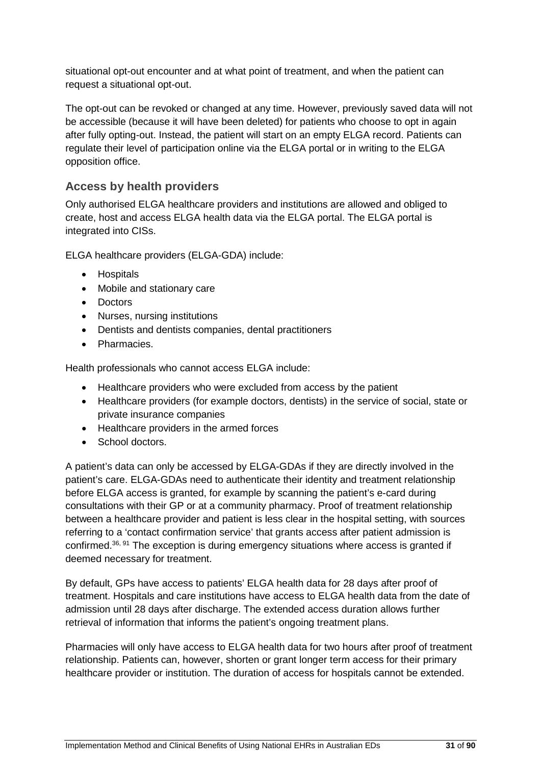situational opt-out encounter and at what point of treatment, and when the patient can request a situational opt-out.

The opt-out can be revoked or changed at any time. However, previously saved data will not be accessible (because it will have been deleted) for patients who choose to opt in again after fully opting-out. Instead, the patient will start on an empty ELGA record. Patients can regulate their level of participation online via the ELGA portal or in writing to the ELGA opposition office.

### Access by health providers

Only authorised ELGA healthcare providers and institutions are allowed and obliged to create, host and access ELGA health data via the ELGA portal. The ELGA portal is integrated into CISs.

ELGA healthcare providers (ELGA-GDA) include:

- Hospitals
- Mobile and stationary care
- Doctors
- Nurses, nursing institutions
- Dentists and dentists companies, dental practitioners
- Pharmacies.

Health professionals who cannot access ELGA include:

- Healthcare providers who were excluded from access by the patient
- Healthcare providers (for example doctors, dentists) in the service of social, state or private insurance companies
- Healthcare providers in the armed forces
- School doctors.

A patient's data can only be accessed by ELGA-GDAs if they are directly involved in the patient's care. ELGA-GDAs need to authenticate their identity and treatment relationship before ELGA access is granted, for example by scanning the patient's e-card during consultations with their GP or at a community pharmacy. Proof of treatment relationship between a healthcare provider and patient is less clear in the hospital setting, with sources referring to a 'contact confirmation service' that grants access after patient admission is confirmed.[36, 91] The exception is during emergency situations where access is granted if deemed necessary for treatment.

By default, GPs have access to patients' ELGA health data for 28 days after proof of treatment. Hospitals and care institutions have access to ELGA health data from the date of admission until 28 days after discharge. The extended access duration allows further retrieval of information that informs the patient's ongoing treatment plans.

Pharmacies will only have access to ELGA health data for two hours after proof of treatment relationship. Patients can, however, shorten or grant longer term access for their primary healthcare provider or institution. The duration of access for hospitals cannot be extended.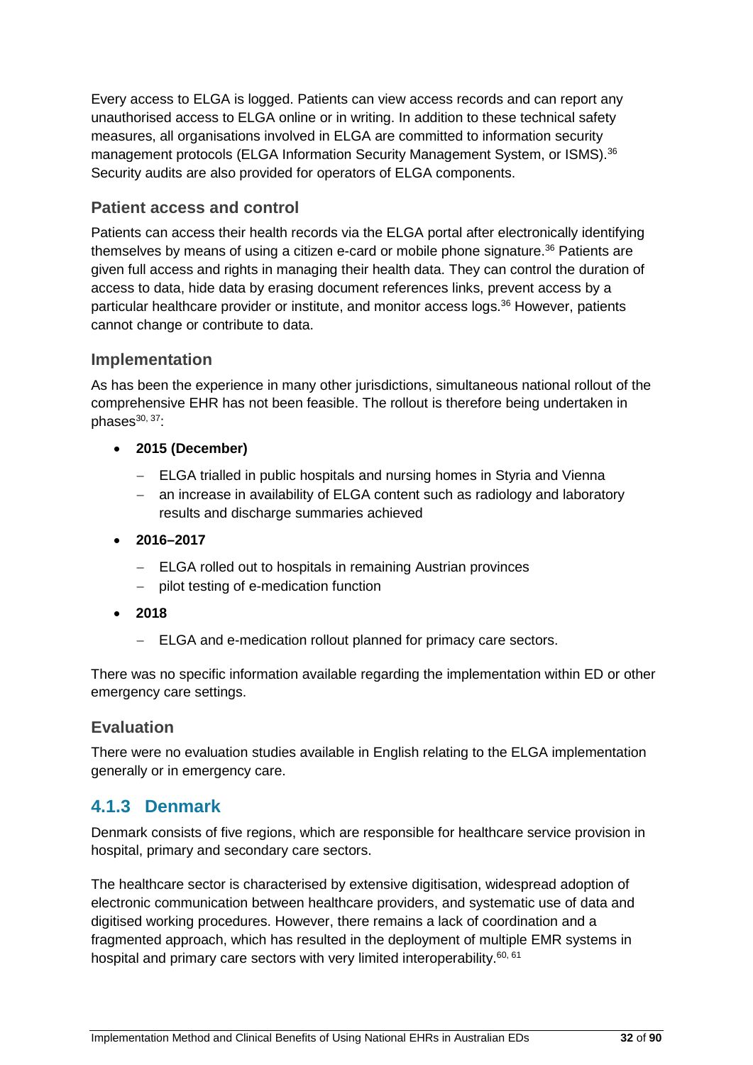Every access to ELGA is logged. Patients can view access records and can report any unauthorised access to ELGA online or in writing. In addition to these technical safety measures, all organisations involved in ELGA are committed to information security management protocols (ELGA Information Security Management System, or ISMS).[36] Security audits are also provided for operators of ELGA components.

### Patient access and control

Patients can access their health records via the ELGA portal after electronically identifying themselves by means of using a citizen e-card or mobile phone signature.[36] Patients are given full access and rights in managing their health data. They can control the duration of access to data, hide data by erasing document references links, prevent access by a particular healthcare provider or institute, and monitor access logs.[36] However, patients cannot change or contribute to data.

### Implementation

As has been the experience in many other jurisdictions, simultaneous national rollout of the comprehensive EHR has not been feasible. The rollout is therefore being undertaken in phases[30, 37]:

- **2015 (December)**
  - ELGA trialled in public hospitals and nursing homes in Styria and Vienna
  - an increase in availability of ELGA content such as radiology and laboratory results and discharge summaries achieved
- **2016–2017**
  - ELGA rolled out to hospitals in remaining Austrian provinces
  - pilot testing of e-medication function
- **2018**
  - ELGA and e-medication rollout planned for primacy care sectors.

There was no specific information available regarding the implementation within ED or other emergency care settings.

### Evaluation

There were no evaluation studies available in English relating to the ELGA implementation generally or in emergency care.

## 4.1.3 Denmark

Denmark consists of five regions, which are responsible for healthcare service provision in hospital, primary and secondary care sectors.

The healthcare sector is characterised by extensive digitisation, widespread adoption of electronic communication between healthcare providers, and systematic use of data and digitised working procedures. However, there remains a lack of coordination and a fragmented approach, which has resulted in the deployment of multiple EMR systems in hospital and primary care sectors with very limited interoperability.[60, 61]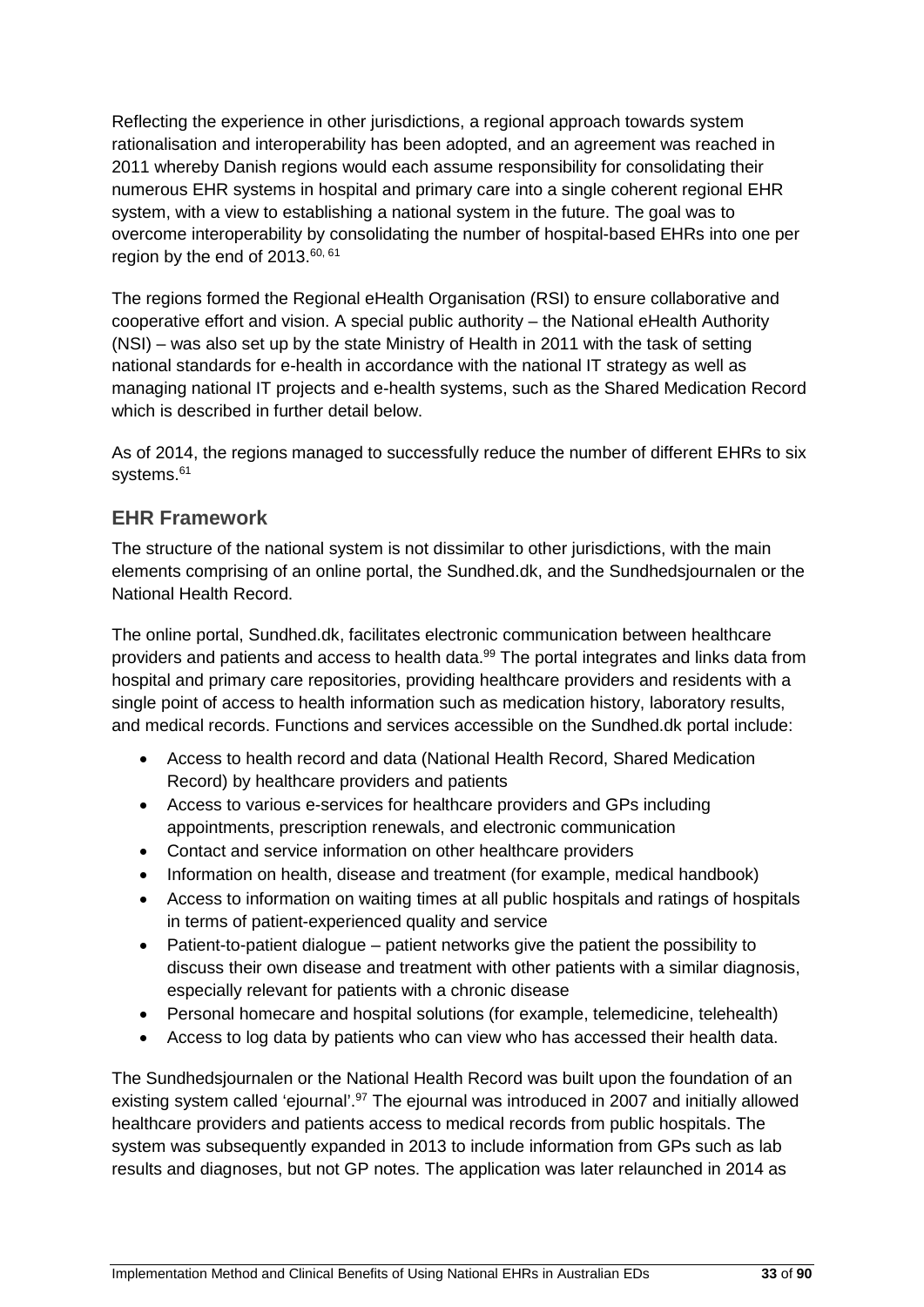Reflecting the experience in other jurisdictions, a regional approach towards system rationalisation and interoperability has been adopted, and an agreement was reached in 2011 whereby Danish regions would each assume responsibility for consolidating their numerous EHR systems in hospital and primary care into a single coherent regional EHR system, with a view to establishing a national system in the future. The goal was to overcome interoperability by consolidating the number of hospital-based EHRs into one per region by the end of 2013.[60, 61]

The regions formed the Regional eHealth Organisation (RSI) to ensure collaborative and cooperative effort and vision. A special public authority – the National eHealth Authority (NSI) – was also set up by the state Ministry of Health in 2011 with the task of setting national standards for e-health in accordance with the national IT strategy as well as managing national IT projects and e-health systems, such as the Shared Medication Record which is described in further detail below.

As of 2014, the regions managed to successfully reduce the number of different EHRs to six systems.[61]

## EHR Framework

The structure of the national system is not dissimilar to other jurisdictions, with the main elements comprising of an online portal, the Sundhed.dk, and the Sundhedsjournalen or the National Health Record.

The online portal, Sundhed.dk, facilitates electronic communication between healthcare providers and patients and access to health data.[99] The portal integrates and links data from hospital and primary care repositories, providing healthcare providers and residents with a single point of access to health information such as medication history, laboratory results, and medical records. Functions and services accessible on the Sundhed.dk portal include:

- Access to health record and data (National Health Record, Shared Medication Record) by healthcare providers and patients
- Access to various e-services for healthcare providers and GPs including appointments, prescription renewals, and electronic communication
- Contact and service information on other healthcare providers
- Information on health, disease and treatment (for example, medical handbook)
- Access to information on waiting times at all public hospitals and ratings of hospitals in terms of patient-experienced quality and service
- Patient-to-patient dialogue – patient networks give the patient the possibility to discuss their own disease and treatment with other patients with a similar diagnosis, especially relevant for patients with a chronic disease
- Personal homecare and hospital solutions (for example, telemedicine, telehealth)
- Access to log data by patients who can view who has accessed their health data.

The Sundhedsjournalen or the National Health Record was built upon the foundation of an existing system called 'ejournal'.[97] The ejournal was introduced in 2007 and initially allowed healthcare providers and patients access to medical records from public hospitals. The system was subsequently expanded in 2013 to include information from GPs such as lab results and diagnoses, but not GP notes. The application was later relaunched in 2014 as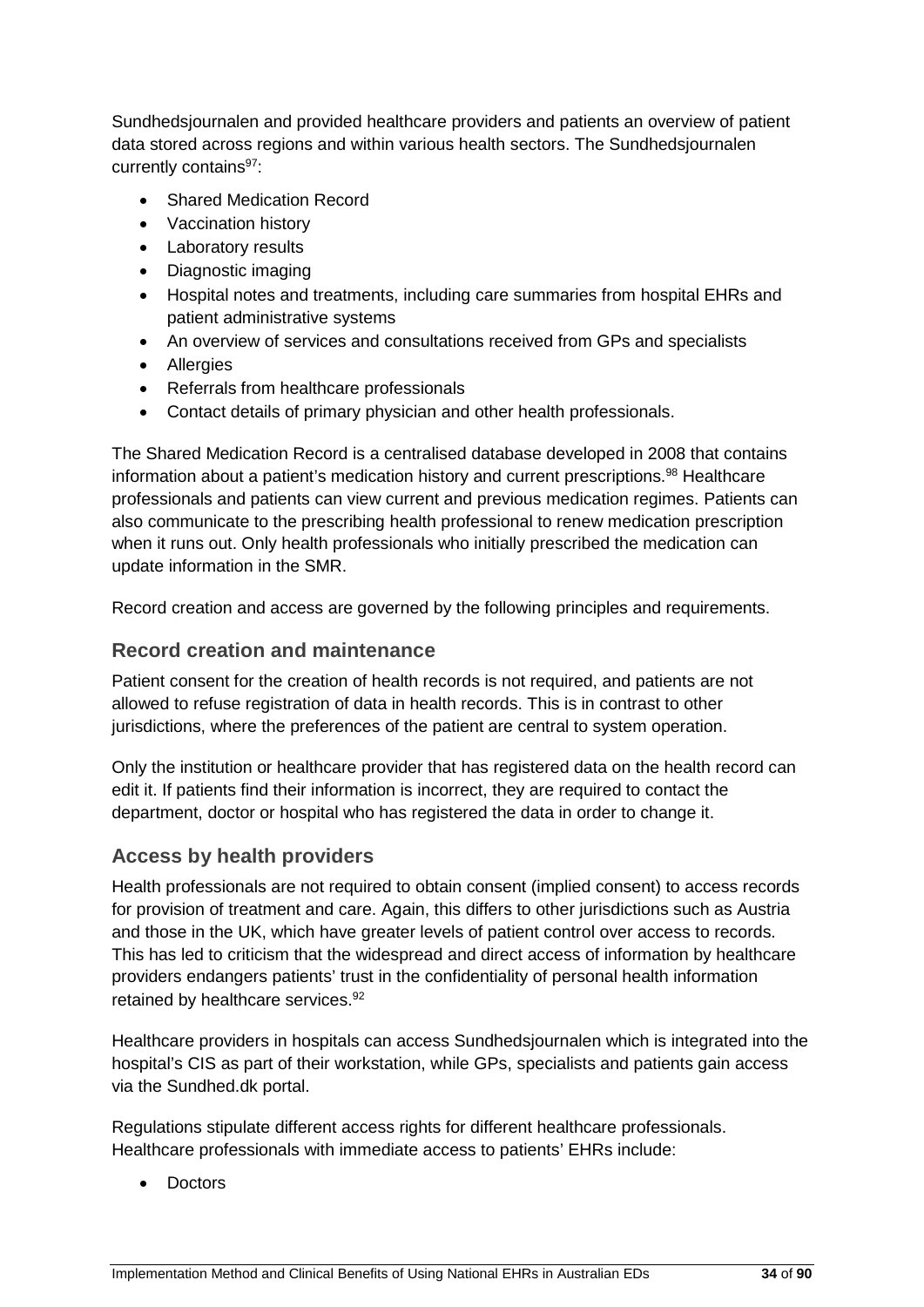Sundhedsjournalen and provided healthcare providers and patients an overview of patient data stored across regions and within various health sectors. The Sundhedsjournalen currently contains[97]:

- Shared Medication Record
- Vaccination history
- Laboratory results
- Diagnostic imaging
- Hospital notes and treatments, including care summaries from hospital EHRs and patient administrative systems
- An overview of services and consultations received from GPs and specialists
- Allergies
- Referrals from healthcare professionals
- Contact details of primary physician and other health professionals.

The Shared Medication Record is a centralised database developed in 2008 that contains information about a patient's medication history and current prescriptions.[98] Healthcare professionals and patients can view current and previous medication regimes. Patients can also communicate to the prescribing health professional to renew medication prescription when it runs out. Only health professionals who initially prescribed the medication can update information in the SMR.

Record creation and access are governed by the following principles and requirements.

### Record creation and maintenance

Patient consent for the creation of health records is not required, and patients are not allowed to refuse registration of data in health records. This is in contrast to other jurisdictions, where the preferences of the patient are central to system operation.

Only the institution or healthcare provider that has registered data on the health record can edit it. If patients find their information is incorrect, they are required to contact the department, doctor or hospital who has registered the data in order to change it.

### Access by health providers

Health professionals are not required to obtain consent (implied consent) to access records for provision of treatment and care. Again, this differs to other jurisdictions such as Austria and those in the UK, which have greater levels of patient control over access to records. This has led to criticism that the widespread and direct access of information by healthcare providers endangers patients' trust in the confidentiality of personal health information retained by healthcare services.[92]

Healthcare providers in hospitals can access Sundhedsjournalen which is integrated into the hospital's CIS as part of their workstation, while GPs, specialists and patients gain access via the Sundhed.dk portal.

Regulations stipulate different access rights for different healthcare professionals. Healthcare professionals with immediate access to patients' EHRs include:

- Doctors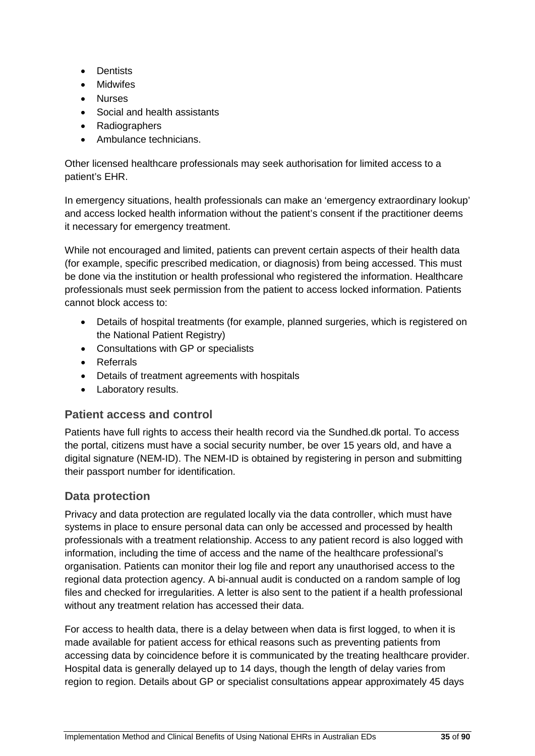- Dentists
- Midwifes
- Nurses
- Social and health assistants
- Radiographers
- Ambulance technicians.

Other licensed healthcare professionals may seek authorisation for limited access to a patient's EHR.

In emergency situations, health professionals can make an 'emergency extraordinary lookup' and access locked health information without the patient's consent if the practitioner deems it necessary for emergency treatment.

While not encouraged and limited, patients can prevent certain aspects of their health data (for example, specific prescribed medication, or diagnosis) from being accessed. This must be done via the institution or health professional who registered the information. Healthcare professionals must seek permission from the patient to access locked information. Patients cannot block access to:

- Details of hospital treatments (for example, planned surgeries, which is registered on the National Patient Registry)
- Consultations with GP or specialists
- Referrals
- Details of treatment agreements with hospitals
- Laboratory results.

### Patient access and control

Patients have full rights to access their health record via the Sundhed.dk portal. To access the portal, citizens must have a social security number, be over 15 years old, and have a digital signature (NEM-ID). The NEM-ID is obtained by registering in person and submitting their passport number for identification.

### Data protection

Privacy and data protection are regulated locally via the data controller, which must have systems in place to ensure personal data can only be accessed and processed by health professionals with a treatment relationship. Access to any patient record is also logged with information, including the time of access and the name of the healthcare professional's organisation. Patients can monitor their log file and report any unauthorised access to the regional data protection agency. A bi-annual audit is conducted on a random sample of log files and checked for irregularities. A letter is also sent to the patient if a health professional without any treatment relation has accessed their data.

For access to health data, there is a delay between when data is first logged, to when it is made available for patient access for ethical reasons such as preventing patients from accessing data by coincidence before it is communicated by the treating healthcare provider. Hospital data is generally delayed up to 14 days, though the length of delay varies from region to region. Details about GP or specialist consultations appear approximately 45 days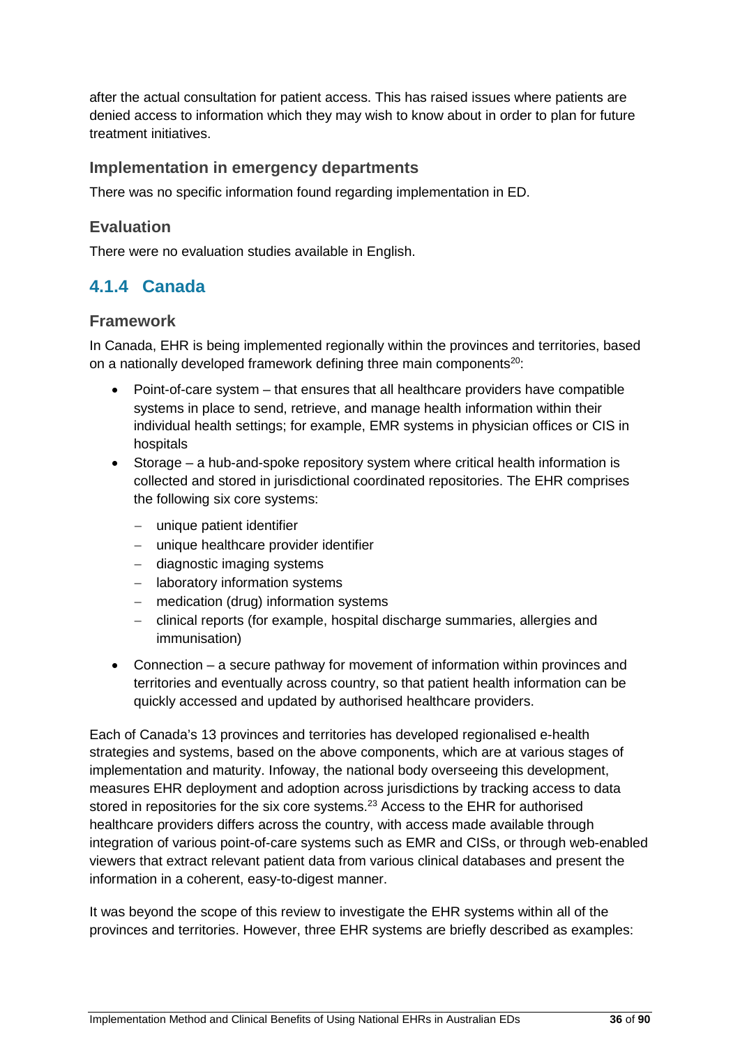after the actual consultation for patient access. This has raised issues where patients are denied access to information which they may wish to know about in order to plan for future treatment initiatives.

### Implementation in emergency departments

There was no specific information found regarding implementation in ED.

### Evaluation

There were no evaluation studies available in English.

## 4.1.4 Canada

### Framework

In Canada, EHR is being implemented regionally within the provinces and territories, based on a nationally developed framework defining three main components[20]:

- Point-of-care system – that ensures that all healthcare providers have compatible systems in place to send, retrieve, and manage health information within their individual health settings; for example, EMR systems in physician offices or CIS in hospitals
- Storage – a hub-and-spoke repository system where critical health information is collected and stored in jurisdictional coordinated repositories. The EHR comprises the following six core systems:
  - unique patient identifier
  - unique healthcare provider identifier
  - diagnostic imaging systems
  - laboratory information systems
  - medication (drug) information systems
  - clinical reports (for example, hospital discharge summaries, allergies and immunisation)
- Connection – a secure pathway for movement of information within provinces and territories and eventually across country, so that patient health information can be quickly accessed and updated by authorised healthcare providers.

Each of Canada's 13 provinces and territories has developed regionalised e-health strategies and systems, based on the above components, which are at various stages of implementation and maturity. Infoway, the national body overseeing this development, measures EHR deployment and adoption across jurisdictions by tracking access to data stored in repositories for the six core systems.[23] Access to the EHR for authorised healthcare providers differs across the country, with access made available through integration of various point-of-care systems such as EMR and CISs, or through web-enabled viewers that extract relevant patient data from various clinical databases and present the information in a coherent, easy-to-digest manner.

It was beyond the scope of this review to investigate the EHR systems within all of the provinces and territories. However, three EHR systems are briefly described as examples: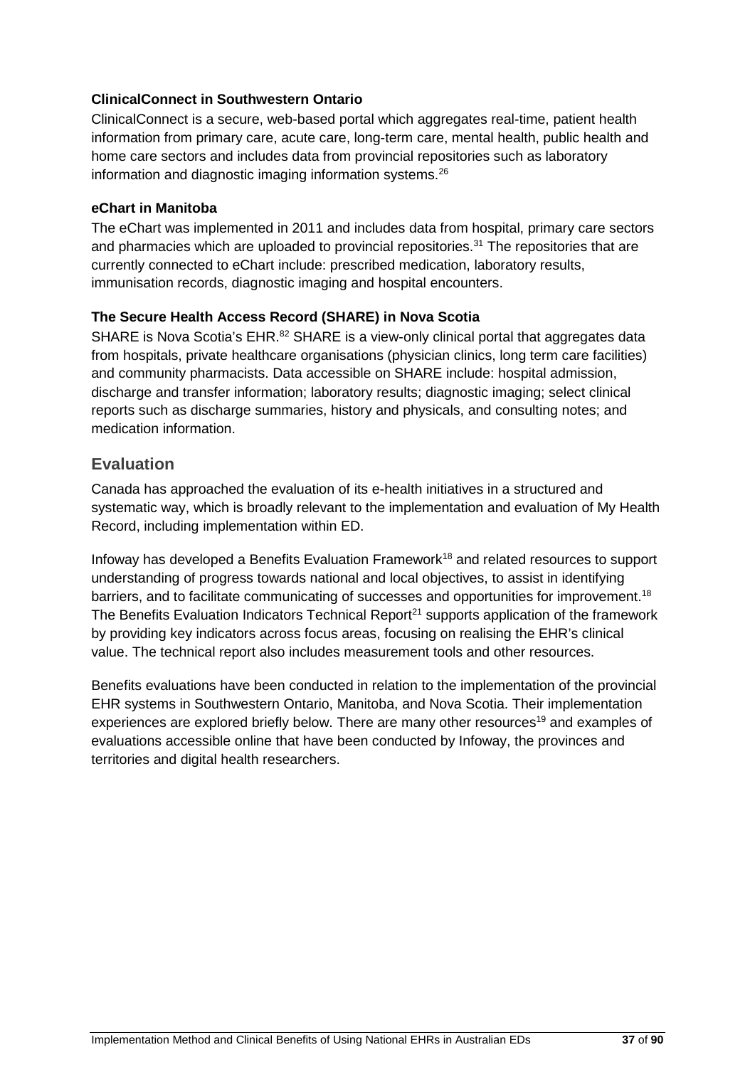**ClinicalConnect in Southwestern Ontario**

ClinicalConnect is a secure, web-based portal which aggregates real-time, patient health information from primary care, acute care, long-term care, mental health, public health and home care sectors and includes data from provincial repositories such as laboratory information and diagnostic imaging information systems.[26]

**eChart in Manitoba**

The eChart was implemented in 2011 and includes data from hospital, primary care sectors and pharmacies which are uploaded to provincial repositories.[31] The repositories that are currently connected to eChart include: prescribed medication, laboratory results, immunisation records, diagnostic imaging and hospital encounters.

**The Secure Health Access Record (SHARE) in Nova Scotia**

SHARE is Nova Scotia's EHR.[82] SHARE is a view-only clinical portal that aggregates data from hospitals, private healthcare organisations (physician clinics, long term care facilities) and community pharmacists. Data accessible on SHARE include: hospital admission, discharge and transfer information; laboratory results; diagnostic imaging; select clinical reports such as discharge summaries, history and physicals, and consulting notes; and medication information.

## Evaluation

Canada has approached the evaluation of its e-health initiatives in a structured and systematic way, which is broadly relevant to the implementation and evaluation of My Health Record, including implementation within ED.

Infoway has developed a Benefits Evaluation Framework[18] and related resources to support understanding of progress towards national and local objectives, to assist in identifying barriers, and to facilitate communicating of successes and opportunities for improvement.[18] The Benefits Evaluation Indicators Technical Report[21] supports application of the framework by providing key indicators across focus areas, focusing on realising the EHR's clinical value. The technical report also includes measurement tools and other resources.

Benefits evaluations have been conducted in relation to the implementation of the provincial EHR systems in Southwestern Ontario, Manitoba, and Nova Scotia. Their implementation experiences are explored briefly below. There are many other resources[19] and examples of evaluations accessible online that have been conducted by Infoway, the provinces and territories and digital health researchers.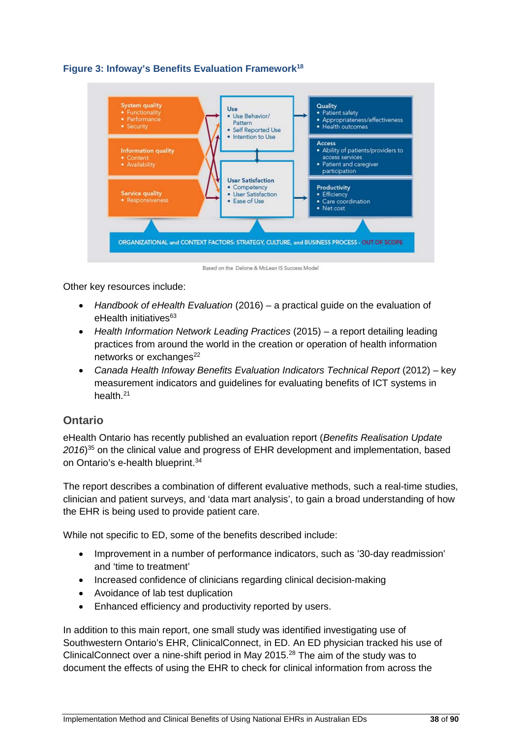**Figure 3: Infoway's Benefits Evaluation Framework[18]**

System quality
- Functionality
- Performance
- Security

Information quality
- Content
- Availability

Service quality
- Responsiveness

Use
- Use Behavior/ Pattern
- Self Reported Use
- Intention to Use

User Satisfaction
- Competency
- User Satisfaction
- Ease of Use

Quality
- Patient safety
- Appropriateness/effectiveness
- Health outcomes

Access
- Ability of patients/providers to access services
- Patient and caregiver participation

Productivity
- Efficiency
- Care coordination
- Net cost

ORGANIZATIONAL and CONTEXT FACTORS: STRATEGY, CULTURE, and BUSINESS PROCESS - OUT OF SCOPE

Based on the Delone & McLean IS Success Model

Other key resources include:

- *Handbook of eHealth Evaluation* (2016) – a practical guide on the evaluation of eHealth initiatives[63]
- *Health Information Network Leading Practices* (2015) – a report detailing leading practices from around the world in the creation or operation of health information networks or exchanges[22]
- *Canada Health Infoway Benefits Evaluation Indicators Technical Report* (2012) – key measurement indicators and guidelines for evaluating benefits of ICT systems in health.[21]

## Ontario

eHealth Ontario has recently published an evaluation report (*Benefits Realisation Update 2016*)[35] on the clinical value and progress of EHR development and implementation, based on Ontario's e-health blueprint.[34]

The report describes a combination of different evaluative methods, such a real-time studies, clinician and patient surveys, and 'data mart analysis', to gain a broad understanding of how the EHR is being used to provide patient care.

While not specific to ED, some of the benefits described include:

- Improvement in a number of performance indicators, such as '30-day readmission' and 'time to treatment'
- Increased confidence of clinicians regarding clinical decision-making
- Avoidance of lab test duplication
- Enhanced efficiency and productivity reported by users.

In addition to this main report, one small study was identified investigating use of Southwestern Ontario's EHR, ClinicalConnect, in ED. An ED physician tracked his use of ClinicalConnect over a nine-shift period in May 2015.[28] The aim of the study was to document the effects of using the EHR to check for clinical information from across the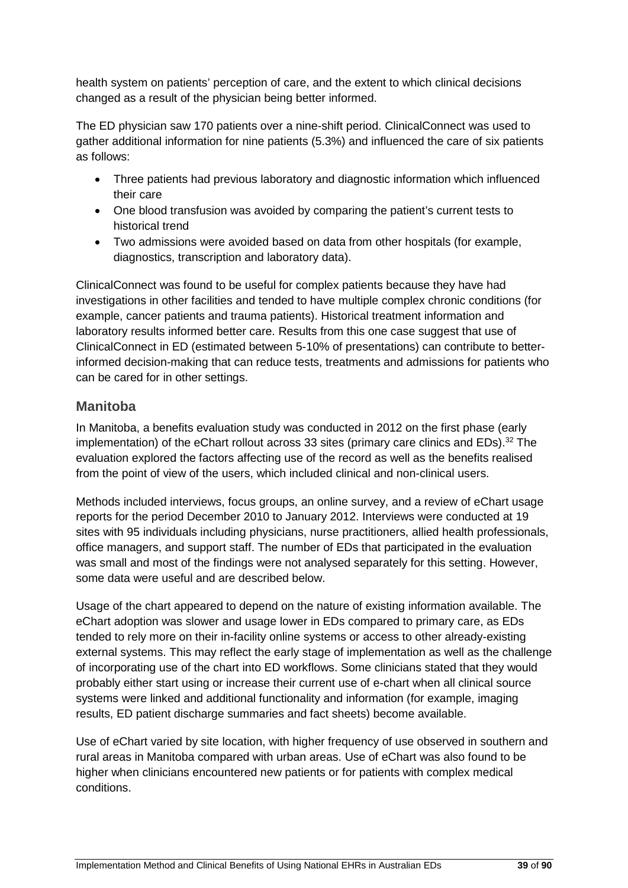health system on patients' perception of care, and the extent to which clinical decisions changed as a result of the physician being better informed.

The ED physician saw 170 patients over a nine-shift period. ClinicalConnect was used to gather additional information for nine patients (5.3%) and influenced the care of six patients as follows:

- Three patients had previous laboratory and diagnostic information which influenced their care
- One blood transfusion was avoided by comparing the patient's current tests to historical trend
- Two admissions were avoided based on data from other hospitals (for example, diagnostics, transcription and laboratory data).

ClinicalConnect was found to be useful for complex patients because they have had investigations in other facilities and tended to have multiple complex chronic conditions (for example, cancer patients and trauma patients). Historical treatment information and laboratory results informed better care. Results from this one case suggest that use of ClinicalConnect in ED (estimated between 5-10% of presentations) can contribute to better-informed decision-making that can reduce tests, treatments and admissions for patients who can be cared for in other settings.

## Manitoba

In Manitoba, a benefits evaluation study was conducted in 2012 on the first phase (early implementation) of the eChart rollout across 33 sites (primary care clinics and EDs).[32] The evaluation explored the factors affecting use of the record as well as the benefits realised from the point of view of the users, which included clinical and non-clinical users.

Methods included interviews, focus groups, an online survey, and a review of eChart usage reports for the period December 2010 to January 2012. Interviews were conducted at 19 sites with 95 individuals including physicians, nurse practitioners, allied health professionals, office managers, and support staff. The number of EDs that participated in the evaluation was small and most of the findings were not analysed separately for this setting. However, some data were useful and are described below.

Usage of the chart appeared to depend on the nature of existing information available. The eChart adoption was slower and usage lower in EDs compared to primary care, as EDs tended to rely more on their in-facility online systems or access to other already-existing external systems. This may reflect the early stage of implementation as well as the challenge of incorporating use of the chart into ED workflows. Some clinicians stated that they would probably either start using or increase their current use of e-chart when all clinical source systems were linked and additional functionality and information (for example, imaging results, ED patient discharge summaries and fact sheets) become available.

Use of eChart varied by site location, with higher frequency of use observed in southern and rural areas in Manitoba compared with urban areas. Use of eChart was also found to be higher when clinicians encountered new patients or for patients with complex medical conditions.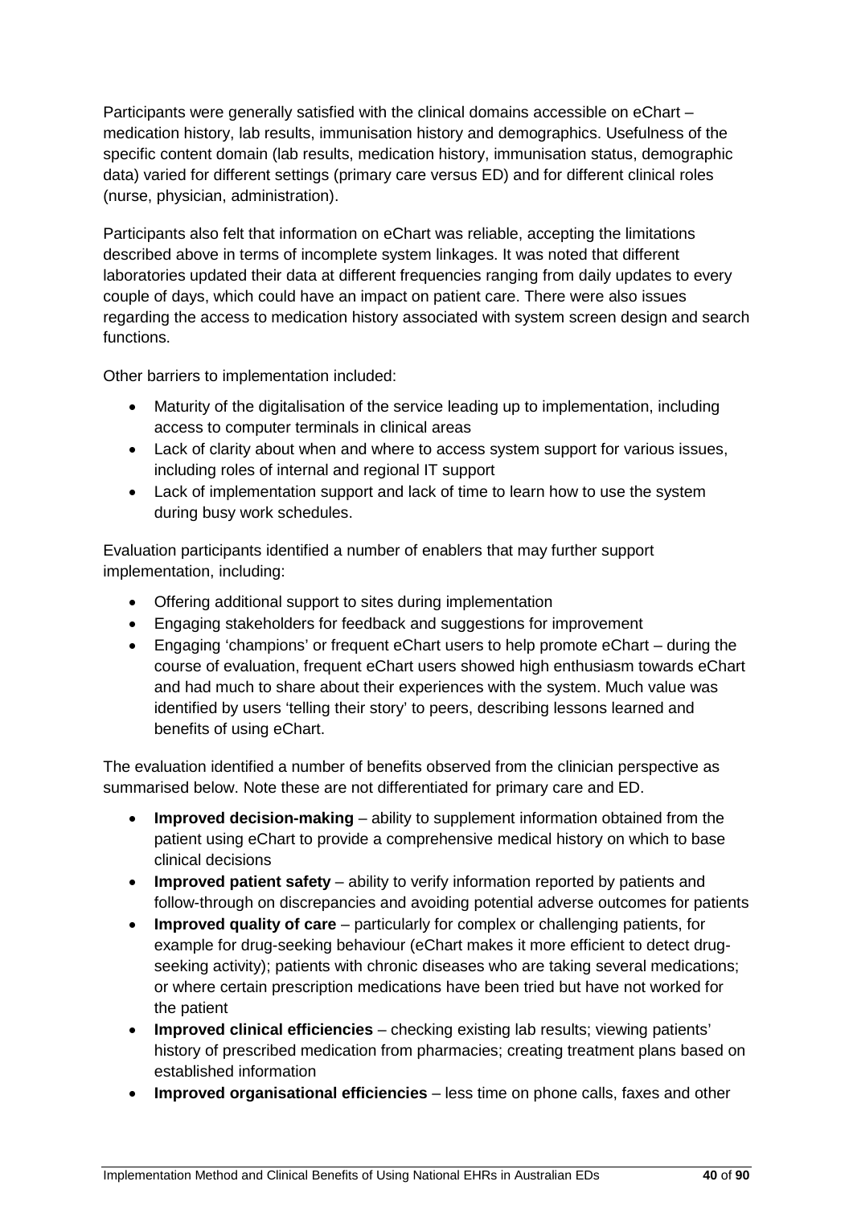Participants were generally satisfied with the clinical domains accessible on eChart – medication history, lab results, immunisation history and demographics. Usefulness of the specific content domain (lab results, medication history, immunisation status, demographic data) varied for different settings (primary care versus ED) and for different clinical roles (nurse, physician, administration).

Participants also felt that information on eChart was reliable, accepting the limitations described above in terms of incomplete system linkages. It was noted that different laboratories updated their data at different frequencies ranging from daily updates to every couple of days, which could have an impact on patient care. There were also issues regarding the access to medication history associated with system screen design and search functions.

Other barriers to implementation included:

- Maturity of the digitalisation of the service leading up to implementation, including access to computer terminals in clinical areas
- Lack of clarity about when and where to access system support for various issues, including roles of internal and regional IT support
- Lack of implementation support and lack of time to learn how to use the system during busy work schedules.

Evaluation participants identified a number of enablers that may further support implementation, including:

- Offering additional support to sites during implementation
- Engaging stakeholders for feedback and suggestions for improvement
- Engaging 'champions' or frequent eChart users to help promote eChart – during the course of evaluation, frequent eChart users showed high enthusiasm towards eChart and had much to share about their experiences with the system. Much value was identified by users 'telling their story' to peers, describing lessons learned and benefits of using eChart.

The evaluation identified a number of benefits observed from the clinician perspective as summarised below. Note these are not differentiated for primary care and ED.

- **Improved decision-making** – ability to supplement information obtained from the patient using eChart to provide a comprehensive medical history on which to base clinical decisions
- **Improved patient safety** – ability to verify information reported by patients and follow-through on discrepancies and avoiding potential adverse outcomes for patients
- **Improved quality of care** – particularly for complex or challenging patients, for example for drug-seeking behaviour (eChart makes it more efficient to detect drug-seeking activity); patients with chronic diseases who are taking several medications; or where certain prescription medications have been tried but have not worked for the patient
- **Improved clinical efficiencies** – checking existing lab results; viewing patients' history of prescribed medication from pharmacies; creating treatment plans based on established information
- **Improved organisational efficiencies** – less time on phone calls, faxes and other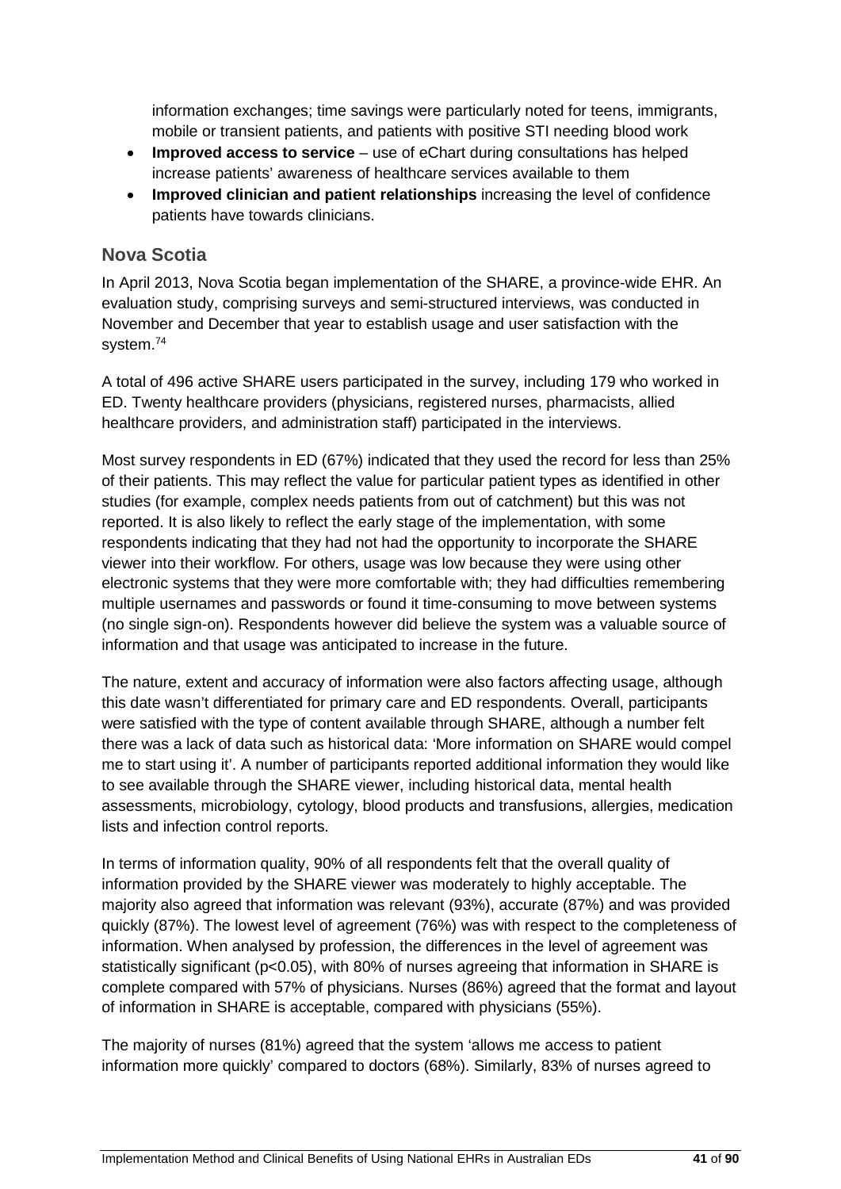information exchanges; time savings were particularly noted for teens, immigrants, mobile or transient patients, and patients with positive STI needing blood work

- **Improved access to service** – use of eChart during consultations has helped increase patients' awareness of healthcare services available to them
- **Improved clinician and patient relationships** increasing the level of confidence patients have towards clinicians.

## Nova Scotia

In April 2013, Nova Scotia began implementation of the SHARE, a province-wide EHR. An evaluation study, comprising surveys and semi-structured interviews, was conducted in November and December that year to establish usage and user satisfaction with the system.[74]

A total of 496 active SHARE users participated in the survey, including 179 who worked in ED. Twenty healthcare providers (physicians, registered nurses, pharmacists, allied healthcare providers, and administration staff) participated in the interviews.

Most survey respondents in ED (67%) indicated that they used the record for less than 25% of their patients. This may reflect the value for particular patient types as identified in other studies (for example, complex needs patients from out of catchment) but this was not reported. It is also likely to reflect the early stage of the implementation, with some respondents indicating that they had not had the opportunity to incorporate the SHARE viewer into their workflow. For others, usage was low because they were using other electronic systems that they were more comfortable with; they had difficulties remembering multiple usernames and passwords or found it time-consuming to move between systems (no single sign-on). Respondents however did believe the system was a valuable source of information and that usage was anticipated to increase in the future.

The nature, extent and accuracy of information were also factors affecting usage, although this date wasn't differentiated for primary care and ED respondents. Overall, participants were satisfied with the type of content available through SHARE, although a number felt there was a lack of data such as historical data: 'More information on SHARE would compel me to start using it'. A number of participants reported additional information they would like to see available through the SHARE viewer, including historical data, mental health assessments, microbiology, cytology, blood products and transfusions, allergies, medication lists and infection control reports.

In terms of information quality, 90% of all respondents felt that the overall quality of information provided by the SHARE viewer was moderately to highly acceptable. The majority also agreed that information was relevant (93%), accurate (87%) and was provided quickly (87%). The lowest level of agreement (76%) was with respect to the completeness of information. When analysed by profession, the differences in the level of agreement was statistically significant ($p<0.05$), with 80% of nurses agreeing that information in SHARE is complete compared with 57% of physicians. Nurses (86%) agreed that the format and layout of information in SHARE is acceptable, compared with physicians (55%).

The majority of nurses (81%) agreed that the system 'allows me access to patient information more quickly' compared to doctors (68%). Similarly, 83% of nurses agreed to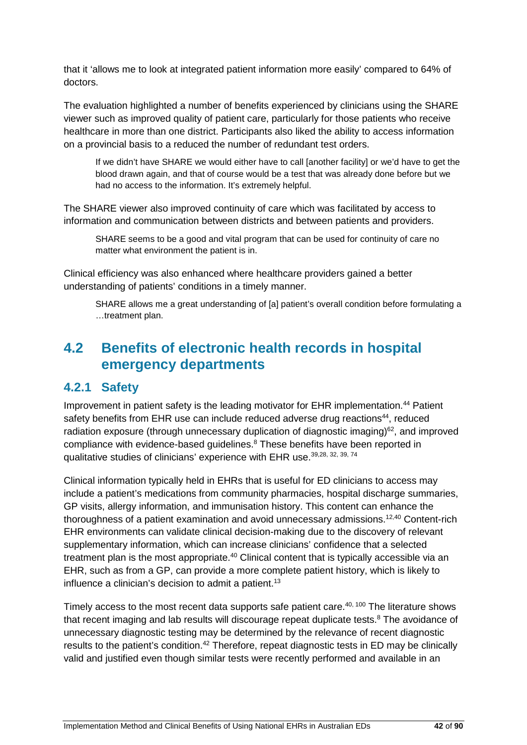that it 'allows me to look at integrated patient information more easily' compared to 64% of doctors.

The evaluation highlighted a number of benefits experienced by clinicians using the SHARE viewer such as improved quality of patient care, particularly for those patients who receive healthcare in more than one district. Participants also liked the ability to access information on a provincial basis to a reduced the number of redundant test orders.

> If we didn't have SHARE we would either have to call [another facility] or we'd have to get the blood drawn again, and that of course would be a test that was already done before but we had no access to the information. It's extremely helpful.

The SHARE viewer also improved continuity of care which was facilitated by access to information and communication between districts and between patients and providers.

> SHARE seems to be a good and vital program that can be used for continuity of care no matter what environment the patient is in.

Clinical efficiency was also enhanced where healthcare providers gained a better understanding of patients' conditions in a timely manner.

> SHARE allows me a great understanding of [a] patient's overall condition before formulating a …treatment plan.

## 4.2 Benefits of electronic health records in hospital emergency departments

### 4.2.1 Safety

Improvement in patient safety is the leading motivator for EHR implementation.[44] Patient safety benefits from EHR use can include reduced adverse drug reactions[44], reduced radiation exposure (through unnecessary duplication of diagnostic imaging)[62], and improved compliance with evidence-based guidelines.[8] These benefits have been reported in qualitative studies of clinicians' experience with EHR use.[39,28, 32, 39, 74]

Clinical information typically held in EHRs that is useful for ED clinicians to access may include a patient's medications from community pharmacies, hospital discharge summaries, GP visits, allergy information, and immunisation history. This content can enhance the thoroughness of a patient examination and avoid unnecessary admissions.[12,40] Content-rich EHR environments can validate clinical decision-making due to the discovery of relevant supplementary information, which can increase clinicians' confidence that a selected treatment plan is the most appropriate.[40] Clinical content that is typically accessible via an EHR, such as from a GP, can provide a more complete patient history, which is likely to influence a clinician's decision to admit a patient.[13]

Timely access to the most recent data supports safe patient care.[40, 100] The literature shows that recent imaging and lab results will discourage repeat duplicate tests.[8] The avoidance of unnecessary diagnostic testing may be determined by the relevance of recent diagnostic results to the patient's condition.[42] Therefore, repeat diagnostic tests in ED may be clinically valid and justified even though similar tests were recently performed and available in an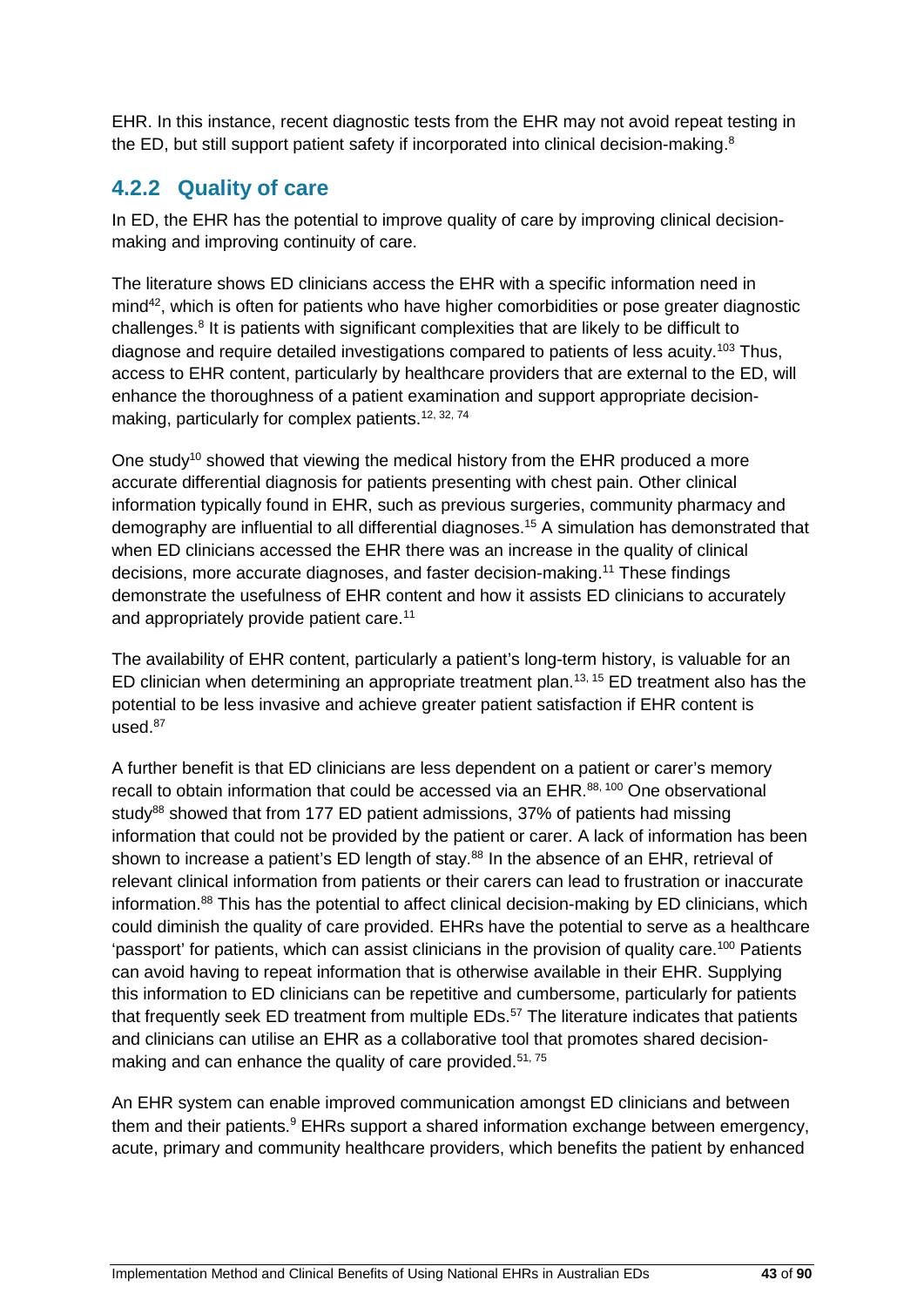EHR. In this instance, recent diagnostic tests from the EHR may not avoid repeat testing in the ED, but still support patient safety if incorporated into clinical decision-making.[8]

### 4.2.2 Quality of care

In ED, the EHR has the potential to improve quality of care by improving clinical decision-making and improving continuity of care.

The literature shows ED clinicians access the EHR with a specific information need in mind[42], which is often for patients who have higher comorbidities or pose greater diagnostic challenges.[8] It is patients with significant complexities that are likely to be difficult to diagnose and require detailed investigations compared to patients of less acuity.[103] Thus, access to EHR content, particularly by healthcare providers that are external to the ED, will enhance the thoroughness of a patient examination and support appropriate decision-making, particularly for complex patients.[12, 32, 74]

One study[10] showed that viewing the medical history from the EHR produced a more accurate differential diagnosis for patients presenting with chest pain. Other clinical information typically found in EHR, such as previous surgeries, community pharmacy and demography are influential to all differential diagnoses.[15] A simulation has demonstrated that when ED clinicians accessed the EHR there was an increase in the quality of clinical decisions, more accurate diagnoses, and faster decision-making.[11] These findings demonstrate the usefulness of EHR content and how it assists ED clinicians to accurately and appropriately provide patient care.[11]

The availability of EHR content, particularly a patient's long-term history, is valuable for an ED clinician when determining an appropriate treatment plan.[13, 15] ED treatment also has the potential to be less invasive and achieve greater patient satisfaction if EHR content is used.[87]

A further benefit is that ED clinicians are less dependent on a patient or carer's memory recall to obtain information that could be accessed via an EHR.[88, 100] One observational study[88] showed that from 177 ED patient admissions, 37% of patients had missing information that could not be provided by the patient or carer. A lack of information has been shown to increase a patient's ED length of stay.[88] In the absence of an EHR, retrieval of relevant clinical information from patients or their carers can lead to frustration or inaccurate information.[88] This has the potential to affect clinical decision-making by ED clinicians, which could diminish the quality of care provided. EHRs have the potential to serve as a healthcare 'passport' for patients, which can assist clinicians in the provision of quality care.[100] Patients can avoid having to repeat information that is otherwise available in their EHR. Supplying this information to ED clinicians can be repetitive and cumbersome, particularly for patients that frequently seek ED treatment from multiple EDs.[57] The literature indicates that patients and clinicians can utilise an EHR as a collaborative tool that promotes shared decision-making and can enhance the quality of care provided.[51, 75]

An EHR system can enable improved communication amongst ED clinicians and between them and their patients.[9] EHRs support a shared information exchange between emergency, acute, primary and community healthcare providers, which benefits the patient by enhanced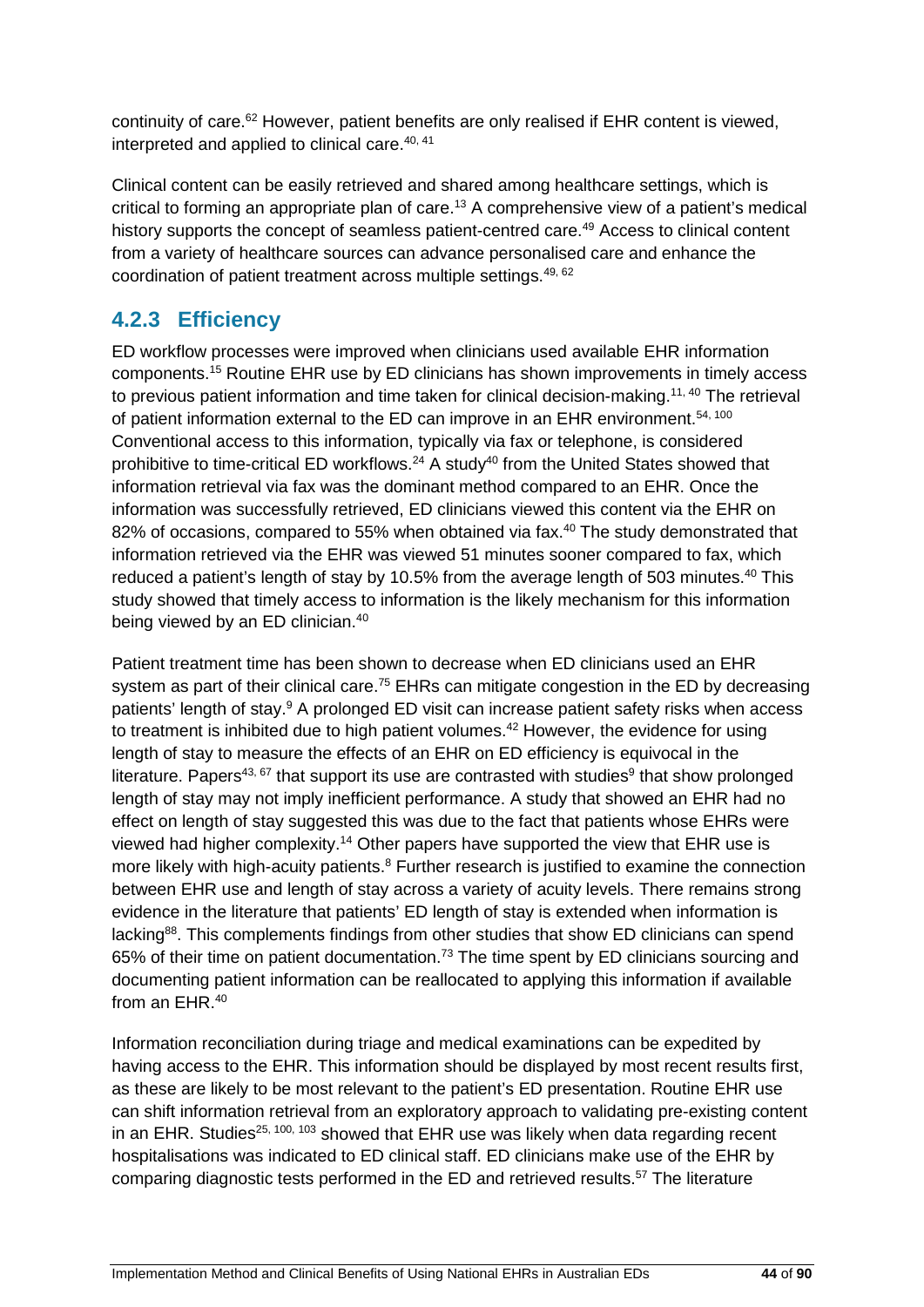continuity of care.[62] However, patient benefits are only realised if EHR content is viewed, interpreted and applied to clinical care.[40, 41]

Clinical content can be easily retrieved and shared among healthcare settings, which is critical to forming an appropriate plan of care.[13] A comprehensive view of a patient's medical history supports the concept of seamless patient-centred care.[49] Access to clinical content from a variety of healthcare sources can advance personalised care and enhance the coordination of patient treatment across multiple settings.[49, 62]

### 4.2.3 Efficiency

ED workflow processes were improved when clinicians used available EHR information components.[15] Routine EHR use by ED clinicians has shown improvements in timely access to previous patient information and time taken for clinical decision-making.[11, 40] The retrieval of patient information external to the ED can improve in an EHR environment.[54, 100] Conventional access to this information, typically via fax or telephone, is considered prohibitive to time-critical ED workflows.[24] A study[40] from the United States showed that information retrieval via fax was the dominant method compared to an EHR. Once the information was successfully retrieved, ED clinicians viewed this content via the EHR on 82% of occasions, compared to 55% when obtained via fax.[40] The study demonstrated that information retrieved via the EHR was viewed 51 minutes sooner compared to fax, which reduced a patient's length of stay by 10.5% from the average length of 503 minutes.[40] This study showed that timely access to information is the likely mechanism for this information being viewed by an ED clinician.[40]

Patient treatment time has been shown to decrease when ED clinicians used an EHR system as part of their clinical care.[75] EHRs can mitigate congestion in the ED by decreasing patients' length of stay.[9] A prolonged ED visit can increase patient safety risks when access to treatment is inhibited due to high patient volumes.[42] However, the evidence for using length of stay to measure the effects of an EHR on ED efficiency is equivocal in the literature. Papers[43, 67] that support its use are contrasted with studies[9] that show prolonged length of stay may not imply inefficient performance. A study that showed an EHR had no effect on length of stay suggested this was due to the fact that patients whose EHRs were viewed had higher complexity.[14] Other papers have supported the view that EHR use is more likely with high-acuity patients.[8] Further research is justified to examine the connection between EHR use and length of stay across a variety of acuity levels. There remains strong evidence in the literature that patients' ED length of stay is extended when information is lacking[88]. This complements findings from other studies that show ED clinicians can spend 65% of their time on patient documentation.[73] The time spent by ED clinicians sourcing and documenting patient information can be reallocated to applying this information if available from an EHR.[40]

Information reconciliation during triage and medical examinations can be expedited by having access to the EHR. This information should be displayed by most recent results first, as these are likely to be most relevant to the patient's ED presentation. Routine EHR use can shift information retrieval from an exploratory approach to validating pre-existing content in an EHR. Studies[25, 100, 103] showed that EHR use was likely when data regarding recent hospitalisations was indicated to ED clinical staff. ED clinicians make use of the EHR by comparing diagnostic tests performed in the ED and retrieved results.[57] The literature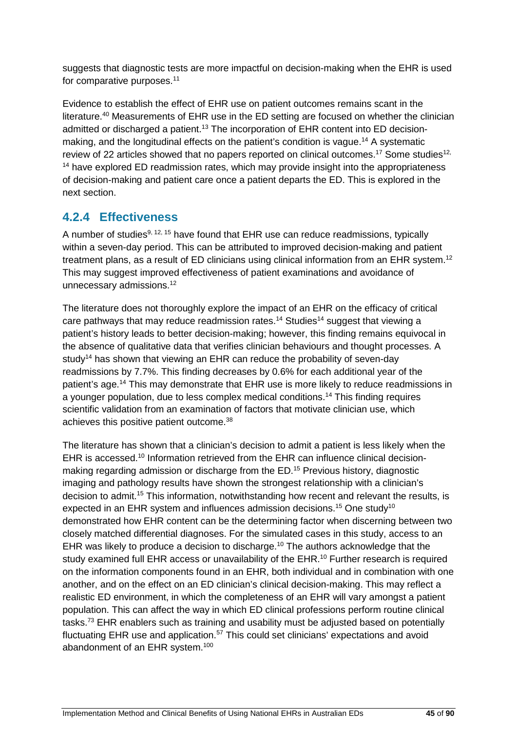suggests that diagnostic tests are more impactful on decision-making when the EHR is used for comparative purposes.[11]

Evidence to establish the effect of EHR use on patient outcomes remains scant in the literature.[40] Measurements of EHR use in the ED setting are focused on whether the clinician admitted or discharged a patient.[13] The incorporation of EHR content into ED decision-making, and the longitudinal effects on the patient's condition is vague.[14] A systematic review of 22 articles showed that no papers reported on clinical outcomes.[17] Some studies[12, 14] have explored ED readmission rates, which may provide insight into the appropriateness of decision-making and patient care once a patient departs the ED. This is explored in the next section.

### 4.2.4 Effectiveness

A number of studies[9, 12, 15] have found that EHR use can reduce readmissions, typically within a seven-day period. This can be attributed to improved decision-making and patient treatment plans, as a result of ED clinicians using clinical information from an EHR system.[12] This may suggest improved effectiveness of patient examinations and avoidance of unnecessary admissions.[12]

The literature does not thoroughly explore the impact of an EHR on the efficacy of critical care pathways that may reduce readmission rates.[14] Studies[14] suggest that viewing a patient's history leads to better decision-making; however, this finding remains equivocal in the absence of qualitative data that verifies clinician behaviours and thought processes. A study[14] has shown that viewing an EHR can reduce the probability of seven-day readmissions by 7.7%. This finding decreases by 0.6% for each additional year of the patient's age.[14] This may demonstrate that EHR use is more likely to reduce readmissions in a younger population, due to less complex medical conditions.[14] This finding requires scientific validation from an examination of factors that motivate clinician use, which achieves this positive patient outcome.[38]

The literature has shown that a clinician's decision to admit a patient is less likely when the EHR is accessed.[10] Information retrieved from the EHR can influence clinical decision-making regarding admission or discharge from the ED.[15] Previous history, diagnostic imaging and pathology results have shown the strongest relationship with a clinician's decision to admit.[15] This information, notwithstanding how recent and relevant the results, is expected in an EHR system and influences admission decisions.[15] One study[10] demonstrated how EHR content can be the determining factor when discerning between two closely matched differential diagnoses. For the simulated cases in this study, access to an EHR was likely to produce a decision to discharge.[10] The authors acknowledge that the study examined full EHR access or unavailability of the EHR.[10] Further research is required on the information components found in an EHR, both individual and in combination with one another, and on the effect on an ED clinician's clinical decision-making. This may reflect a realistic ED environment, in which the completeness of an EHR will vary amongst a patient population. This can affect the way in which ED clinical professions perform routine clinical tasks.[73] EHR enablers such as training and usability must be adjusted based on potentially fluctuating EHR use and application.[57] This could set clinicians' expectations and avoid abandonment of an EHR system.[100]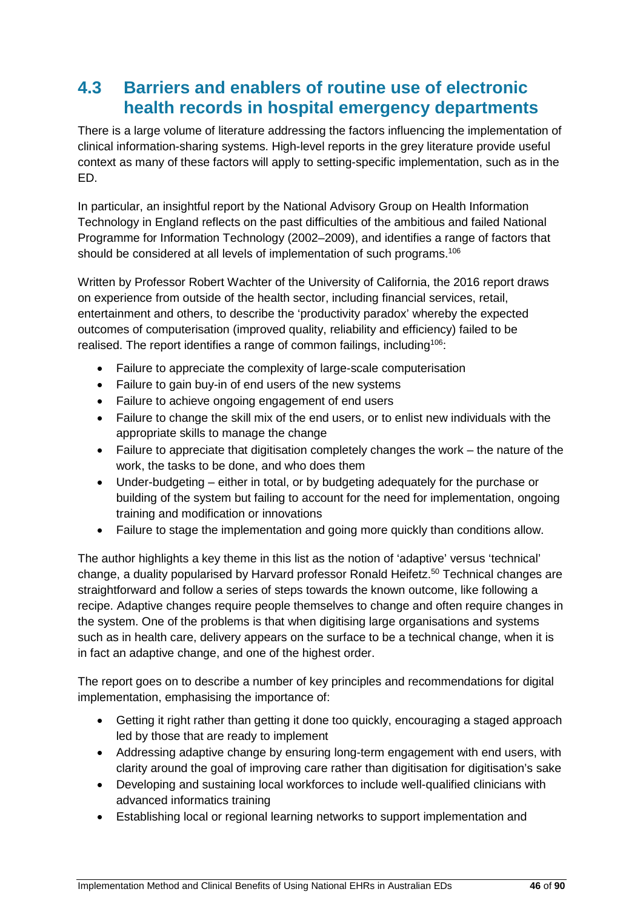## 4.3 Barriers and enablers of routine use of electronic health records in hospital emergency departments

There is a large volume of literature addressing the factors influencing the implementation of clinical information-sharing systems. High-level reports in the grey literature provide useful context as many of these factors will apply to setting-specific implementation, such as in the ED.

In particular, an insightful report by the National Advisory Group on Health Information Technology in England reflects on the past difficulties of the ambitious and failed National Programme for Information Technology (2002–2009), and identifies a range of factors that should be considered at all levels of implementation of such programs.[106]

Written by Professor Robert Wachter of the University of California, the 2016 report draws on experience from outside of the health sector, including financial services, retail, entertainment and others, to describe the 'productivity paradox' whereby the expected outcomes of computerisation (improved quality, reliability and efficiency) failed to be realised. The report identifies a range of common failings, including[106]:

- Failure to appreciate the complexity of large-scale computerisation
- Failure to gain buy-in of end users of the new systems
- Failure to achieve ongoing engagement of end users
- Failure to change the skill mix of the end users, or to enlist new individuals with the appropriate skills to manage the change
- Failure to appreciate that digitisation completely changes the work – the nature of the work, the tasks to be done, and who does them
- Under-budgeting – either in total, or by budgeting adequately for the purchase or building of the system but failing to account for the need for implementation, ongoing training and modification or innovations
- Failure to stage the implementation and going more quickly than conditions allow.

The author highlights a key theme in this list as the notion of 'adaptive' versus 'technical' change, a duality popularised by Harvard professor Ronald Heifetz.[50] Technical changes are straightforward and follow a series of steps towards the known outcome, like following a recipe. Adaptive changes require people themselves to change and often require changes in the system. One of the problems is that when digitising large organisations and systems such as in health care, delivery appears on the surface to be a technical change, when it is in fact an adaptive change, and one of the highest order.

The report goes on to describe a number of key principles and recommendations for digital implementation, emphasising the importance of:

- Getting it right rather than getting it done too quickly, encouraging a staged approach led by those that are ready to implement
- Addressing adaptive change by ensuring long-term engagement with end users, with clarity around the goal of improving care rather than digitisation for digitisation's sake
- Developing and sustaining local workforces to include well-qualified clinicians with advanced informatics training
- Establishing local or regional learning networks to support implementation and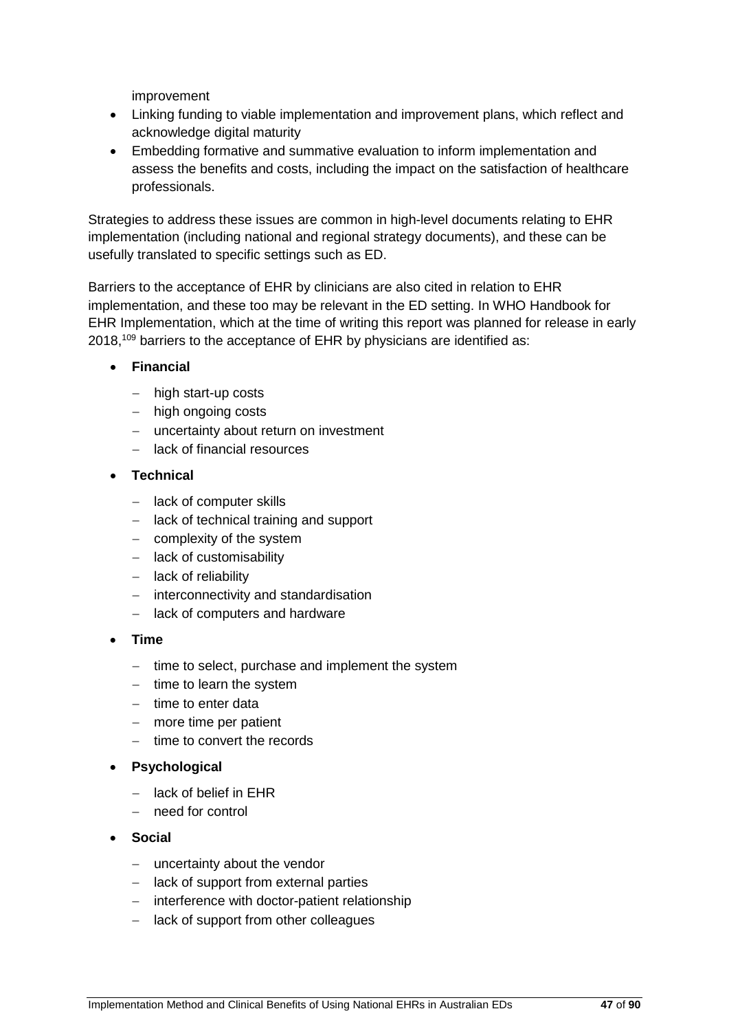improvement

- Linking funding to viable implementation and improvement plans, which reflect and acknowledge digital maturity
- Embedding formative and summative evaluation to inform implementation and assess the benefits and costs, including the impact on the satisfaction of healthcare professionals.

Strategies to address these issues are common in high-level documents relating to EHR implementation (including national and regional strategy documents), and these can be usefully translated to specific settings such as ED.

Barriers to the acceptance of EHR by clinicians are also cited in relation to EHR implementation, and these too may be relevant in the ED setting. In WHO Handbook for EHR Implementation, which at the time of writing this report was planned for release in early 2018,[109] barriers to the acceptance of EHR by physicians are identified as:

- **Financial**
  - high start-up costs
  - high ongoing costs
  - uncertainty about return on investment
  - lack of financial resources
- **Technical**
  - lack of computer skills
  - lack of technical training and support
  - complexity of the system
  - lack of customisability
  - lack of reliability
  - interconnectivity and standardisation
  - lack of computers and hardware
- **Time**
  - time to select, purchase and implement the system
  - time to learn the system
  - time to enter data
  - more time per patient
  - time to convert the records
- **Psychological**
  - lack of belief in EHR
  - need for control
- **Social**
  - uncertainty about the vendor
  - lack of support from external parties
  - interference with doctor-patient relationship
  - lack of support from other colleagues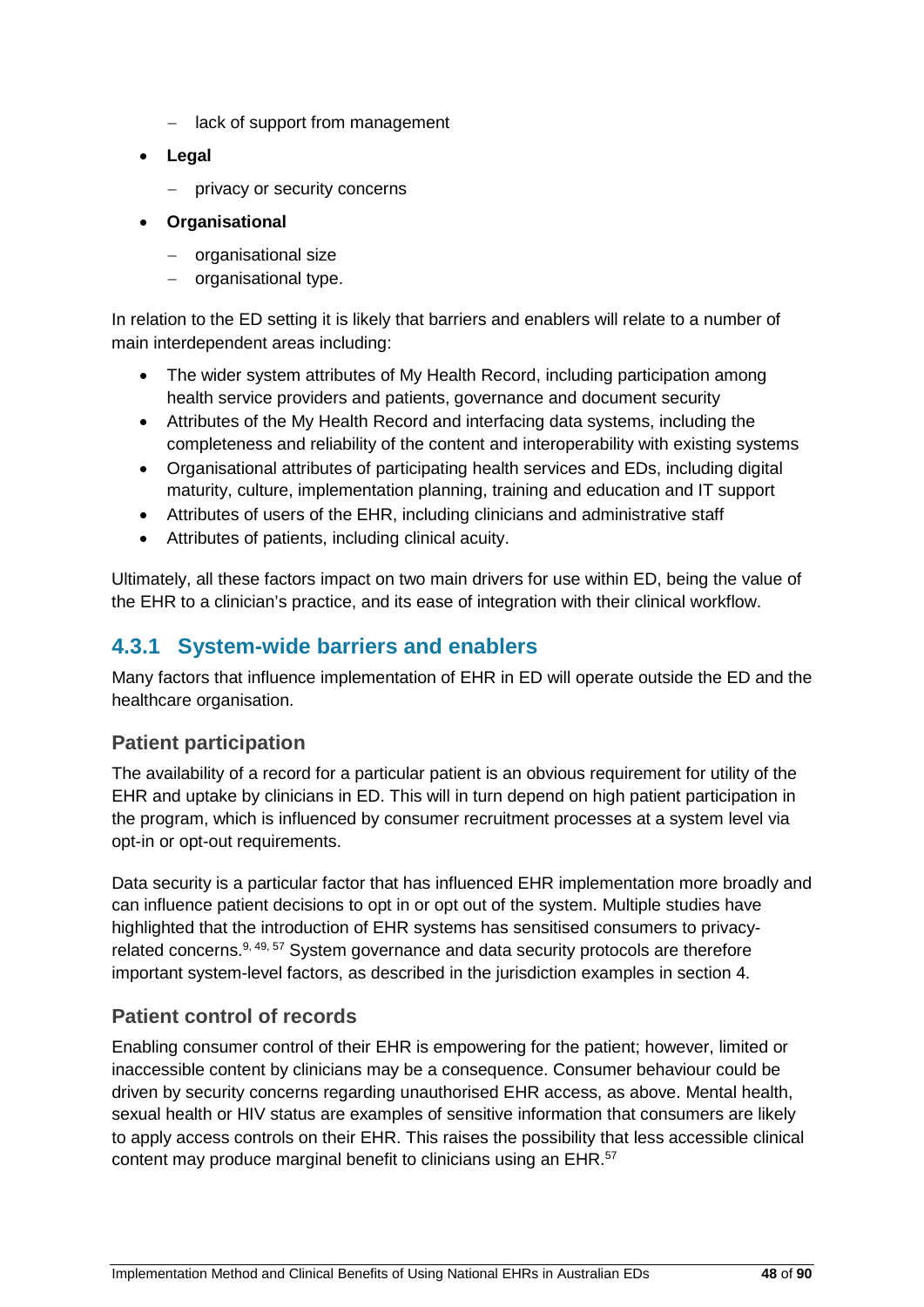- lack of support from management
- **Legal**
  - privacy or security concerns
- **Organisational**
  - organisational size
  - organisational type.

In relation to the ED setting it is likely that barriers and enablers will relate to a number of main interdependent areas including:

- The wider system attributes of My Health Record, including participation among health service providers and patients, governance and document security
- Attributes of the My Health Record and interfacing data systems, including the completeness and reliability of the content and interoperability with existing systems
- Organisational attributes of participating health services and EDs, including digital maturity, culture, implementation planning, training and education and IT support
- Attributes of users of the EHR, including clinicians and administrative staff
- Attributes of patients, including clinical acuity.

Ultimately, all these factors impact on two main drivers for use within ED, being the value of the EHR to a clinician's practice, and its ease of integration with their clinical workflow.

### 4.3.1 System-wide barriers and enablers

Many factors that influence implementation of EHR in ED will operate outside the ED and the healthcare organisation.

#### Patient participation

The availability of a record for a particular patient is an obvious requirement for utility of the EHR and uptake by clinicians in ED. This will in turn depend on high patient participation in the program, which is influenced by consumer recruitment processes at a system level via opt-in or opt-out requirements.

Data security is a particular factor that has influenced EHR implementation more broadly and can influence patient decisions to opt in or opt out of the system. Multiple studies have highlighted that the introduction of EHR systems has sensitised consumers to privacy-related concerns.[9, 49, 57] System governance and data security protocols are therefore important system-level factors, as described in the jurisdiction examples in section 4.

#### Patient control of records

Enabling consumer control of their EHR is empowering for the patient; however, limited or inaccessible content by clinicians may be a consequence. Consumer behaviour could be driven by security concerns regarding unauthorised EHR access, as above. Mental health, sexual health or HIV status are examples of sensitive information that consumers are likely to apply access controls on their EHR. This raises the possibility that less accessible clinical content may produce marginal benefit to clinicians using an EHR.[57]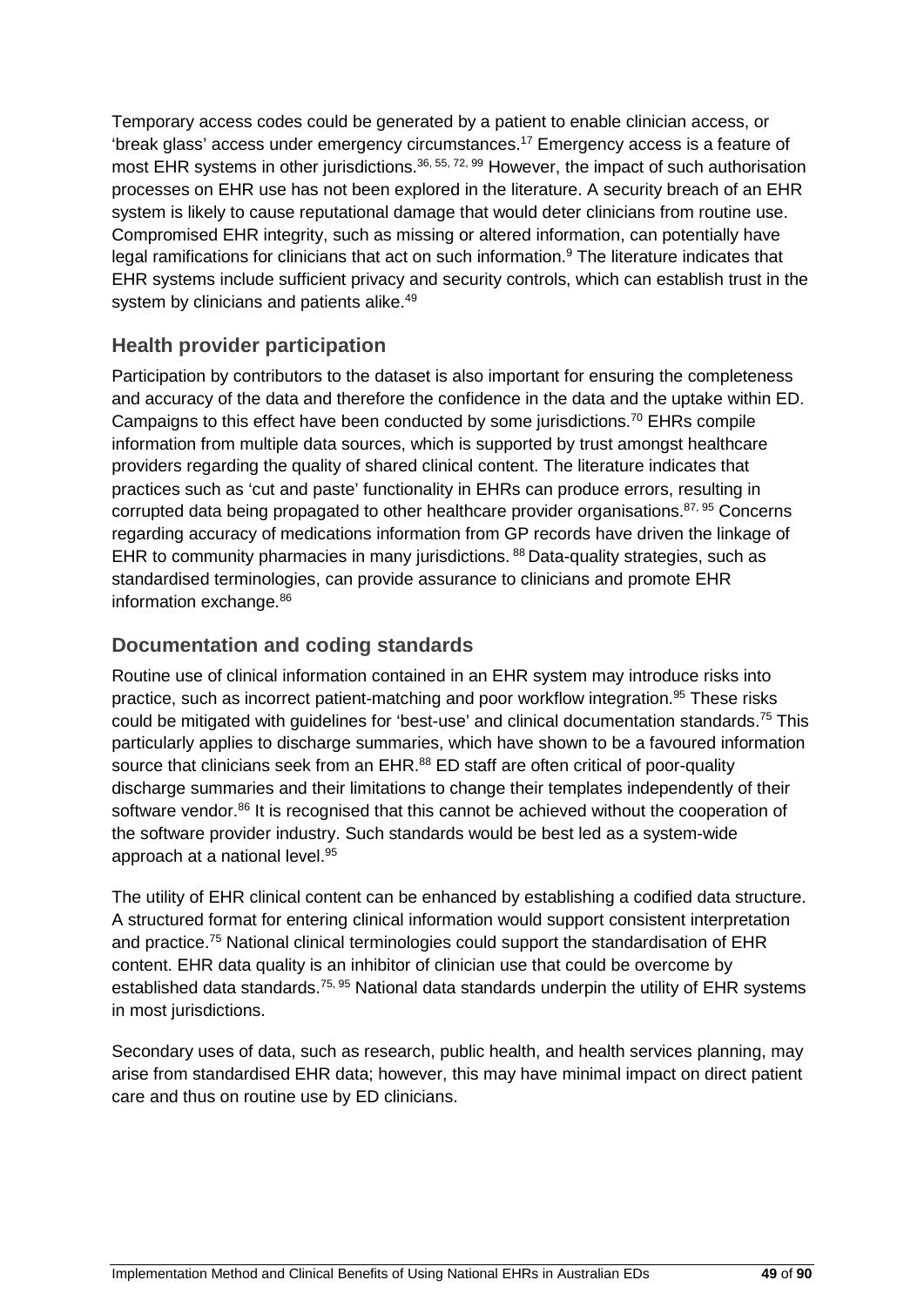Temporary access codes could be generated by a patient to enable clinician access, or 'break glass' access under emergency circumstances.[17] Emergency access is a feature of most EHR systems in other jurisdictions.[36, 55, 72, 99] However, the impact of such authorisation processes on EHR use has not been explored in the literature. A security breach of an EHR system is likely to cause reputational damage that would deter clinicians from routine use. Compromised EHR integrity, such as missing or altered information, can potentially have legal ramifications for clinicians that act on such information.[9] The literature indicates that EHR systems include sufficient privacy and security controls, which can establish trust in the system by clinicians and patients alike.[49]

## Health provider participation

Participation by contributors to the dataset is also important for ensuring the completeness and accuracy of the data and therefore the confidence in the data and the uptake within ED. Campaigns to this effect have been conducted by some jurisdictions.[70] EHRs compile information from multiple data sources, which is supported by trust amongst healthcare providers regarding the quality of shared clinical content. The literature indicates that practices such as 'cut and paste' functionality in EHRs can produce errors, resulting in corrupted data being propagated to other healthcare provider organisations.[87, 95] Concerns regarding accuracy of medications information from GP records have driven the linkage of EHR to community pharmacies in many jurisdictions. [88] Data-quality strategies, such as standardised terminologies, can provide assurance to clinicians and promote EHR information exchange.[86]

## Documentation and coding standards

Routine use of clinical information contained in an EHR system may introduce risks into practice, such as incorrect patient-matching and poor workflow integration.[95] These risks could be mitigated with guidelines for 'best-use' and clinical documentation standards.[75] This particularly applies to discharge summaries, which have shown to be a favoured information source that clinicians seek from an EHR.[88] ED staff are often critical of poor-quality discharge summaries and their limitations to change their templates independently of their software vendor.[86] It is recognised that this cannot be achieved without the cooperation of the software provider industry. Such standards would be best led as a system-wide approach at a national level.[95]

The utility of EHR clinical content can be enhanced by establishing a codified data structure. A structured format for entering clinical information would support consistent interpretation and practice.[75] National clinical terminologies could support the standardisation of EHR content. EHR data quality is an inhibitor of clinician use that could be overcome by established data standards.[75, 95] National data standards underpin the utility of EHR systems in most jurisdictions.

Secondary uses of data, such as research, public health, and health services planning, may arise from standardised EHR data; however, this may have minimal impact on direct patient care and thus on routine use by ED clinicians.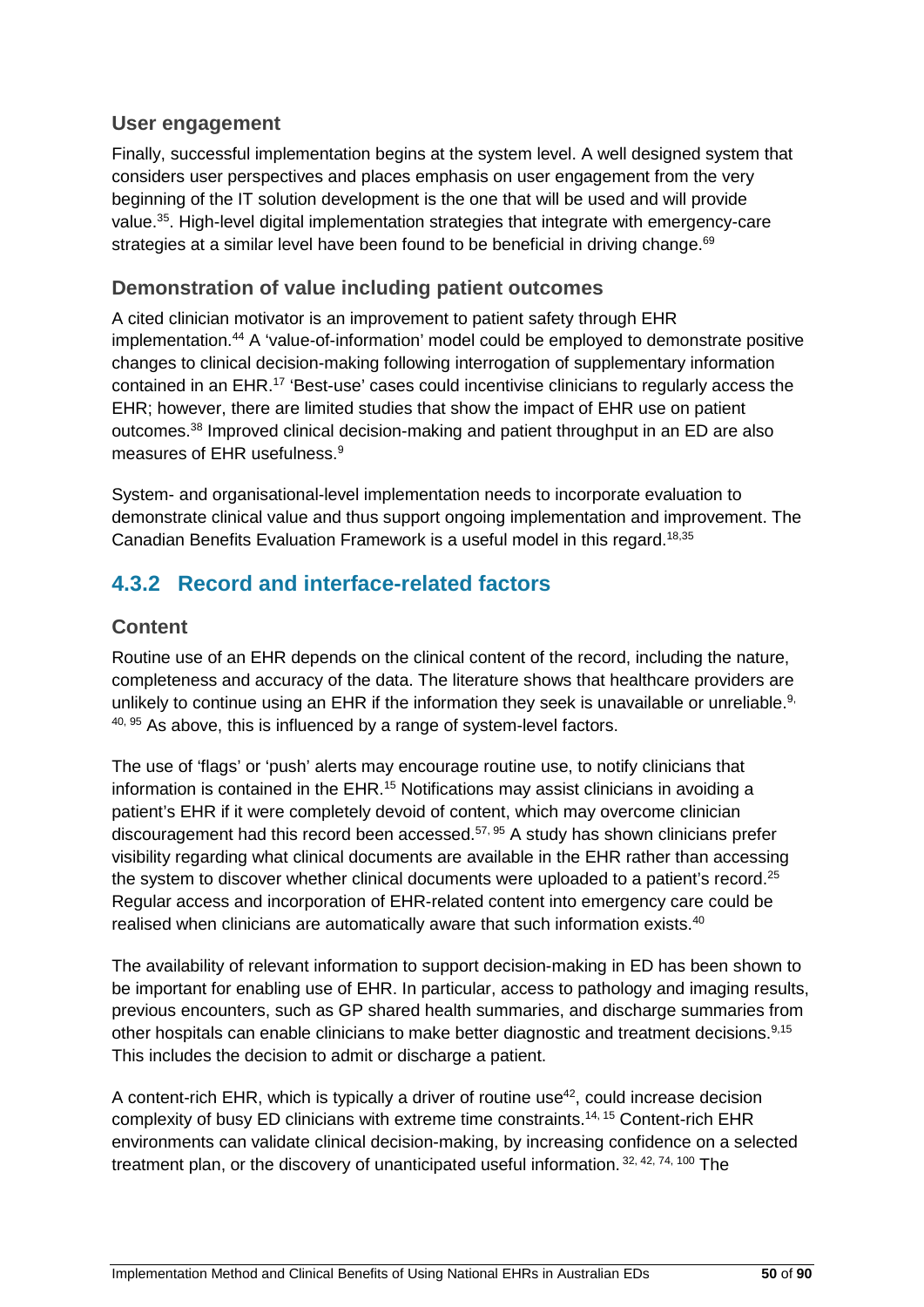### User engagement

Finally, successful implementation begins at the system level. A well designed system that considers user perspectives and places emphasis on user engagement from the very beginning of the IT solution development is the one that will be used and will provide value.[35]. High-level digital implementation strategies that integrate with emergency-care strategies at a similar level have been found to be beneficial in driving change.[69]

### Demonstration of value including patient outcomes

A cited clinician motivator is an improvement to patient safety through EHR implementation.[44] A 'value-of-information' model could be employed to demonstrate positive changes to clinical decision-making following interrogation of supplementary information contained in an EHR.[17] 'Best-use' cases could incentivise clinicians to regularly access the EHR; however, there are limited studies that show the impact of EHR use on patient outcomes.[38] Improved clinical decision-making and patient throughput in an ED are also measures of EHR usefulness.[9]

System- and organisational-level implementation needs to incorporate evaluation to demonstrate clinical value and thus support ongoing implementation and improvement. The Canadian Benefits Evaluation Framework is a useful model in this regard.[18,35]

## 4.3.2 Record and interface-related factors

### Content

Routine use of an EHR depends on the clinical content of the record, including the nature, completeness and accuracy of the data. The literature shows that healthcare providers are unlikely to continue using an EHR if the information they seek is unavailable or unreliable.[9, 40, 95] As above, this is influenced by a range of system-level factors.

The use of 'flags' or 'push' alerts may encourage routine use, to notify clinicians that information is contained in the EHR.[15] Notifications may assist clinicians in avoiding a patient's EHR if it were completely devoid of content, which may overcome clinician discouragement had this record been accessed.[57, 95] A study has shown clinicians prefer visibility regarding what clinical documents are available in the EHR rather than accessing the system to discover whether clinical documents were uploaded to a patient's record.[25] Regular access and incorporation of EHR-related content into emergency care could be realised when clinicians are automatically aware that such information exists.[40]

The availability of relevant information to support decision-making in ED has been shown to be important for enabling use of EHR. In particular, access to pathology and imaging results, previous encounters, such as GP shared health summaries, and discharge summaries from other hospitals can enable clinicians to make better diagnostic and treatment decisions.[9,15] This includes the decision to admit or discharge a patient.

A content-rich EHR, which is typically a driver of routine use[42], could increase decision complexity of busy ED clinicians with extreme time constraints.[14, 15] Content-rich EHR environments can validate clinical decision-making, by increasing confidence on a selected treatment plan, or the discovery of unanticipated useful information.[32, 42, 74, 100] The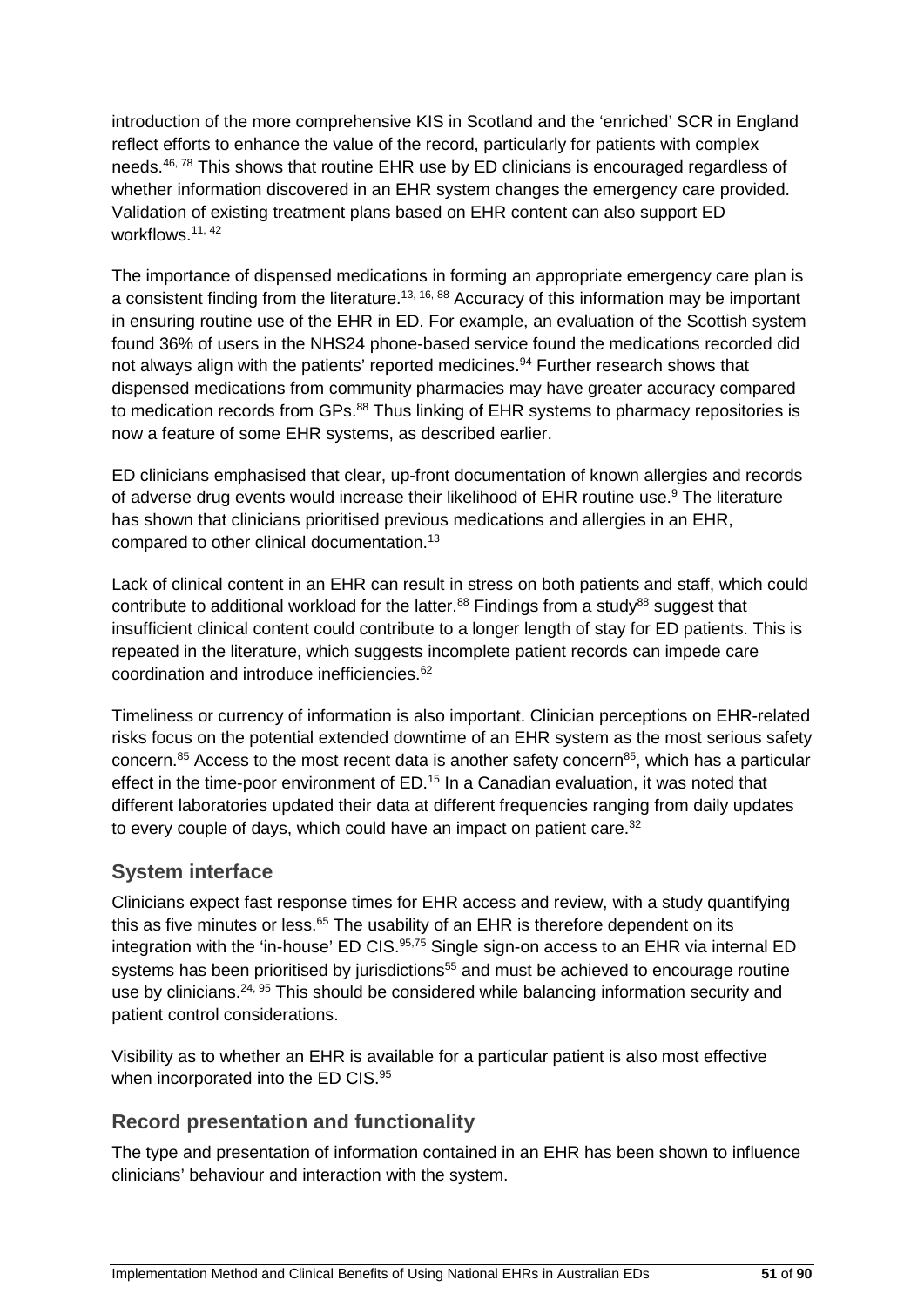introduction of the more comprehensive KIS in Scotland and the 'enriched' SCR in England reflect efforts to enhance the value of the record, particularly for patients with complex needs.[46, 78] This shows that routine EHR use by ED clinicians is encouraged regardless of whether information discovered in an EHR system changes the emergency care provided. Validation of existing treatment plans based on EHR content can also support ED workflows.[11, 42]

The importance of dispensed medications in forming an appropriate emergency care plan is a consistent finding from the literature.[13, 16, 88] Accuracy of this information may be important in ensuring routine use of the EHR in ED. For example, an evaluation of the Scottish system found 36% of users in the NHS24 phone-based service found the medications recorded did not always align with the patients' reported medicines.[94] Further research shows that dispensed medications from community pharmacies may have greater accuracy compared to medication records from GPs.[88] Thus linking of EHR systems to pharmacy repositories is now a feature of some EHR systems, as described earlier.

ED clinicians emphasised that clear, up-front documentation of known allergies and records of adverse drug events would increase their likelihood of EHR routine use.[9] The literature has shown that clinicians prioritised previous medications and allergies in an EHR, compared to other clinical documentation.[13]

Lack of clinical content in an EHR can result in stress on both patients and staff, which could contribute to additional workload for the latter.[88] Findings from a study[88] suggest that insufficient clinical content could contribute to a longer length of stay for ED patients. This is repeated in the literature, which suggests incomplete patient records can impede care coordination and introduce inefficiencies.[62]

Timeliness or currency of information is also important. Clinician perceptions on EHR-related risks focus on the potential extended downtime of an EHR system as the most serious safety concern.[85] Access to the most recent data is another safety concern[85], which has a particular effect in the time-poor environment of ED.[15] In a Canadian evaluation, it was noted that different laboratories updated their data at different frequencies ranging from daily updates to every couple of days, which could have an impact on patient care.[32]

## System interface

Clinicians expect fast response times for EHR access and review, with a study quantifying this as five minutes or less.[65] The usability of an EHR is therefore dependent on its integration with the 'in-house' ED CIS.[95,75] Single sign-on access to an EHR via internal ED systems has been prioritised by jurisdictions[55] and must be achieved to encourage routine use by clinicians.[24, 95] This should be considered while balancing information security and patient control considerations.

Visibility as to whether an EHR is available for a particular patient is also most effective when incorporated into the ED CIS.[95]

## Record presentation and functionality

The type and presentation of information contained in an EHR has been shown to influence clinicians' behaviour and interaction with the system.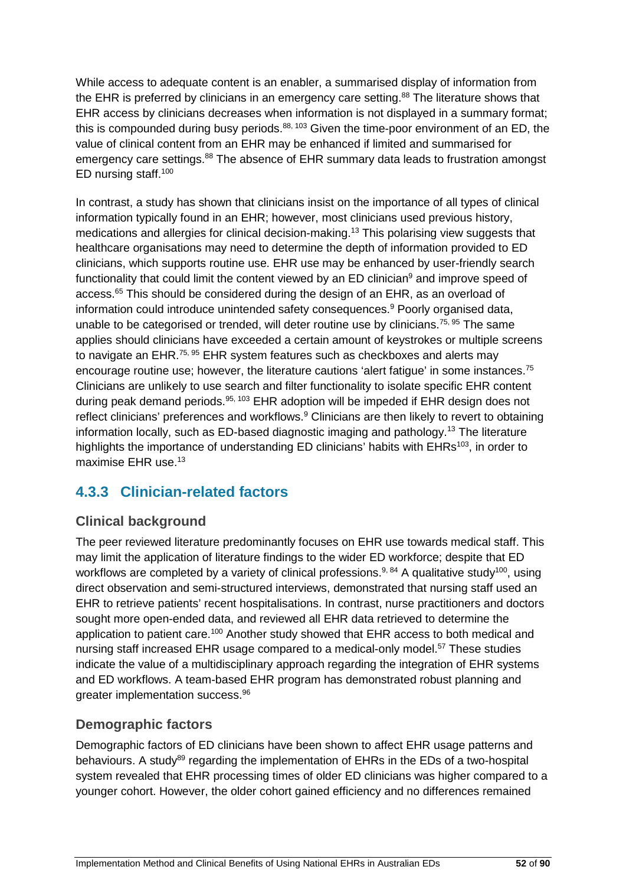While access to adequate content is an enabler, a summarised display of information from the EHR is preferred by clinicians in an emergency care setting.[88] The literature shows that EHR access by clinicians decreases when information is not displayed in a summary format; this is compounded during busy periods.[88, 103] Given the time-poor environment of an ED, the value of clinical content from an EHR may be enhanced if limited and summarised for emergency care settings.[88] The absence of EHR summary data leads to frustration amongst ED nursing staff.[100]

In contrast, a study has shown that clinicians insist on the importance of all types of clinical information typically found in an EHR; however, most clinicians used previous history, medications and allergies for clinical decision-making.[13] This polarising view suggests that healthcare organisations may need to determine the depth of information provided to ED clinicians, which supports routine use. EHR use may be enhanced by user-friendly search functionality that could limit the content viewed by an ED clinician[9] and improve speed of access.[65] This should be considered during the design of an EHR, as an overload of information could introduce unintended safety consequences.[9] Poorly organised data, unable to be categorised or trended, will deter routine use by clinicians.[75, 95] The same applies should clinicians have exceeded a certain amount of keystrokes or multiple screens to navigate an EHR.[75, 95] EHR system features such as checkboxes and alerts may encourage routine use; however, the literature cautions 'alert fatigue' in some instances.[75] Clinicians are unlikely to use search and filter functionality to isolate specific EHR content during peak demand periods.[95, 103] EHR adoption will be impeded if EHR design does not reflect clinicians' preferences and workflows.[9] Clinicians are then likely to revert to obtaining information locally, such as ED-based diagnostic imaging and pathology.[13] The literature highlights the importance of understanding ED clinicians' habits with EHRs[103], in order to maximise EHR use.[13]

### 4.3.3 Clinician-related factors

#### Clinical background

The peer reviewed literature predominantly focuses on EHR use towards medical staff. This may limit the application of literature findings to the wider ED workforce; despite that ED workflows are completed by a variety of clinical professions.[9, 84] A qualitative study[100], using direct observation and semi-structured interviews, demonstrated that nursing staff used an EHR to retrieve patients' recent hospitalisations. In contrast, nurse practitioners and doctors sought more open-ended data, and reviewed all EHR data retrieved to determine the application to patient care.[100] Another study showed that EHR access to both medical and nursing staff increased EHR usage compared to a medical-only model.[57] These studies indicate the value of a multidisciplinary approach regarding the integration of EHR systems and ED workflows. A team-based EHR program has demonstrated robust planning and greater implementation success.[96]

#### Demographic factors

Demographic factors of ED clinicians have been shown to affect EHR usage patterns and behaviours. A study[89] regarding the implementation of EHRs in the EDs of a two-hospital system revealed that EHR processing times of older ED clinicians was higher compared to a younger cohort. However, the older cohort gained efficiency and no differences remained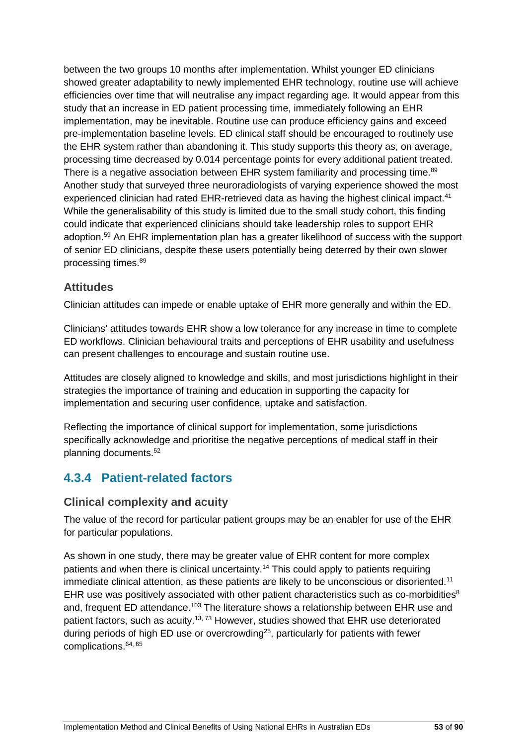between the two groups 10 months after implementation. Whilst younger ED clinicians showed greater adaptability to newly implemented EHR technology, routine use will achieve efficiencies over time that will neutralise any impact regarding age. It would appear from this study that an increase in ED patient processing time, immediately following an EHR implementation, may be inevitable. Routine use can produce efficiency gains and exceed pre-implementation baseline levels. ED clinical staff should be encouraged to routinely use the EHR system rather than abandoning it. This study supports this theory as, on average, processing time decreased by 0.014 percentage points for every additional patient treated. There is a negative association between EHR system familiarity and processing time.[89] Another study that surveyed three neuroradiologists of varying experience showed the most experienced clinician had rated EHR-retrieved data as having the highest clinical impact.[41] While the generalisability of this study is limited due to the small study cohort, this finding could indicate that experienced clinicians should take leadership roles to support EHR adoption.[59] An EHR implementation plan has a greater likelihood of success with the support of senior ED clinicians, despite these users potentially being deterred by their own slower processing times.[89]

### Attitudes

Clinician attitudes can impede or enable uptake of EHR more generally and within the ED.

Clinicians' attitudes towards EHR show a low tolerance for any increase in time to complete ED workflows. Clinician behavioural traits and perceptions of EHR usability and usefulness can present challenges to encourage and sustain routine use.

Attitudes are closely aligned to knowledge and skills, and most jurisdictions highlight in their strategies the importance of training and education in supporting the capacity for implementation and securing user confidence, uptake and satisfaction.

Reflecting the importance of clinical support for implementation, some jurisdictions specifically acknowledge and prioritise the negative perceptions of medical staff in their planning documents.[52]

## 4.3.4 Patient-related factors

### Clinical complexity and acuity

The value of the record for particular patient groups may be an enabler for use of the EHR for particular populations.

As shown in one study, there may be greater value of EHR content for more complex patients and when there is clinical uncertainty.[14] This could apply to patients requiring immediate clinical attention, as these patients are likely to be unconscious or disoriented.[11] EHR use was positively associated with other patient characteristics such as co-morbidities[8] and, frequent ED attendance.[103] The literature shows a relationship between EHR use and patient factors, such as acuity.[13, 73] However, studies showed that EHR use deteriorated during periods of high ED use or overcrowding[25], particularly for patients with fewer complications.[64, 65]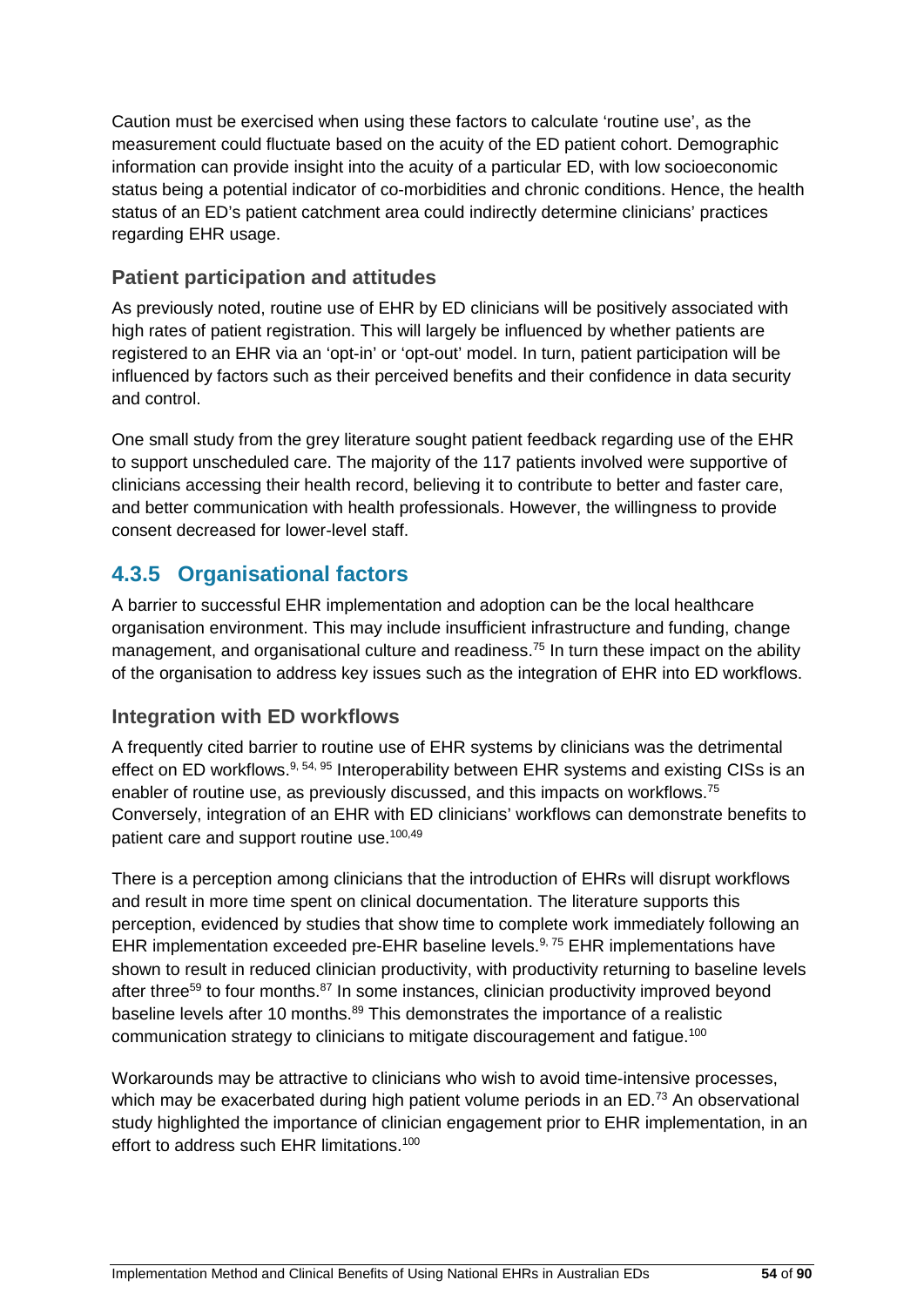Caution must be exercised when using these factors to calculate 'routine use', as the measurement could fluctuate based on the acuity of the ED patient cohort. Demographic information can provide insight into the acuity of a particular ED, with low socioeconomic status being a potential indicator of co-morbidities and chronic conditions. Hence, the health status of an ED's patient catchment area could indirectly determine clinicians' practices regarding EHR usage.

### Patient participation and attitudes

As previously noted, routine use of EHR by ED clinicians will be positively associated with high rates of patient registration. This will largely be influenced by whether patients are registered to an EHR via an 'opt-in' or 'opt-out' model. In turn, patient participation will be influenced by factors such as their perceived benefits and their confidence in data security and control.

One small study from the grey literature sought patient feedback regarding use of the EHR to support unscheduled care. The majority of the 117 patients involved were supportive of clinicians accessing their health record, believing it to contribute to better and faster care, and better communication with health professionals. However, the willingness to provide consent decreased for lower-level staff.

## 4.3.5 Organisational factors

A barrier to successful EHR implementation and adoption can be the local healthcare organisation environment. This may include insufficient infrastructure and funding, change management, and organisational culture and readiness.[75] In turn these impact on the ability of the organisation to address key issues such as the integration of EHR into ED workflows.

### Integration with ED workflows

A frequently cited barrier to routine use of EHR systems by clinicians was the detrimental effect on ED workflows.[9, 54, 95] Interoperability between EHR systems and existing CISs is an enabler of routine use, as previously discussed, and this impacts on workflows.[75] Conversely, integration of an EHR with ED clinicians' workflows can demonstrate benefits to patient care and support routine use.[100,49]

There is a perception among clinicians that the introduction of EHRs will disrupt workflows and result in more time spent on clinical documentation. The literature supports this perception, evidenced by studies that show time to complete work immediately following an EHR implementation exceeded pre-EHR baseline levels.[9, 75] EHR implementations have shown to result in reduced clinician productivity, with productivity returning to baseline levels after three[59] to four months.[87] In some instances, clinician productivity improved beyond baseline levels after 10 months.[89] This demonstrates the importance of a realistic communication strategy to clinicians to mitigate discouragement and fatigue.[100]

Workarounds may be attractive to clinicians who wish to avoid time-intensive processes, which may be exacerbated during high patient volume periods in an ED.[73] An observational study highlighted the importance of clinician engagement prior to EHR implementation, in an effort to address such EHR limitations.[100]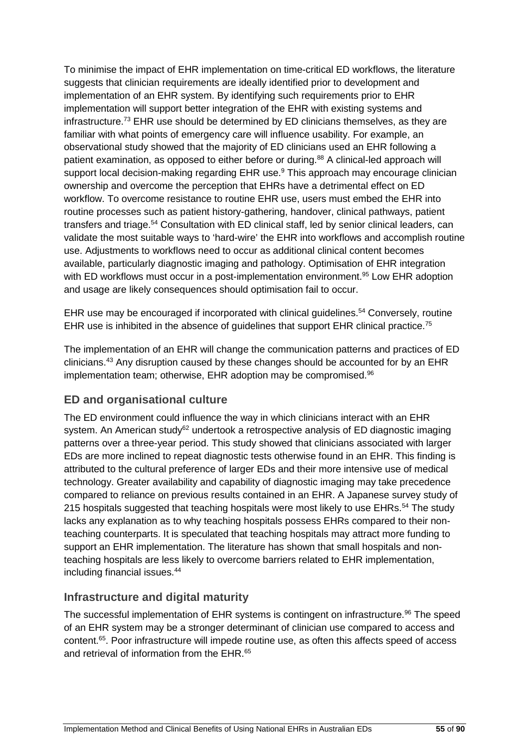To minimise the impact of EHR implementation on time-critical ED workflows, the literature suggests that clinician requirements are ideally identified prior to development and implementation of an EHR system. By identifying such requirements prior to EHR implementation will support better integration of the EHR with existing systems and infrastructure.[73] EHR use should be determined by ED clinicians themselves, as they are familiar with what points of emergency care will influence usability. For example, an observational study showed that the majority of ED clinicians used an EHR following a patient examination, as opposed to either before or during.[88] A clinical-led approach will support local decision-making regarding EHR use.[9] This approach may encourage clinician ownership and overcome the perception that EHRs have a detrimental effect on ED workflow. To overcome resistance to routine EHR use, users must embed the EHR into routine processes such as patient history-gathering, handover, clinical pathways, patient transfers and triage.[54] Consultation with ED clinical staff, led by senior clinical leaders, can validate the most suitable ways to 'hard-wire' the EHR into workflows and accomplish routine use. Adjustments to workflows need to occur as additional clinical content becomes available, particularly diagnostic imaging and pathology. Optimisation of EHR integration with ED workflows must occur in a post-implementation environment.[95] Low EHR adoption and usage are likely consequences should optimisation fail to occur.

EHR use may be encouraged if incorporated with clinical guidelines.[54] Conversely, routine EHR use is inhibited in the absence of guidelines that support EHR clinical practice.[75]

The implementation of an EHR will change the communication patterns and practices of ED clinicians.[43] Any disruption caused by these changes should be accounted for by an EHR implementation team; otherwise, EHR adoption may be compromised.[96]

## ED and organisational culture

The ED environment could influence the way in which clinicians interact with an EHR system. An American study[62] undertook a retrospective analysis of ED diagnostic imaging patterns over a three-year period. This study showed that clinicians associated with larger EDs are more inclined to repeat diagnostic tests otherwise found in an EHR. This finding is attributed to the cultural preference of larger EDs and their more intensive use of medical technology. Greater availability and capability of diagnostic imaging may take precedence compared to reliance on previous results contained in an EHR. A Japanese survey study of 215 hospitals suggested that teaching hospitals were most likely to use EHRs.[54] The study lacks any explanation as to why teaching hospitals possess EHRs compared to their non-teaching counterparts. It is speculated that teaching hospitals may attract more funding to support an EHR implementation. The literature has shown that small hospitals and non-teaching hospitals are less likely to overcome barriers related to EHR implementation, including financial issues.[44]

## Infrastructure and digital maturity

The successful implementation of EHR systems is contingent on infrastructure.[96] The speed of an EHR system may be a stronger determinant of clinician use compared to access and content.[65]. Poor infrastructure will impede routine use, as often this affects speed of access and retrieval of information from the EHR.[65]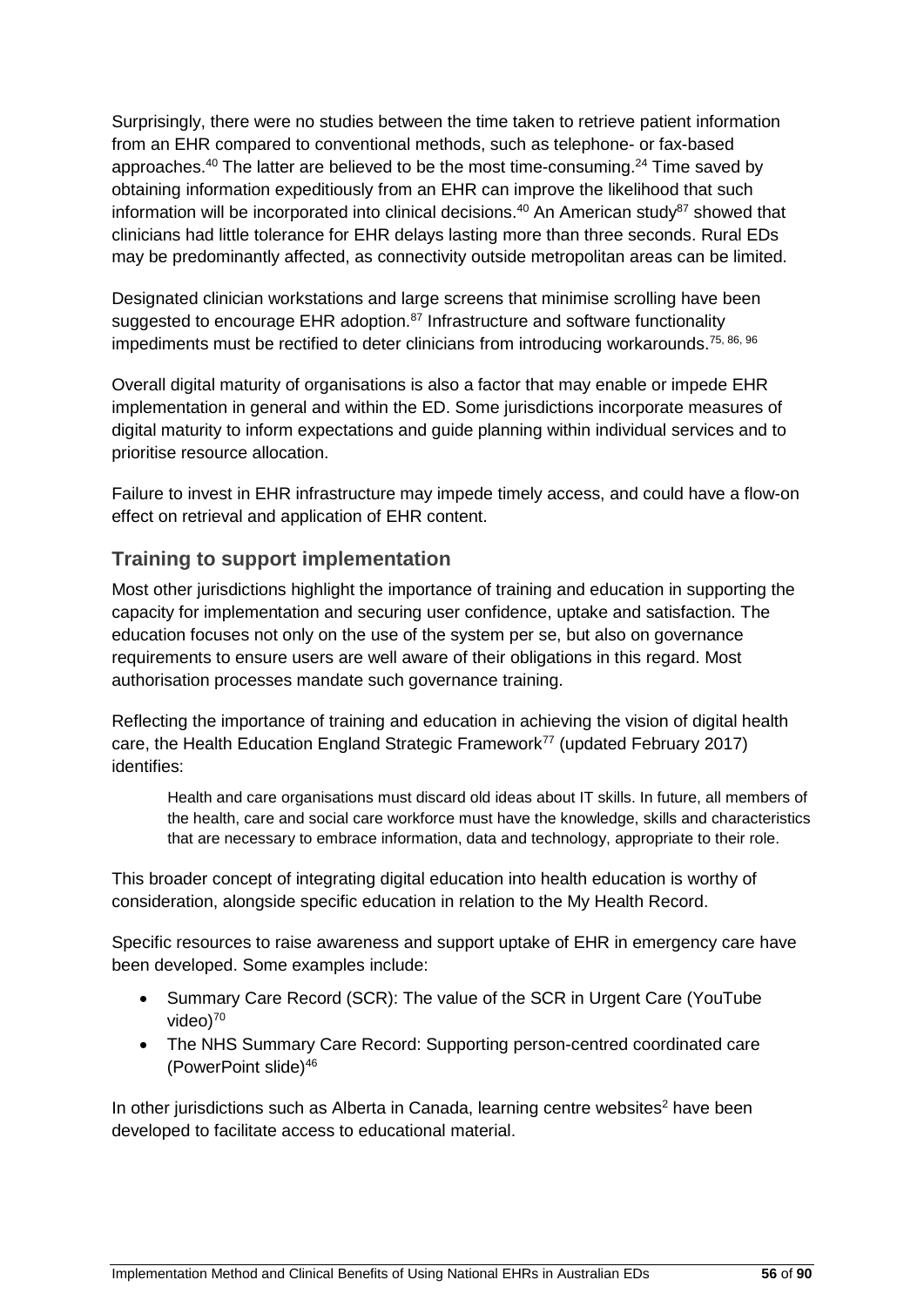Surprisingly, there were no studies between the time taken to retrieve patient information from an EHR compared to conventional methods, such as telephone- or fax-based approaches.[40] The latter are believed to be the most time-consuming.[24] Time saved by obtaining information expeditiously from an EHR can improve the likelihood that such information will be incorporated into clinical decisions.[40] An American study[87] showed that clinicians had little tolerance for EHR delays lasting more than three seconds. Rural EDs may be predominantly affected, as connectivity outside metropolitan areas can be limited.

Designated clinician workstations and large screens that minimise scrolling have been suggested to encourage EHR adoption.[87] Infrastructure and software functionality impediments must be rectified to deter clinicians from introducing workarounds.[75, 86, 96]

Overall digital maturity of organisations is also a factor that may enable or impede EHR implementation in general and within the ED. Some jurisdictions incorporate measures of digital maturity to inform expectations and guide planning within individual services and to prioritise resource allocation.

Failure to invest in EHR infrastructure may impede timely access, and could have a flow-on effect on retrieval and application of EHR content.

## Training to support implementation

Most other jurisdictions highlight the importance of training and education in supporting the capacity for implementation and securing user confidence, uptake and satisfaction. The education focuses not only on the use of the system per se, but also on governance requirements to ensure users are well aware of their obligations in this regard. Most authorisation processes mandate such governance training.

Reflecting the importance of training and education in achieving the vision of digital health care, the Health Education England Strategic Framework[77] (updated February 2017) identifies:

> Health and care organisations must discard old ideas about IT skills. In future, all members of the health, care and social care workforce must have the knowledge, skills and characteristics that are necessary to embrace information, data and technology, appropriate to their role.

This broader concept of integrating digital education into health education is worthy of consideration, alongside specific education in relation to the My Health Record.

Specific resources to raise awareness and support uptake of EHR in emergency care have been developed. Some examples include:

- Summary Care Record (SCR): The value of the SCR in Urgent Care (YouTube video)[70]
- The NHS Summary Care Record: Supporting person-centred coordinated care (PowerPoint slide)[46]

In other jurisdictions such as Alberta in Canada, learning centre websites[2] have been developed to facilitate access to educational material.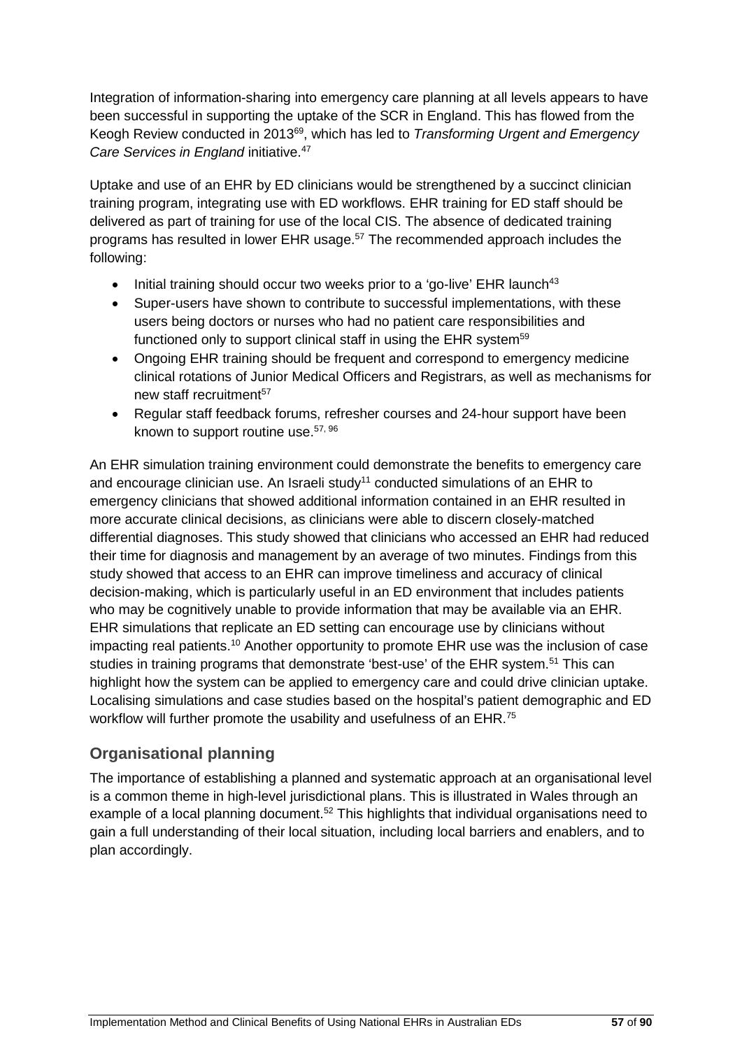Integration of information-sharing into emergency care planning at all levels appears to have been successful in supporting the uptake of the SCR in England. This has flowed from the Keogh Review conducted in 2013[69], which has led to *Transforming Urgent and Emergency Care Services in England* initiative.[47]

Uptake and use of an EHR by ED clinicians would be strengthened by a succinct clinician training program, integrating use with ED workflows. EHR training for ED staff should be delivered as part of training for use of the local CIS. The absence of dedicated training programs has resulted in lower EHR usage.[57] The recommended approach includes the following:

- Initial training should occur two weeks prior to a 'go-live' EHR launch[43]
- Super-users have shown to contribute to successful implementations, with these users being doctors or nurses who had no patient care responsibilities and functioned only to support clinical staff in using the EHR system[59]
- Ongoing EHR training should be frequent and correspond to emergency medicine clinical rotations of Junior Medical Officers and Registrars, as well as mechanisms for new staff recruitment[57]
- Regular staff feedback forums, refresher courses and 24-hour support have been known to support routine use.[57, 96]

An EHR simulation training environment could demonstrate the benefits to emergency care and encourage clinician use. An Israeli study[11] conducted simulations of an EHR to emergency clinicians that showed additional information contained in an EHR resulted in more accurate clinical decisions, as clinicians were able to discern closely-matched differential diagnoses. This study showed that clinicians who accessed an EHR had reduced their time for diagnosis and management by an average of two minutes. Findings from this study showed that access to an EHR can improve timeliness and accuracy of clinical decision-making, which is particularly useful in an ED environment that includes patients who may be cognitively unable to provide information that may be available via an EHR. EHR simulations that replicate an ED setting can encourage use by clinicians without impacting real patients.[10] Another opportunity to promote EHR use was the inclusion of case studies in training programs that demonstrate 'best-use' of the EHR system.[51] This can highlight how the system can be applied to emergency care and could drive clinician uptake. Localising simulations and case studies based on the hospital's patient demographic and ED workflow will further promote the usability and usefulness of an EHR.[75]

## Organisational planning

The importance of establishing a planned and systematic approach at an organisational level is a common theme in high-level jurisdictional plans. This is illustrated in Wales through an example of a local planning document.[52] This highlights that individual organisations need to gain a full understanding of their local situation, including local barriers and enablers, and to plan accordingly.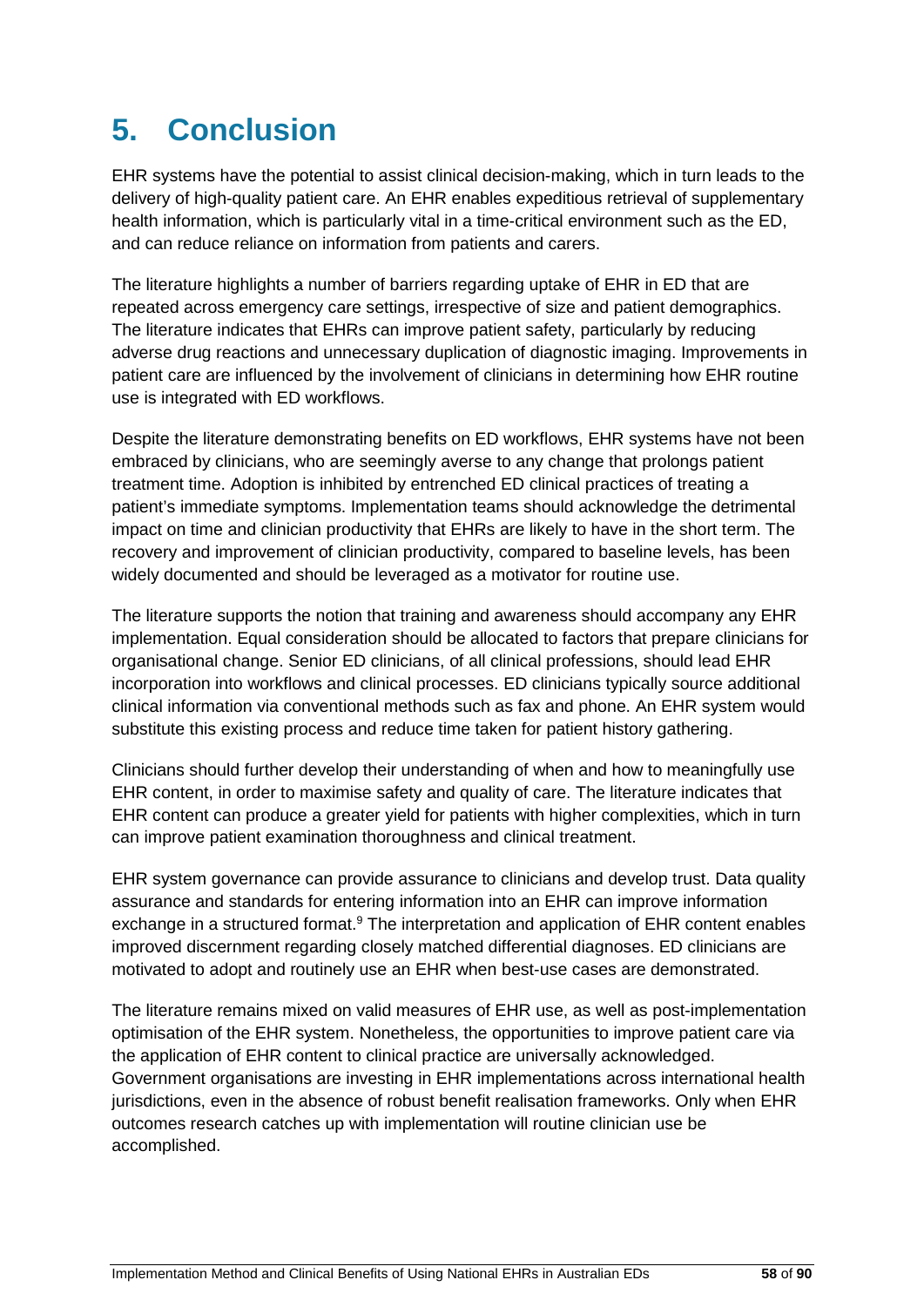# 5. Conclusion

EHR systems have the potential to assist clinical decision-making, which in turn leads to the delivery of high-quality patient care. An EHR enables expeditious retrieval of supplementary health information, which is particularly vital in a time-critical environment such as the ED, and can reduce reliance on information from patients and carers.

The literature highlights a number of barriers regarding uptake of EHR in ED that are repeated across emergency care settings, irrespective of size and patient demographics. The literature indicates that EHRs can improve patient safety, particularly by reducing adverse drug reactions and unnecessary duplication of diagnostic imaging. Improvements in patient care are influenced by the involvement of clinicians in determining how EHR routine use is integrated with ED workflows.

Despite the literature demonstrating benefits on ED workflows, EHR systems have not been embraced by clinicians, who are seemingly averse to any change that prolongs patient treatment time. Adoption is inhibited by entrenched ED clinical practices of treating a patient's immediate symptoms. Implementation teams should acknowledge the detrimental impact on time and clinician productivity that EHRs are likely to have in the short term. The recovery and improvement of clinician productivity, compared to baseline levels, has been widely documented and should be leveraged as a motivator for routine use.

The literature supports the notion that training and awareness should accompany any EHR implementation. Equal consideration should be allocated to factors that prepare clinicians for organisational change. Senior ED clinicians, of all clinical professions, should lead EHR incorporation into workflows and clinical processes. ED clinicians typically source additional clinical information via conventional methods such as fax and phone. An EHR system would substitute this existing process and reduce time taken for patient history gathering.

Clinicians should further develop their understanding of when and how to meaningfully use EHR content, in order to maximise safety and quality of care. The literature indicates that EHR content can produce a greater yield for patients with higher complexities, which in turn can improve patient examination thoroughness and clinical treatment.

EHR system governance can provide assurance to clinicians and develop trust. Data quality assurance and standards for entering information into an EHR can improve information exchange in a structured format.[9] The interpretation and application of EHR content enables improved discernment regarding closely matched differential diagnoses. ED clinicians are motivated to adopt and routinely use an EHR when best-use cases are demonstrated.

The literature remains mixed on valid measures of EHR use, as well as post-implementation optimisation of the EHR system. Nonetheless, the opportunities to improve patient care via the application of EHR content to clinical practice are universally acknowledged. Government organisations are investing in EHR implementations across international health jurisdictions, even in the absence of robust benefit realisation frameworks. Only when EHR outcomes research catches up with implementation will routine clinician use be accomplished.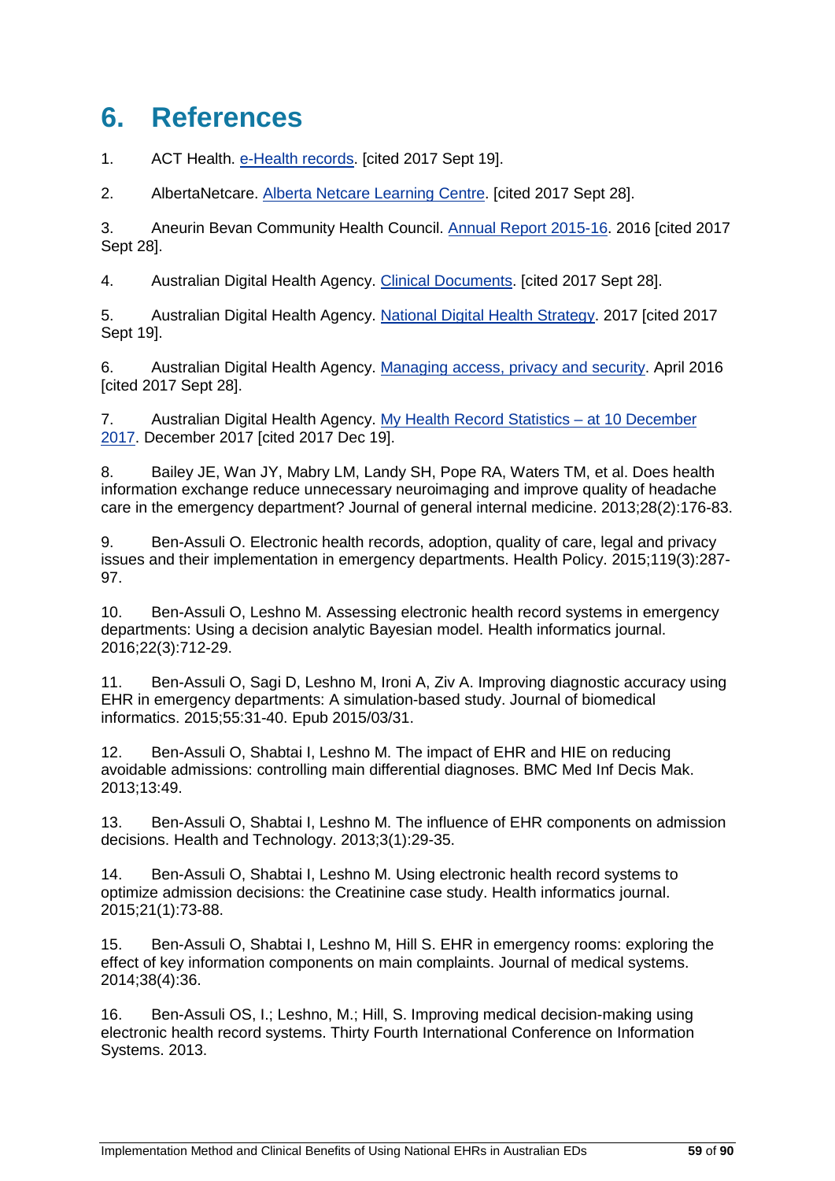# 6. References

1. ACT Health. e-Health records. [cited 2017 Sept 19].

2. AlbertaNetcare. Alberta Netcare Learning Centre. [cited 2017 Sept 28].

3. Aneurin Bevan Community Health Council. Annual Report 2015-16. 2016 [cited 2017 Sept 28].

4. Australian Digital Health Agency. Clinical Documents. [cited 2017 Sept 28].

5. Australian Digital Health Agency. National Digital Health Strategy. 2017 [cited 2017 Sept 19].

6. Australian Digital Health Agency. Managing access, privacy and security. April 2016 [cited 2017 Sept 28].

7. Australian Digital Health Agency. My Health Record Statistics – at 10 December 2017. December 2017 [cited 2017 Dec 19].

8. Bailey JE, Wan JY, Mabry LM, Landy SH, Pope RA, Waters TM, et al. Does health information exchange reduce unnecessary neuroimaging and improve quality of headache care in the emergency department? Journal of general internal medicine. 2013;28(2):176-83.

9. Ben-Assuli O. Electronic health records, adoption, quality of care, legal and privacy issues and their implementation in emergency departments. Health Policy. 2015;119(3):287-97.

10. Ben-Assuli O, Leshno M. Assessing electronic health record systems in emergency departments: Using a decision analytic Bayesian model. Health informatics journal. 2016;22(3):712-29.

11. Ben-Assuli O, Sagi D, Leshno M, Ironi A, Ziv A. Improving diagnostic accuracy using EHR in emergency departments: A simulation-based study. Journal of biomedical informatics. 2015;55:31-40. Epub 2015/03/31.

12. Ben-Assuli O, Shabtai I, Leshno M. The impact of EHR and HIE on reducing avoidable admissions: controlling main differential diagnoses. BMC Med Inf Decis Mak. 2013;13:49.

13. Ben-Assuli O, Shabtai I, Leshno M. The influence of EHR components on admission decisions. Health and Technology. 2013;3(1):29-35.

14. Ben-Assuli O, Shabtai I, Leshno M. Using electronic health record systems to optimize admission decisions: the Creatinine case study. Health informatics journal. 2015;21(1):73-88.

15. Ben-Assuli O, Shabtai I, Leshno M, Hill S. EHR in emergency rooms: exploring the effect of key information components on main complaints. Journal of medical systems. 2014;38(4):36.

16. Ben-Assuli OS, I.; Leshno, M.; Hill, S. Improving medical decision-making using electronic health record systems. Thirty Fourth International Conference on Information Systems. 2013.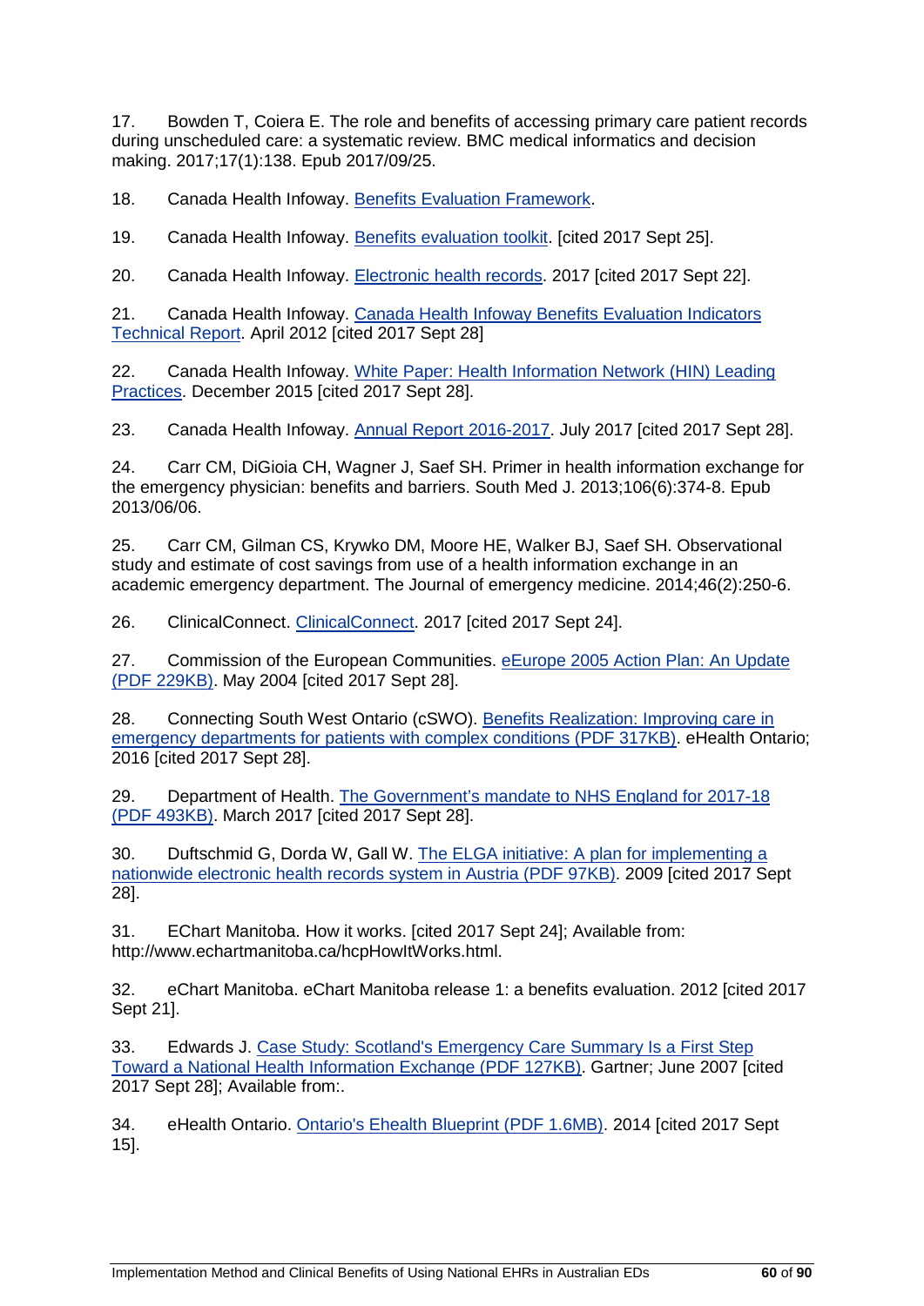17. Bowden T, Coiera E. The role and benefits of accessing primary care patient records during unscheduled care: a systematic review. BMC medical informatics and decision making. 2017;17(1):138. Epub 2017/09/25.

18. Canada Health Infoway. Benefits Evaluation Framework.

19. Canada Health Infoway. Benefits evaluation toolkit. [cited 2017 Sept 25].

20. Canada Health Infoway. Electronic health records. 2017 [cited 2017 Sept 22].

21. Canada Health Infoway. Canada Health Infoway Benefits Evaluation Indicators Technical Report. April 2012 [cited 2017 Sept 28]

22. Canada Health Infoway. White Paper: Health Information Network (HIN) Leading Practices. December 2015 [cited 2017 Sept 28].

23. Canada Health Infoway. Annual Report 2016-2017. July 2017 [cited 2017 Sept 28].

24. Carr CM, DiGioia CH, Wagner J, Saef SH. Primer in health information exchange for the emergency physician: benefits and barriers. South Med J. 2013;106(6):374-8. Epub 2013/06/06.

25. Carr CM, Gilman CS, Krywko DM, Moore HE, Walker BJ, Saef SH. Observational study and estimate of cost savings from use of a health information exchange in an academic emergency department. The Journal of emergency medicine. 2014;46(2):250-6.

26. ClinicalConnect. ClinicalConnect. 2017 [cited 2017 Sept 24].

27. Commission of the European Communities. eEurope 2005 Action Plan: An Update (PDF 229KB). May 2004 [cited 2017 Sept 28].

28. Connecting South West Ontario (cSWO). Benefits Realization: Improving care in emergency departments for patients with complex conditions (PDF 317KB). eHealth Ontario; 2016 [cited 2017 Sept 28].

29. Department of Health. The Government's mandate to NHS England for 2017-18 (PDF 493KB). March 2017 [cited 2017 Sept 28].

30. Duftschmid G, Dorda W, Gall W. The ELGA initiative: A plan for implementing a nationwide electronic health records system in Austria (PDF 97KB). 2009 [cited 2017 Sept 28].

31. EChart Manitoba. How it works. [cited 2017 Sept 24]; Available from: http://www.echartmanitoba.ca/hcpHowItWorks.html.

32. eChart Manitoba. eChart Manitoba release 1: a benefits evaluation. 2012 [cited 2017 Sept 21].

33. Edwards J. Case Study: Scotland's Emergency Care Summary Is a First Step Toward a National Health Information Exchange (PDF 127KB). Gartner; June 2007 [cited 2017 Sept 28]; Available from:.

34. eHealth Ontario. Ontario's Ehealth Blueprint (PDF 1.6MB). 2014 [cited 2017 Sept 15].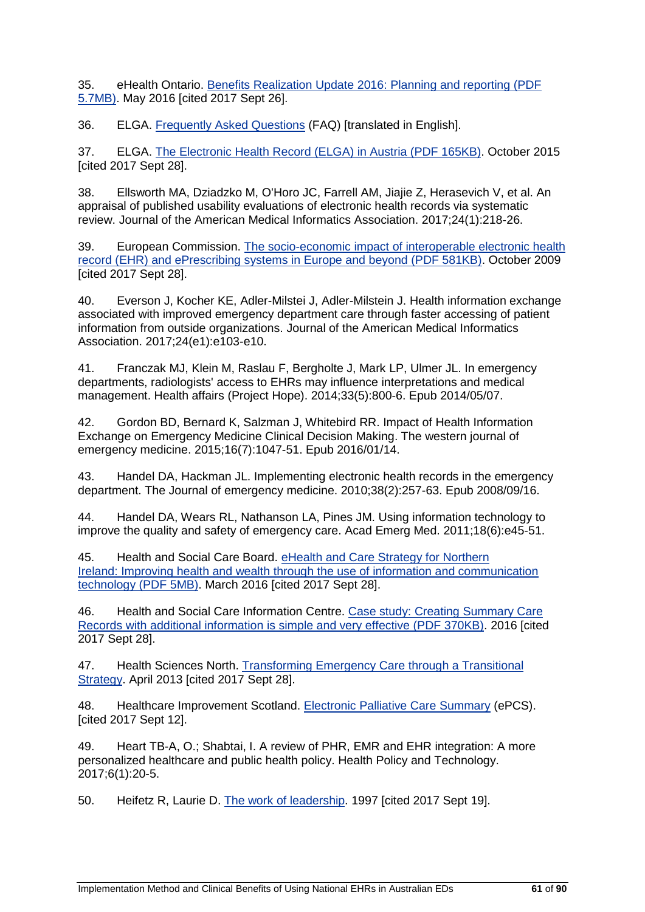35. eHealth Ontario. [Benefits Realization Update 2016: Planning and reporting (PDF 5.7MB)](). May 2016 [cited 2017 Sept 26].

36. ELGA. [Frequently Asked Questions]() (FAQ) [translated in English].

37. ELGA. [The Electronic Health Record (ELGA) in Austria (PDF 165KB)](). October 2015 [cited 2017 Sept 28].

38. Ellsworth MA, Dziadzko M, O'Horo JC, Farrell AM, Jiajie Z, Herasevich V, et al. An appraisal of published usability evaluations of electronic health records via systematic review. Journal of the American Medical Informatics Association. 2017;24(1):218-26.

39. European Commission. [The socio-economic impact of interoperable electronic health record (EHR) and ePrescribing systems in Europe and beyond (PDF 581KB)](). October 2009 [cited 2017 Sept 28].

40. Everson J, Kocher KE, Adler-Milstei J, Adler-Milstein J. Health information exchange associated with improved emergency department care through faster accessing of patient information from outside organizations. Journal of the American Medical Informatics Association. 2017;24(e1):e103-e10.

41. Franczak MJ, Klein M, Raslau F, Bergholte J, Mark LP, Ulmer JL. In emergency departments, radiologists' access to EHRs may influence interpretations and medical management. Health affairs (Project Hope). 2014;33(5):800-6. Epub 2014/05/07.

42. Gordon BD, Bernard K, Salzman J, Whitebird RR. Impact of Health Information Exchange on Emergency Medicine Clinical Decision Making. The western journal of emergency medicine. 2015;16(7):1047-51. Epub 2016/01/14.

43. Handel DA, Hackman JL. Implementing electronic health records in the emergency department. The Journal of emergency medicine. 2010;38(2):257-63. Epub 2008/09/16.

44. Handel DA, Wears RL, Nathanson LA, Pines JM. Using information technology to improve the quality and safety of emergency care. Acad Emerg Med. 2011;18(6):e45-51.

45. Health and Social Care Board. [eHealth and Care Strategy for Northern Ireland: Improving health and wealth through the use of information and communication technology (PDF 5MB)](). March 2016 [cited 2017 Sept 28].

46. Health and Social Care Information Centre. [Case study: Creating Summary Care Records with additional information is simple and very effective (PDF 370KB)](). 2016 [cited 2017 Sept 28].

47. Health Sciences North. [Transforming Emergency Care through a Transitional Strategy](). April 2013 [cited 2017 Sept 28].

48. Healthcare Improvement Scotland. [Electronic Palliative Care Summary]() (ePCS). [cited 2017 Sept 12].

49. Heart TB-A, O.; Shabtai, I. A review of PHR, EMR and EHR integration: A more personalized healthcare and public health policy. Health Policy and Technology. 2017;6(1):20-5.

50. Heifetz R, Laurie D. [The work of leadership](). 1997 [cited 2017 Sept 19].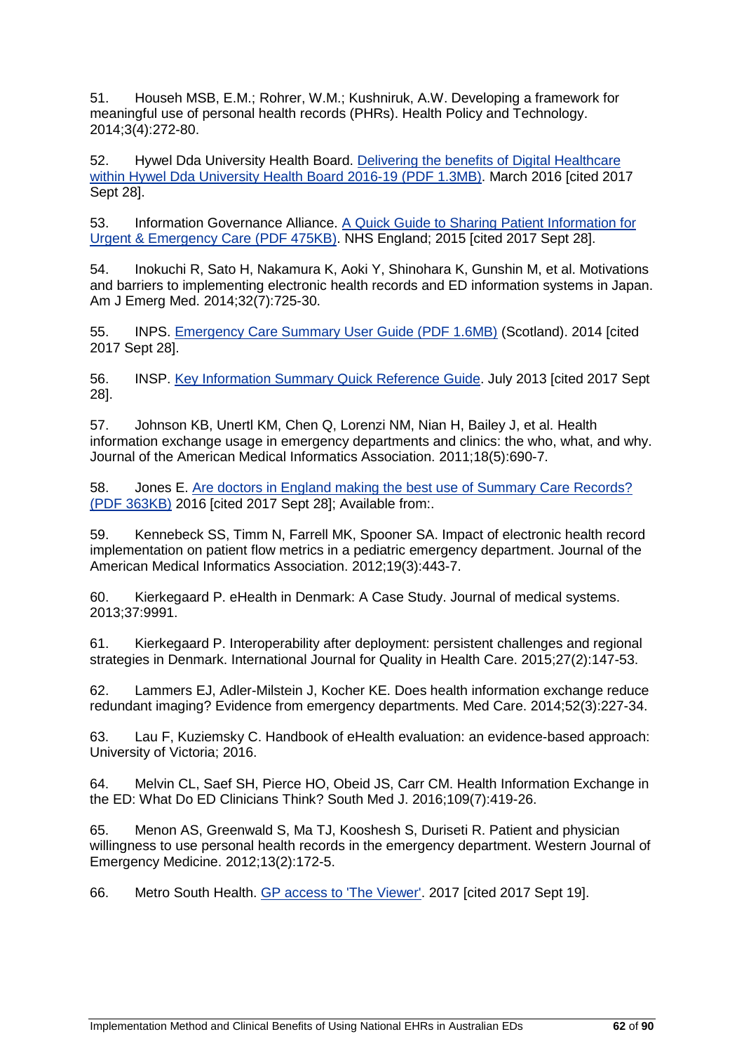51. Househ MSB, E.M.; Rohrer, W.M.; Kushniruk, A.W. Developing a framework for meaningful use of personal health records (PHRs). Health Policy and Technology. 2014;3(4):272-80.

52. Hywel Dda University Health Board. Delivering the benefits of Digital Healthcare within Hywel Dda University Health Board 2016-19 (PDF 1.3MB). March 2016 [cited 2017 Sept 28].

53. Information Governance Alliance. A Quick Guide to Sharing Patient Information for Urgent & Emergency Care (PDF 475KB). NHS England; 2015 [cited 2017 Sept 28].

54. Inokuchi R, Sato H, Nakamura K, Aoki Y, Shinohara K, Gunshin M, et al. Motivations and barriers to implementing electronic health records and ED information systems in Japan. Am J Emerg Med. 2014;32(7):725-30.

55. INPS. Emergency Care Summary User Guide (PDF 1.6MB) (Scotland). 2014 [cited 2017 Sept 28].

56. INSP. Key Information Summary Quick Reference Guide. July 2013 [cited 2017 Sept 28].

57. Johnson KB, Unertl KM, Chen Q, Lorenzi NM, Nian H, Bailey J, et al. Health information exchange usage in emergency departments and clinics: the who, what, and why. Journal of the American Medical Informatics Association. 2011;18(5):690-7.

58. Jones E. Are doctors in England making the best use of Summary Care Records? (PDF 363KB) 2016 [cited 2017 Sept 28]; Available from:.

59. Kennebeck SS, Timm N, Farrell MK, Spooner SA. Impact of electronic health record implementation on patient flow metrics in a pediatric emergency department. Journal of the American Medical Informatics Association. 2012;19(3):443-7.

60. Kierkegaard P. eHealth in Denmark: A Case Study. Journal of medical systems. 2013;37:9991.

61. Kierkegaard P. Interoperability after deployment: persistent challenges and regional strategies in Denmark. International Journal for Quality in Health Care. 2015;27(2):147-53.

62. Lammers EJ, Adler-Milstein J, Kocher KE. Does health information exchange reduce redundant imaging? Evidence from emergency departments. Med Care. 2014;52(3):227-34.

63. Lau F, Kuziemsky C. Handbook of eHealth evaluation: an evidence-based approach: University of Victoria; 2016.

64. Melvin CL, Saef SH, Pierce HO, Obeid JS, Carr CM. Health Information Exchange in the ED: What Do ED Clinicians Think? South Med J. 2016;109(7):419-26.

65. Menon AS, Greenwald S, Ma TJ, Kooshesh S, Duriseti R. Patient and physician willingness to use personal health records in the emergency department. Western Journal of Emergency Medicine. 2012;13(2):172-5.

66. Metro South Health. GP access to 'The Viewer'. 2017 [cited 2017 Sept 19].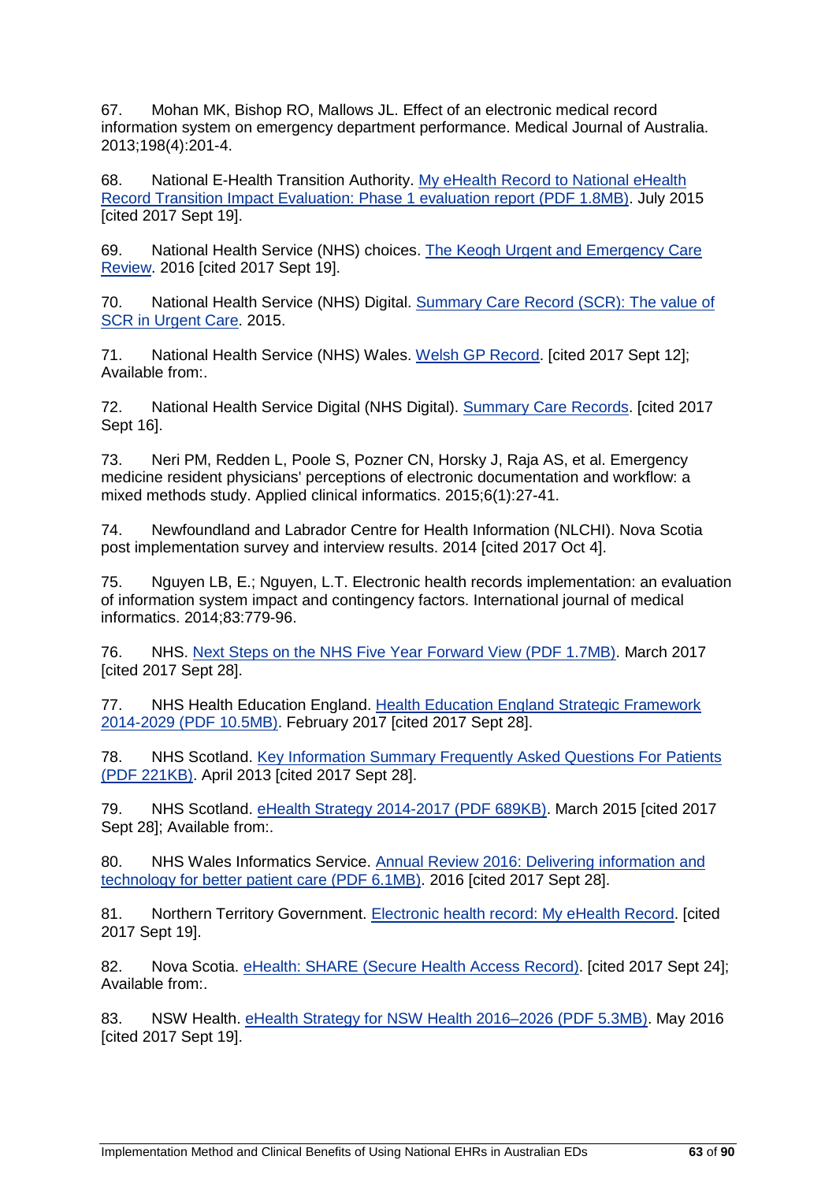67. Mohan MK, Bishop RO, Mallows JL. Effect of an electronic medical record information system on emergency department performance. Medical Journal of Australia. 2013;198(4):201-4.

68. National E-Health Transition Authority. My eHealth Record to National eHealth Record Transition Impact Evaluation: Phase 1 evaluation report (PDF 1.8MB). July 2015 [cited 2017 Sept 19].

69. National Health Service (NHS) choices. The Keogh Urgent and Emergency Care Review. 2016 [cited 2017 Sept 19].

70. National Health Service (NHS) Digital. Summary Care Record (SCR): The value of SCR in Urgent Care. 2015.

71. National Health Service (NHS) Wales. Welsh GP Record. [cited 2017 Sept 12]; Available from:.

72. National Health Service Digital (NHS Digital). Summary Care Records. [cited 2017 Sept 16].

73. Neri PM, Redden L, Poole S, Pozner CN, Horsky J, Raja AS, et al. Emergency medicine resident physicians' perceptions of electronic documentation and workflow: a mixed methods study. Applied clinical informatics. 2015;6(1):27-41.

74. Newfoundland and Labrador Centre for Health Information (NLCHI). Nova Scotia post implementation survey and interview results. 2014 [cited 2017 Oct 4].

75. Nguyen LB, E.; Nguyen, L.T. Electronic health records implementation: an evaluation of information system impact and contingency factors. International journal of medical informatics. 2014;83:779-96.

76. NHS. Next Steps on the NHS Five Year Forward View (PDF 1.7MB). March 2017 [cited 2017 Sept 28].

77. NHS Health Education England. Health Education England Strategic Framework 2014-2029 (PDF 10.5MB). February 2017 [cited 2017 Sept 28].

78. NHS Scotland. Key Information Summary Frequently Asked Questions For Patients (PDF 221KB). April 2013 [cited 2017 Sept 28].

79. NHS Scotland. eHealth Strategy 2014-2017 (PDF 689KB). March 2015 [cited 2017 Sept 28]; Available from:.

80. NHS Wales Informatics Service. Annual Review 2016: Delivering information and technology for better patient care (PDF 6.1MB). 2016 [cited 2017 Sept 28].

81. Northern Territory Government. Electronic health record: My eHealth Record. [cited 2017 Sept 19].

82. Nova Scotia. eHealth: SHARE (Secure Health Access Record). [cited 2017 Sept 24]; Available from:.

83. NSW Health. eHealth Strategy for NSW Health 2016–2026 (PDF 5.3MB). May 2016 [cited 2017 Sept 19].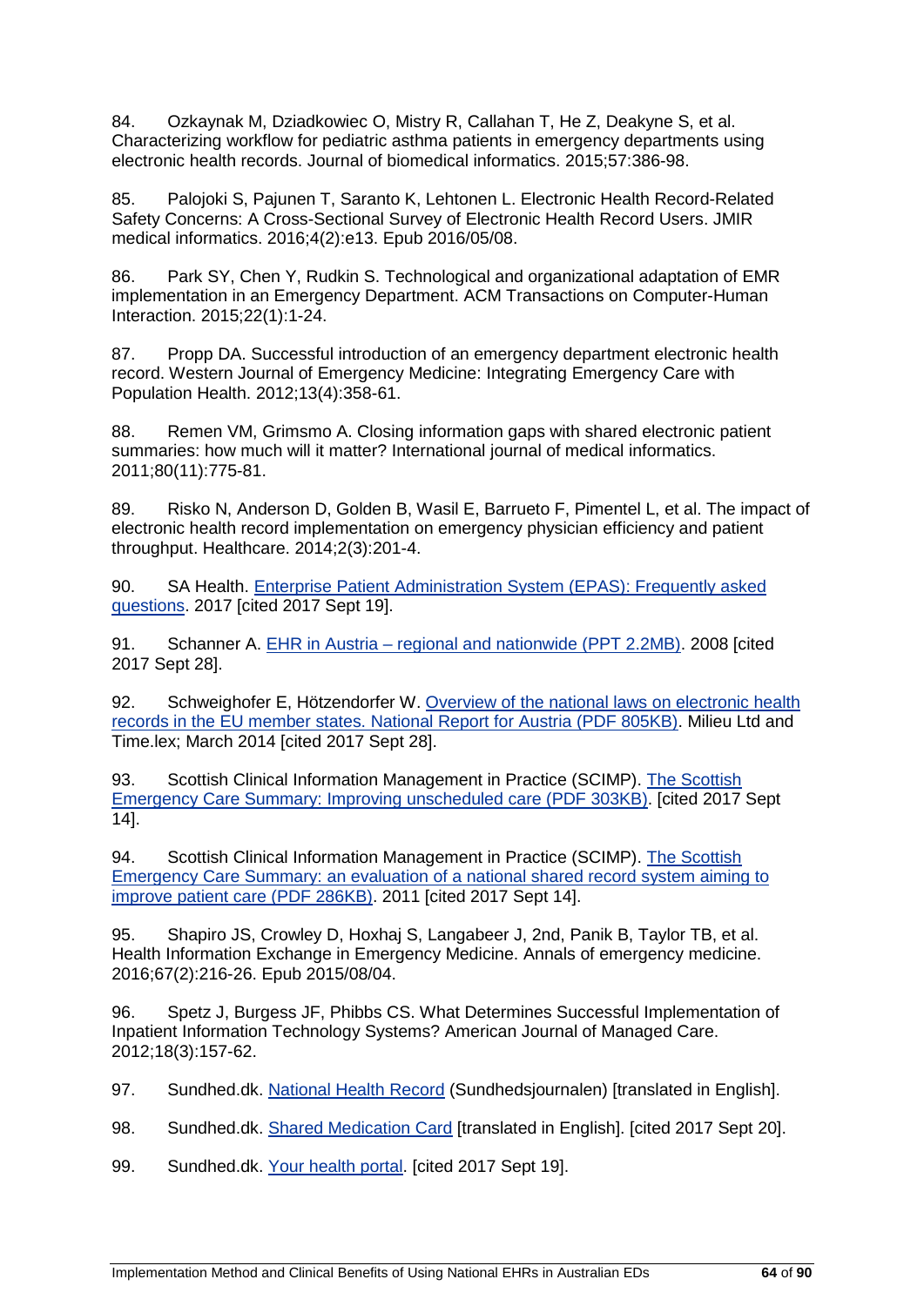84. Ozkaynak M, Dziadkowiec O, Mistry R, Callahan T, He Z, Deakyne S, et al. Characterizing workflow for pediatric asthma patients in emergency departments using electronic health records. Journal of biomedical informatics. 2015;57:386-98.

85. Palojoki S, Pajunen T, Saranto K, Lehtonen L. Electronic Health Record-Related Safety Concerns: A Cross-Sectional Survey of Electronic Health Record Users. JMIR medical informatics. 2016;4(2):e13. Epub 2016/05/08.

86. Park SY, Chen Y, Rudkin S. Technological and organizational adaptation of EMR implementation in an Emergency Department. ACM Transactions on Computer-Human Interaction. 2015;22(1):1-24.

87. Propp DA. Successful introduction of an emergency department electronic health record. Western Journal of Emergency Medicine: Integrating Emergency Care with Population Health. 2012;13(4):358-61.

88. Remen VM, Grimsmo A. Closing information gaps with shared electronic patient summaries: how much will it matter? International journal of medical informatics. 2011;80(11):775-81.

89. Risko N, Anderson D, Golden B, Wasil E, Barrueto F, Pimentel L, et al. The impact of electronic health record implementation on emergency physician efficiency and patient throughput. Healthcare. 2014;2(3):201-4.

90. SA Health. Enterprise Patient Administration System (EPAS): Frequently asked questions. 2017 [cited 2017 Sept 19].

91. Schanner A. EHR in Austria – regional and nationwide (PPT 2.2MB). 2008 [cited 2017 Sept 28].

92. Schweighofer E, Hötzendorfer W. Overview of the national laws on electronic health records in the EU member states. National Report for Austria (PDF 805KB). Milieu Ltd and Time.lex; March 2014 [cited 2017 Sept 28].

93. Scottish Clinical Information Management in Practice (SCIMP). The Scottish Emergency Care Summary: Improving unscheduled care (PDF 303KB). [cited 2017 Sept 14].

94. Scottish Clinical Information Management in Practice (SCIMP). The Scottish Emergency Care Summary: an evaluation of a national shared record system aiming to improve patient care (PDF 286KB). 2011 [cited 2017 Sept 14].

95. Shapiro JS, Crowley D, Hoxhaj S, Langabeer J, 2nd, Panik B, Taylor TB, et al. Health Information Exchange in Emergency Medicine. Annals of emergency medicine. 2016;67(2):216-26. Epub 2015/08/04.

96. Spetz J, Burgess JF, Phibbs CS. What Determines Successful Implementation of Inpatient Information Technology Systems? American Journal of Managed Care. 2012;18(3):157-62.

97. Sundhed.dk. National Health Record (Sundhedsjournalen) [translated in English].

98. Sundhed.dk. Shared Medication Card [translated in English]. [cited 2017 Sept 20].

99. Sundhed.dk. Your health portal. [cited 2017 Sept 19].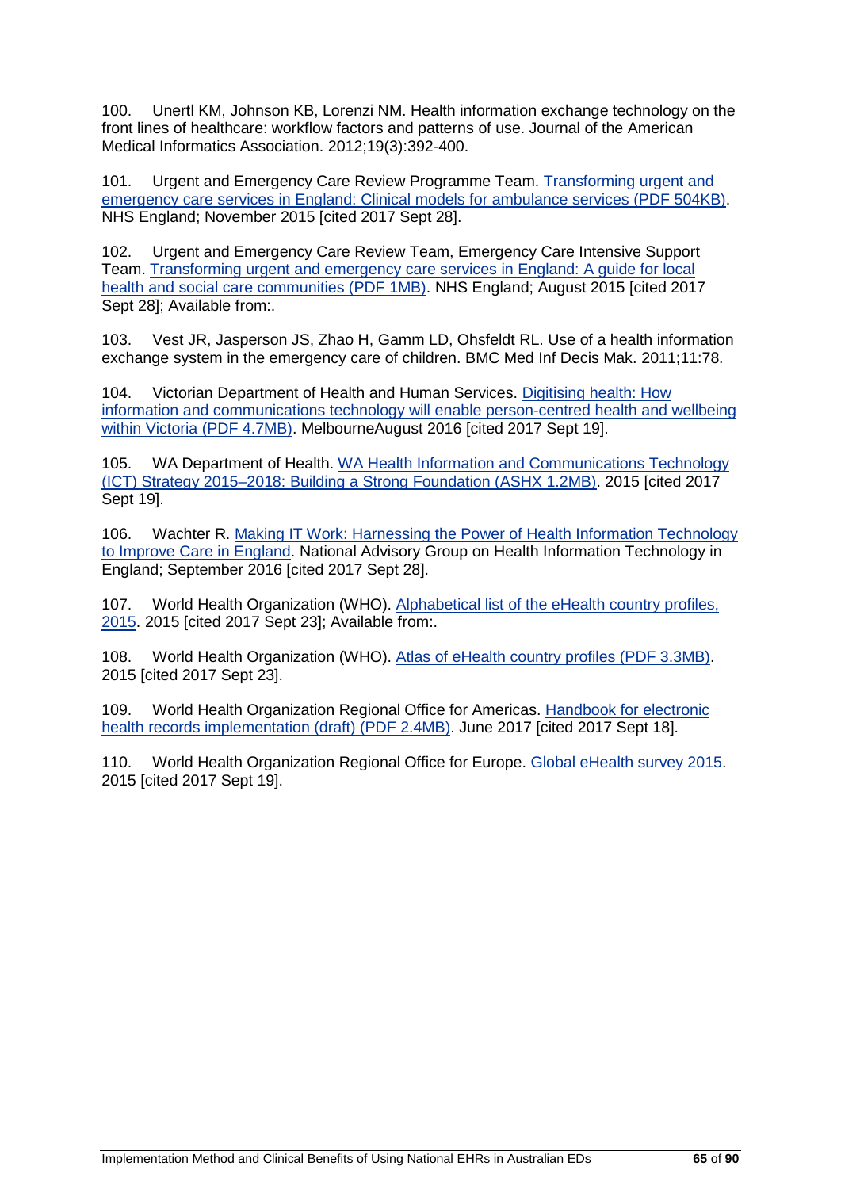100. Unertl KM, Johnson KB, Lorenzi NM. Health information exchange technology on the front lines of healthcare: workflow factors and patterns of use. Journal of the American Medical Informatics Association. 2012;19(3):392-400.

101. Urgent and Emergency Care Review Programme Team. Transforming urgent and emergency care services in England: Clinical models for ambulance services (PDF 504KB). NHS England; November 2015 [cited 2017 Sept 28].

102. Urgent and Emergency Care Review Team, Emergency Care Intensive Support Team. Transforming urgent and emergency care services in England: A guide for local health and social care communities (PDF 1MB). NHS England; August 2015 [cited 2017 Sept 28]; Available from:.

103. Vest JR, Jasperson JS, Zhao H, Gamm LD, Ohsfeldt RL. Use of a health information exchange system in the emergency care of children. BMC Med Inf Decis Mak. 2011;11:78.

104. Victorian Department of Health and Human Services. Digitising health: How information and communications technology will enable person-centred health and wellbeing within Victoria (PDF 4.7MB). MelbourneAugust 2016 [cited 2017 Sept 19].

105. WA Department of Health. WA Health Information and Communications Technology (ICT) Strategy 2015–2018: Building a Strong Foundation (ASHX 1.2MB). 2015 [cited 2017 Sept 19].

106. Wachter R. Making IT Work: Harnessing the Power of Health Information Technology to Improve Care in England. National Advisory Group on Health Information Technology in England; September 2016 [cited 2017 Sept 28].

107. World Health Organization (WHO). Alphabetical list of the eHealth country profiles, 2015. 2015 [cited 2017 Sept 23]; Available from:.

108. World Health Organization (WHO). Atlas of eHealth country profiles (PDF 3.3MB). 2015 [cited 2017 Sept 23].

109. World Health Organization Regional Office for Americas. Handbook for electronic health records implementation (draft) (PDF 2.4MB). June 2017 [cited 2017 Sept 18].

110. World Health Organization Regional Office for Europe. Global eHealth survey 2015. 2015 [cited 2017 Sept 19].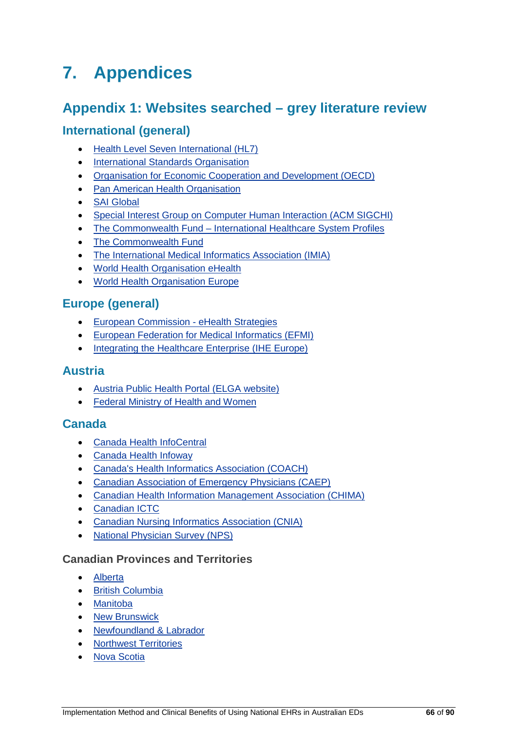# 7. Appendices

## Appendix 1: Websites searched – grey literature review

### International (general)

- Health Level Seven International (HL7)
- International Standards Organisation
- Organisation for Economic Cooperation and Development (OECD)
- Pan American Health Organisation
- SAI Global
- Special Interest Group on Computer Human Interaction (ACM SIGCHI)
- The Commonwealth Fund – International Healthcare System Profiles
- The Commonwealth Fund
- The International Medical Informatics Association (IMIA)
- World Health Organisation eHealth
- World Health Organisation Europe

### Europe (general)

- European Commission - eHealth Strategies
- European Federation for Medical Informatics (EFMI)
- Integrating the Healthcare Enterprise (IHE Europe)

### Austria

- Austria Public Health Portal (ELGA website)
- Federal Ministry of Health and Women

### Canada

- Canada Health InfoCentral
- Canada Health Infoway
- Canada's Health Informatics Association (COACH)
- Canadian Association of Emergency Physicians (CAEP)
- Canadian Health Information Management Association (CHIMA)
- Canadian ICTC
- Canadian Nursing Informatics Association (CNIA)
- National Physician Survey (NPS)

#### Canadian Provinces and Territories

- Alberta
- British Columbia
- Manitoba
- New Brunswick
- Newfoundland & Labrador
- Northwest Territories
- Nova Scotia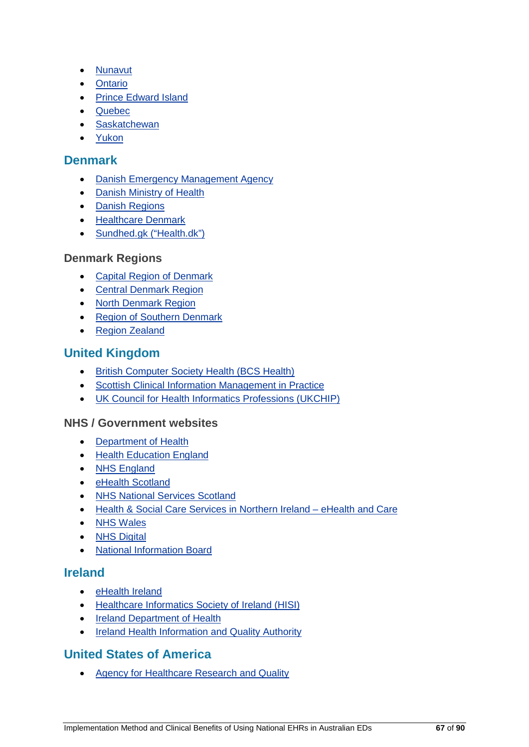- Nunavut
- Ontario
- Prince Edward Island
- Quebec
- Saskatchewan
- Yukon

## Denmark

- Danish Emergency Management Agency
- Danish Ministry of Health
- Danish Regions
- Healthcare Denmark
- Sundhed.gk (“Health.dk”)

### Denmark Regions

- Capital Region of Denmark
- Central Denmark Region
- North Denmark Region
- Region of Southern Denmark
- Region Zealand

## United Kingdom

- British Computer Society Health (BCS Health)
- Scottish Clinical Information Management in Practice
- UK Council for Health Informatics Professions (UKCHIP)

### NHS / Government websites

- Department of Health
- Health Education England
- NHS England
- eHealth Scotland
- NHS National Services Scotland
- Health & Social Care Services in Northern Ireland – eHealth and Care
- NHS Wales
- NHS Digital
- National Information Board

## Ireland

- eHealth Ireland
- Healthcare Informatics Society of Ireland (HISI)
- Ireland Department of Health
- Ireland Health Information and Quality Authority

## United States of America

- Agency for Healthcare Research and Quality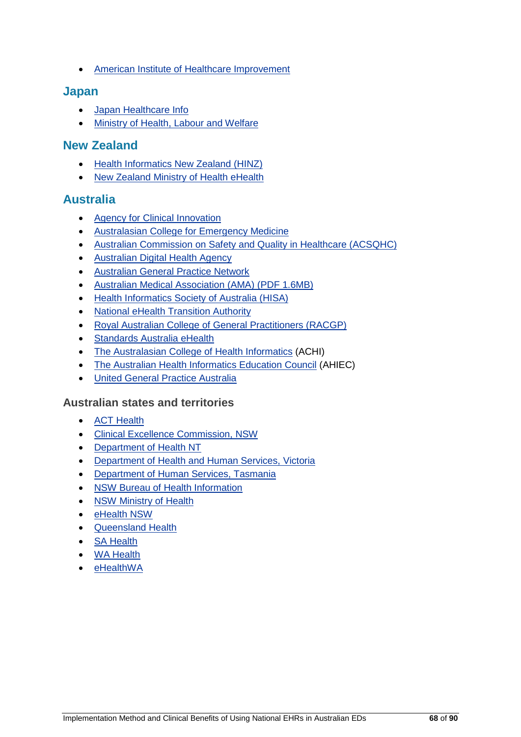- American Institute of Healthcare Improvement

## Japan

- Japan Healthcare Info
- Ministry of Health, Labour and Welfare

## New Zealand

- Health Informatics New Zealand (HINZ)
- New Zealand Ministry of Health eHealth

## Australia

- Agency for Clinical Innovation
- Australasian College for Emergency Medicine
- Australian Commission on Safety and Quality in Healthcare (ACSQHC)
- Australian Digital Health Agency
- Australian General Practice Network
- Australian Medical Association (AMA) (PDF 1.6MB)
- Health Informatics Society of Australia (HISA)
- National eHealth Transition Authority
- Royal Australian College of General Practitioners (RACGP)
- Standards Australia eHealth
- The Australasian College of Health Informatics (ACHI)
- The Australian Health Informatics Education Council (AHIEC)
- United General Practice Australia

### Australian states and territories

- ACT Health
- Clinical Excellence Commission, NSW
- Department of Health NT
- Department of Health and Human Services, Victoria
- Department of Human Services, Tasmania
- NSW Bureau of Health Information
- NSW Ministry of Health
- eHealth NSW
- Queensland Health
- SA Health
- WA Health
- eHealthWA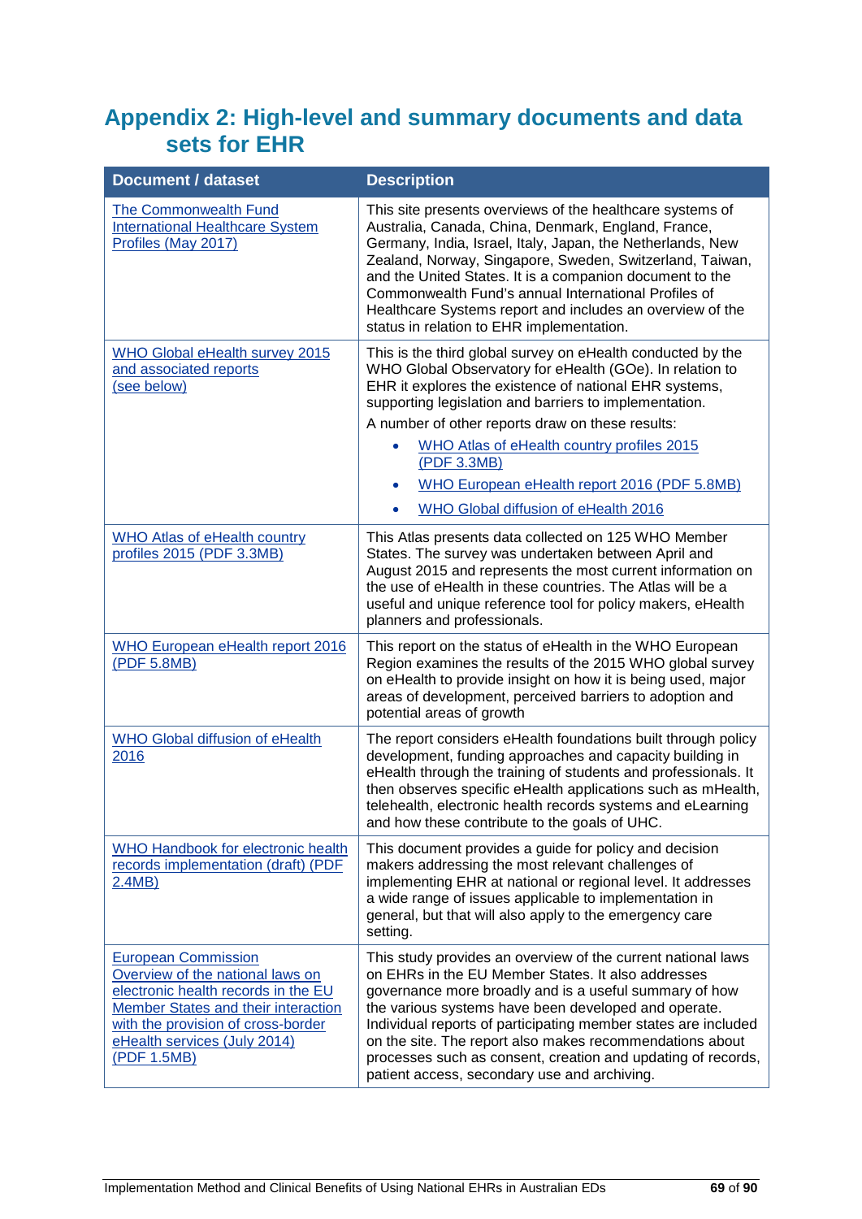# Appendix 2: High-level and summary documents and data sets for EHR

| Document / dataset | Description |
|---|---|
| The Commonwealth Fund International Healthcare System Profiles (May 2017) | This site presents overviews of the healthcare systems of Australia, Canada, China, Denmark, England, France, Germany, India, Israel, Italy, Japan, the Netherlands, New Zealand, Norway, Singapore, Sweden, Switzerland, Taiwan, and the United States. It is a companion document to the Commonwealth Fund's annual International Profiles of Healthcare Systems report and includes an overview of the status in relation to EHR implementation. |
| WHO Global eHealth survey 2015 and associated reports (see below) | This is the third global survey on eHealth conducted by the WHO Global Observatory for eHealth (GOe). In relation to EHR it explores the existence of national EHR systems, supporting legislation and barriers to implementation.<br>A number of other reports draw on these results:<br>• WHO Atlas of eHealth country profiles 2015 (PDF 3.3MB)<br>• WHO European eHealth report 2016 (PDF 5.8MB)<br>• WHO Global diffusion of eHealth 2016 |
| WHO Atlas of eHealth country profiles 2015 (PDF 3.3MB) | This Atlas presents data collected on 125 WHO Member States. The survey was undertaken between April and August 2015 and represents the most current information on the use of eHealth in these countries. The Atlas will be a useful and unique reference tool for policy makers, eHealth planners and professionals. |
| WHO European eHealth report 2016 (PDF 5.8MB) | This report on the status of eHealth in the WHO European Region examines the results of the 2015 WHO global survey on eHealth to provide insight on how it is being used, major areas of development, perceived barriers to adoption and potential areas of growth |
| WHO Global diffusion of eHealth 2016 | The report considers eHealth foundations built through policy development, funding approaches and capacity building in eHealth through the training of students and professionals. It then observes specific eHealth applications such as mHealth, telehealth, electronic health records systems and eLearning and how these contribute to the goals of UHC. |
| WHO Handbook for electronic health records implementation (draft) (PDF 2.4MB) | This document provides a guide for policy and decision makers addressing the most relevant challenges of implementing EHR at national or regional level. It addresses a wide range of issues applicable to implementation in general, but that will also apply to the emergency care setting. |
| European Commission Overview of the national laws on electronic health records in the EU Member States and their interaction with the provision of cross-border eHealth services (July 2014) (PDF 1.5MB) | This study provides an overview of the current national laws on EHRs in the EU Member States. It also addresses governance more broadly and is a useful summary of how the various systems have been developed and operate. Individual reports of participating member states are included on the site. The report also makes recommendations about processes such as consent, creation and updating of records, patient access, secondary use and archiving. |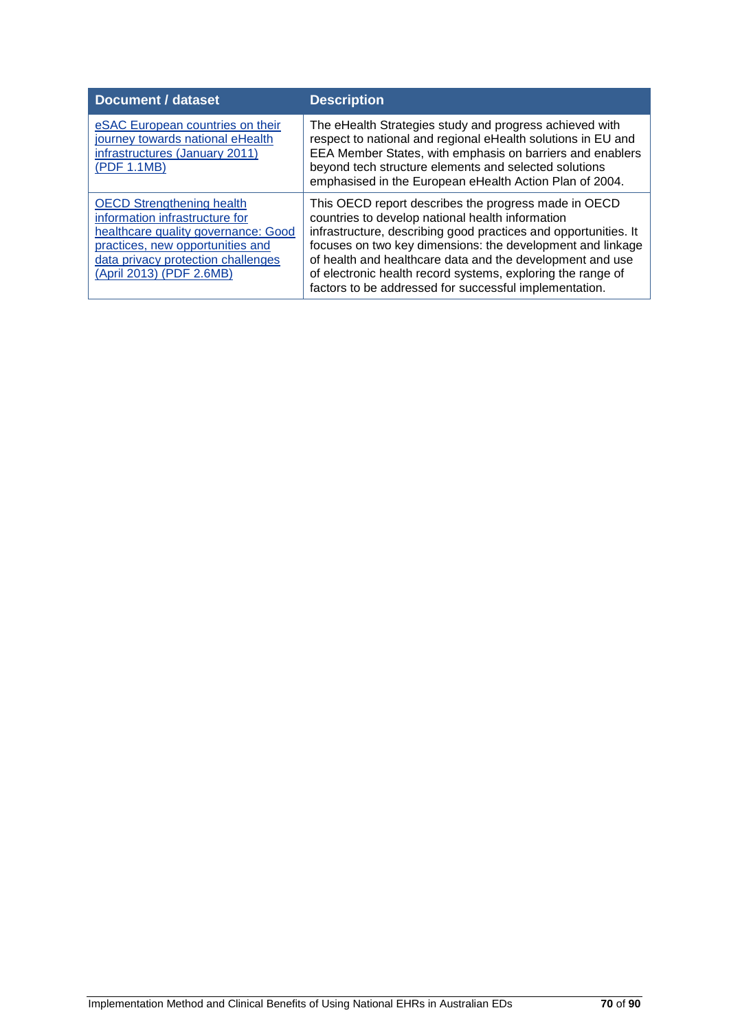| Document / dataset | Description |
|---|---|
| eSAC European countries on their journey towards national eHealth infrastructures (January 2011) (PDF 1.1MB) | The eHealth Strategies study and progress achieved with respect to national and regional eHealth solutions in EU and EEA Member States, with emphasis on barriers and enablers beyond tech structure elements and selected solutions emphasised in the European eHealth Action Plan of 2004. |
| OECD Strengthening health information infrastructure for healthcare quality governance: Good practices, new opportunities and data privacy protection challenges (April 2013) (PDF 2.6MB) | This OECD report describes the progress made in OECD countries to develop national health information infrastructure, describing good practices and opportunities. It focuses on two key dimensions: the development and linkage of health and healthcare data and the development and use of electronic health record systems, exploring the range of factors to be addressed for successful implementation. |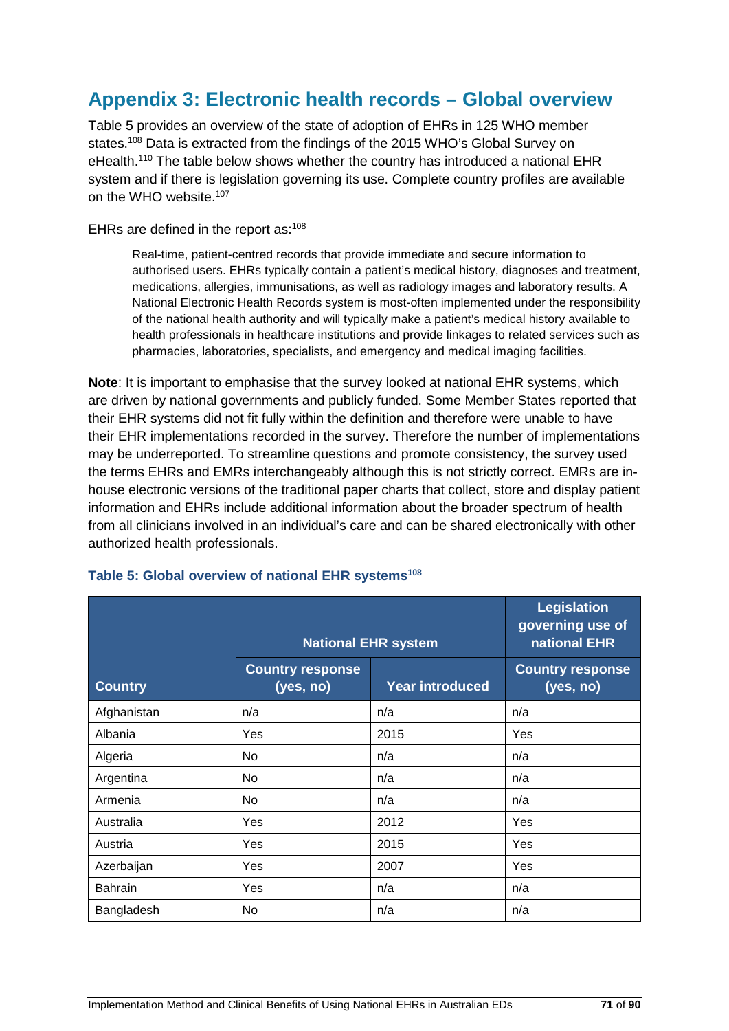# Appendix 3: Electronic health records – Global overview

Table 5 provides an overview of the state of adoption of EHRs in 125 WHO member states.[108] Data is extracted from the findings of the 2015 WHO's Global Survey on eHealth.[110] The table below shows whether the country has introduced a national EHR system and if there is legislation governing its use. Complete country profiles are available on the WHO website.[107]

EHRs are defined in the report as:[108]

> Real-time, patient-centred records that provide immediate and secure information to authorised users. EHRs typically contain a patient's medical history, diagnoses and treatment, medications, allergies, immunisations, as well as radiology images and laboratory results. A National Electronic Health Records system is most-often implemented under the responsibility of the national health authority and will typically make a patient's medical history available to health professionals in healthcare institutions and provide linkages to related services such as pharmacies, laboratories, specialists, and emergency and medical imaging facilities.

**Note**: It is important to emphasise that the survey looked at national EHR systems, which are driven by national governments and publicly funded. Some Member States reported that their EHR systems did not fit fully within the definition and therefore were unable to have their EHR implementations recorded in the survey. Therefore the number of implementations may be underreported. To streamline questions and promote consistency, the survey used the terms EHRs and EMRs interchangeably although this is not strictly correct. EMRs are in-house electronic versions of the traditional paper charts that collect, store and display patient information and EHRs include additional information about the broader spectrum of health from all clinicians involved in an individual's care and can be shared electronically with other authorized health professionals.

**Table 5: Global overview of national EHR systems[108]**

| | National EHR system | | Legislation governing use of national EHR |
|---|---|---|---|
| **Country** | **Country response (yes, no)** | **Year introduced** | **Country response (yes, no)** |
| Afghanistan | n/a | n/a | n/a |
| Albania | Yes | 2015 | Yes |
| Algeria | No | n/a | n/a |
| Argentina | No | n/a | n/a |
| Armenia | No | n/a | n/a |
| Australia | Yes | 2012 | Yes |
| Austria | Yes | 2015 | Yes |
| Azerbaijan | Yes | 2007 | Yes |
| Bahrain | Yes | n/a | n/a |
| Bangladesh | No | n/a | n/a |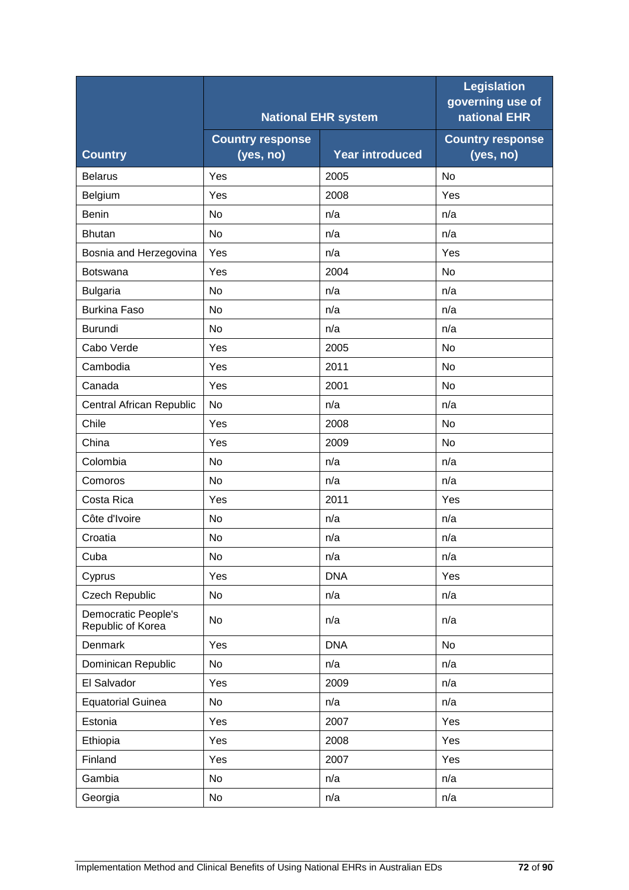| Country | National EHR system | | Legislation governing use of national EHR |
|---|---|---|---|
| | Country response (yes, no) | Year introduced | Country response (yes, no) |
| Belarus | Yes | 2005 | No |
| Belgium | Yes | 2008 | Yes |
| Benin | No | n/a | n/a |
| Bhutan | No | n/a | n/a |
| Bosnia and Herzegovina | Yes | n/a | Yes |
| Botswana | Yes | 2004 | No |
| Bulgaria | No | n/a | n/a |
| Burkina Faso | No | n/a | n/a |
| Burundi | No | n/a | n/a |
| Cabo Verde | Yes | 2005 | No |
| Cambodia | Yes | 2011 | No |
| Canada | Yes | 2001 | No |
| Central African Republic | No | n/a | n/a |
| Chile | Yes | 2008 | No |
| China | Yes | 2009 | No |
| Colombia | No | n/a | n/a |
| Comoros | No | n/a | n/a |
| Costa Rica | Yes | 2011 | Yes |
| Côte d'Ivoire | No | n/a | n/a |
| Croatia | No | n/a | n/a |
| Cuba | No | n/a | n/a |
| Cyprus | Yes | DNA | Yes |
| Czech Republic | No | n/a | n/a |
| Democratic People's Republic of Korea | No | n/a | n/a |
| Denmark | Yes | DNA | No |
| Dominican Republic | No | n/a | n/a |
| El Salvador | Yes | 2009 | n/a |
| Equatorial Guinea | No | n/a | n/a |
| Estonia | Yes | 2007 | Yes |
| Ethiopia | Yes | 2008 | Yes |
| Finland | Yes | 2007 | Yes |
| Gambia | No | n/a | n/a |
| Georgia | No | n/a | n/a |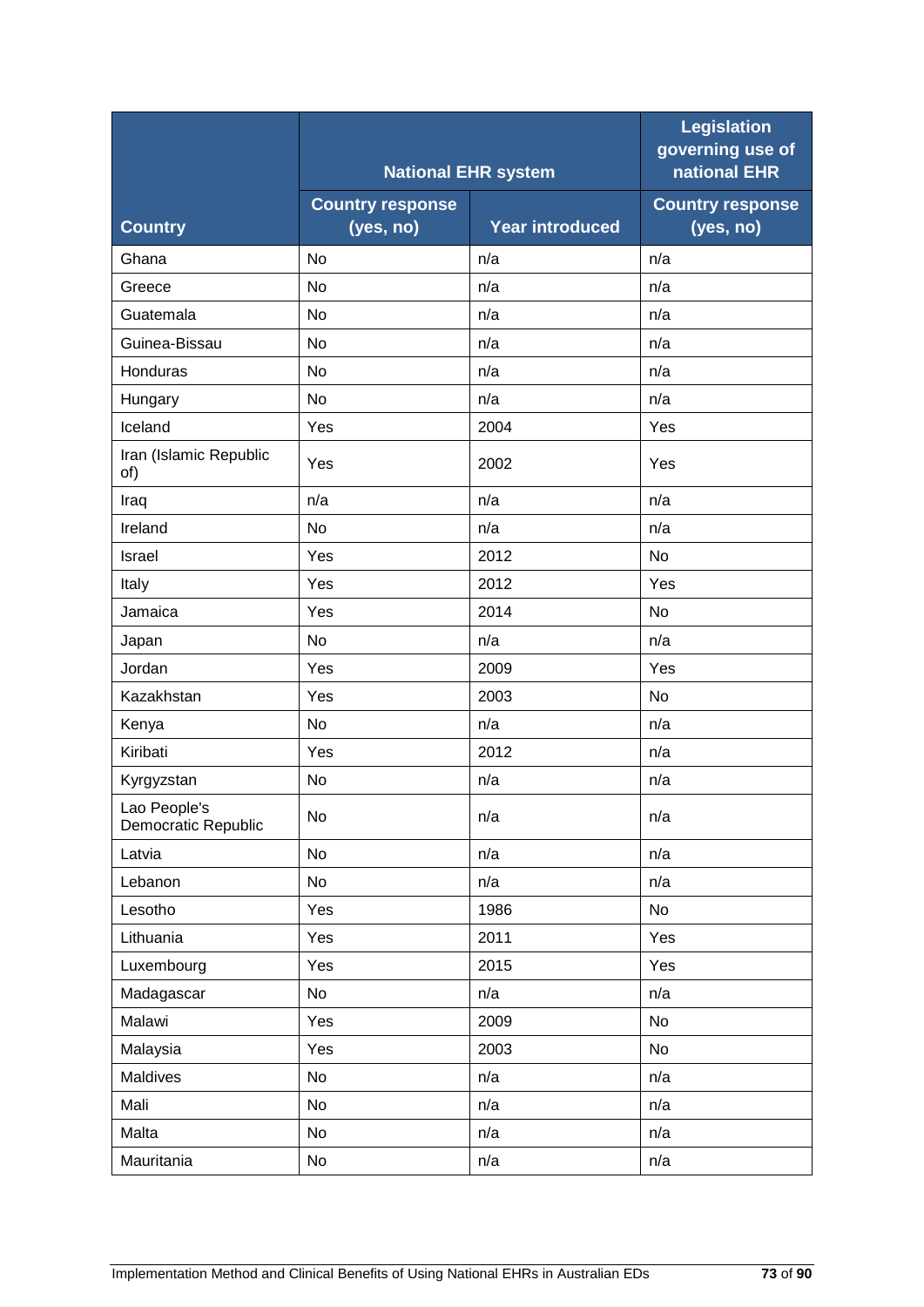| Country | National EHR system | | Legislation governing use of national EHR |
|---|---|---|---|
| | Country response (yes, no) | Year introduced | Country response (yes, no) |
| Ghana | No | n/a | n/a |
| Greece | No | n/a | n/a |
| Guatemala | No | n/a | n/a |
| Guinea-Bissau | No | n/a | n/a |
| Honduras | No | n/a | n/a |
| Hungary | No | n/a | n/a |
| Iceland | Yes | 2004 | Yes |
| Iran (Islamic Republic of) | Yes | 2002 | Yes |
| Iraq | n/a | n/a | n/a |
| Ireland | No | n/a | n/a |
| Israel | Yes | 2012 | No |
| Italy | Yes | 2012 | Yes |
| Jamaica | Yes | 2014 | No |
| Japan | No | n/a | n/a |
| Jordan | Yes | 2009 | Yes |
| Kazakhstan | Yes | 2003 | No |
| Kenya | No | n/a | n/a |
| Kiribati | Yes | 2012 | n/a |
| Kyrgyzstan | No | n/a | n/a |
| Lao People's Democratic Republic | No | n/a | n/a |
| Latvia | No | n/a | n/a |
| Lebanon | No | n/a | n/a |
| Lesotho | Yes | 1986 | No |
| Lithuania | Yes | 2011 | Yes |
| Luxembourg | Yes | 2015 | Yes |
| Madagascar | No | n/a | n/a |
| Malawi | Yes | 2009 | No |
| Malaysia | Yes | 2003 | No |
| Maldives | No | n/a | n/a |
| Mali | No | n/a | n/a |
| Malta | No | n/a | n/a |
| Mauritania | No | n/a | n/a |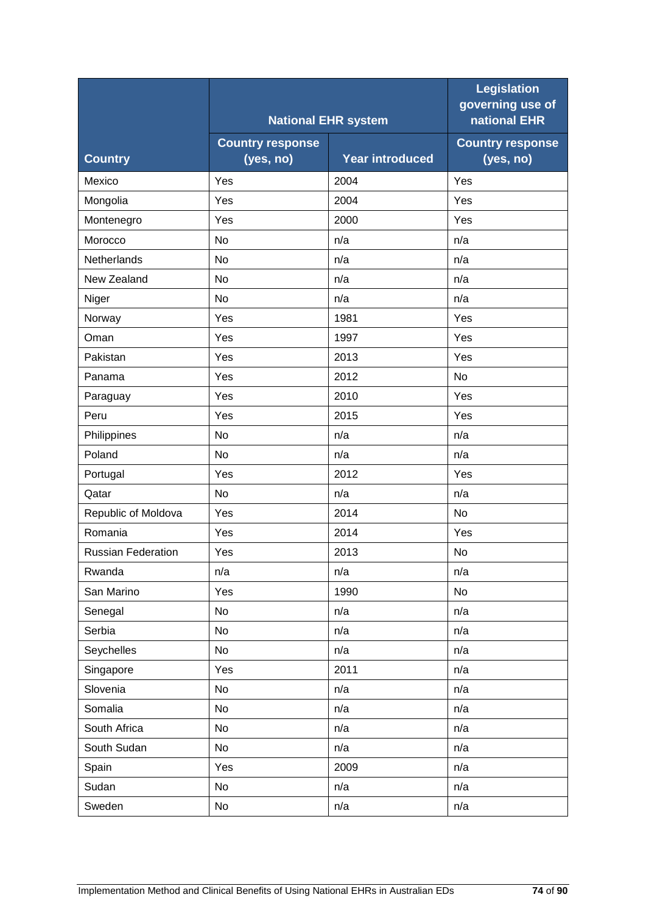| Country | National EHR system | | Legislation governing use of national EHR |
|---|---|---|---|
| | Country response (yes, no) | Year introduced | Country response (yes, no) |
| Mexico | Yes | 2004 | Yes |
| Mongolia | Yes | 2004 | Yes |
| Montenegro | Yes | 2000 | Yes |
| Morocco | No | n/a | n/a |
| Netherlands | No | n/a | n/a |
| New Zealand | No | n/a | n/a |
| Niger | No | n/a | n/a |
| Norway | Yes | 1981 | Yes |
| Oman | Yes | 1997 | Yes |
| Pakistan | Yes | 2013 | Yes |
| Panama | Yes | 2012 | No |
| Paraguay | Yes | 2010 | Yes |
| Peru | Yes | 2015 | Yes |
| Philippines | No | n/a | n/a |
| Poland | No | n/a | n/a |
| Portugal | Yes | 2012 | Yes |
| Qatar | No | n/a | n/a |
| Republic of Moldova | Yes | 2014 | No |
| Romania | Yes | 2014 | Yes |
| Russian Federation | Yes | 2013 | No |
| Rwanda | n/a | n/a | n/a |
| San Marino | Yes | 1990 | No |
| Senegal | No | n/a | n/a |
| Serbia | No | n/a | n/a |
| Seychelles | No | n/a | n/a |
| Singapore | Yes | 2011 | n/a |
| Slovenia | No | n/a | n/a |
| Somalia | No | n/a | n/a |
| South Africa | No | n/a | n/a |
| South Sudan | No | n/a | n/a |
| Spain | Yes | 2009 | n/a |
| Sudan | No | n/a | n/a |
| Sweden | No | n/a | n/a |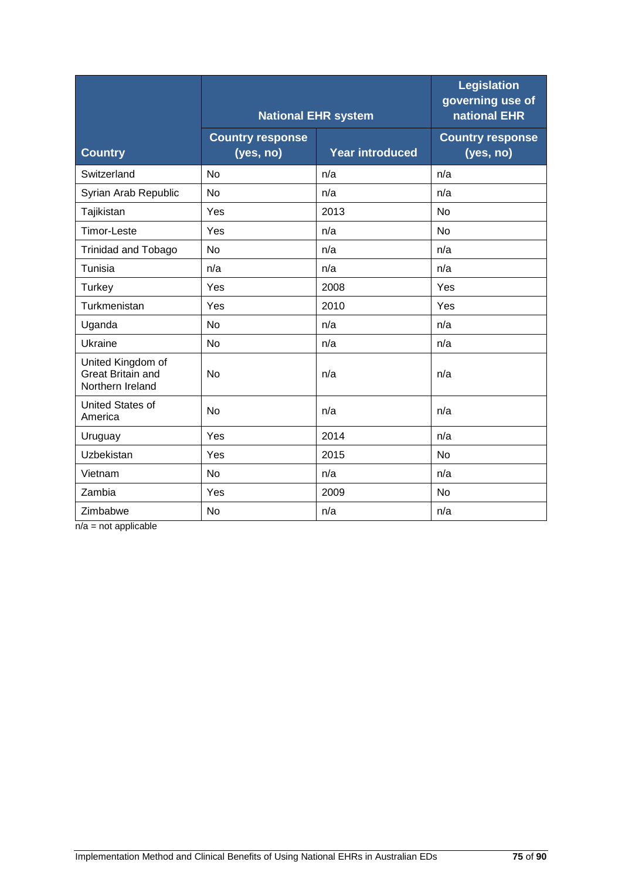| Country | National EHR system | | Legislation governing use of national EHR |
|---|---|---|---|
| | Country response (yes, no) | Year introduced | Country response (yes, no) |
| Switzerland | No | n/a | n/a |
| Syrian Arab Republic | No | n/a | n/a |
| Tajikistan | Yes | 2013 | No |
| Timor-Leste | Yes | n/a | No |
| Trinidad and Tobago | No | n/a | n/a |
| Tunisia | n/a | n/a | n/a |
| Turkey | Yes | 2008 | Yes |
| Turkmenistan | Yes | 2010 | Yes |
| Uganda | No | n/a | n/a |
| Ukraine | No | n/a | n/a |
| United Kingdom of Great Britain and Northern Ireland | No | n/a | n/a |
| United States of America | No | n/a | n/a |
| Uruguay | Yes | 2014 | n/a |
| Uzbekistan | Yes | 2015 | No |
| Vietnam | No | n/a | n/a |
| Zambia | Yes | 2009 | No |
| Zimbabwe | No | n/a | n/a |

n/a = not applicable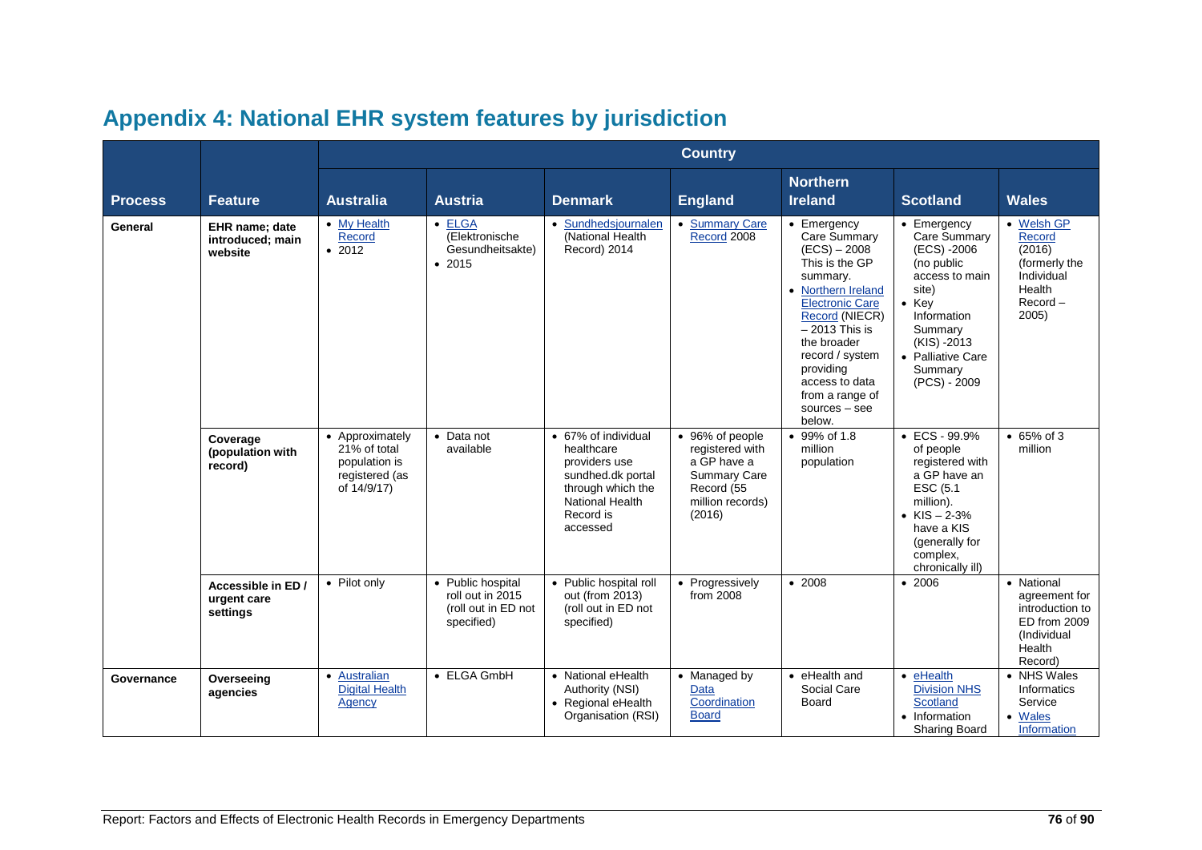# Appendix 4: National EHR system features by jurisdiction

| Process | Feature | Country | | | | | | |
|---|---|---|---|---|---|---|---|---|
| | | Australia | Austria | Denmark | England | Northern Ireland | Scotland | Wales |
| General | EHR name; date introduced; main website | • My Health Record<br>• 2012 | • ELGA (Elektronische Gesundheitsakte)<br>• 2015 | • Sundhedsjournalen (National Health Record) 2014 | • Summary Care Record 2008 | • Emergency Care Summary (ECS) – 2008 This is the GP summary.<br>• Northern Ireland Electronic Care Record (NIECR) – 2013 This is the broader record / system providing access to data from a range of sources – see below. | • Emergency Care Summary (ECS) -2006 (no public access to main site)<br>• Key Information Summary (KIS) -2013<br>• Palliative Care Summary (PCS) - 2009 | • Welsh GP Record (2016) (formerly the Individual Health Record – 2005) |
| | Coverage (population with record) | • Approximately 21% of total population is registered (as of 14/9/17) | • Data not available | • 67% of individual healthcare providers use sundhed.dk portal through which the National Health Record is accessed | • 96% of people registered with a GP have a Summary Care Record (55 million records) (2016) | • 99% of 1.8 million population | • ECS - 99.9% of people registered with a GP have an ESC (5.1 million).<br>• KIS – 2-3% have a KIS (generally for complex, chronically ill) | • 65% of 3 million |
| | Accessible in ED / urgent care settings | • Pilot only | • Public hospital roll out in 2015 (roll out in ED not specified) | • Public hospital roll out (from 2013) (roll out in ED not specified) | • Progressively from 2008 | • 2008 | • 2006 | • National agreement for introduction to ED from 2009 (Individual Health Record) |
| Governance | Overseeing agencies | • Australian Digital Health Agency | • ELGA GmbH | • National eHealth Authority (NSI)<br>• Regional eHealth Organisation (RSI) | • Managed by Data Coordination Board | • eHealth and Social Care Board | • eHealth Division NHS Scotland<br>• Information Sharing Board | • NHS Wales Informatics Service<br>• Wales Information |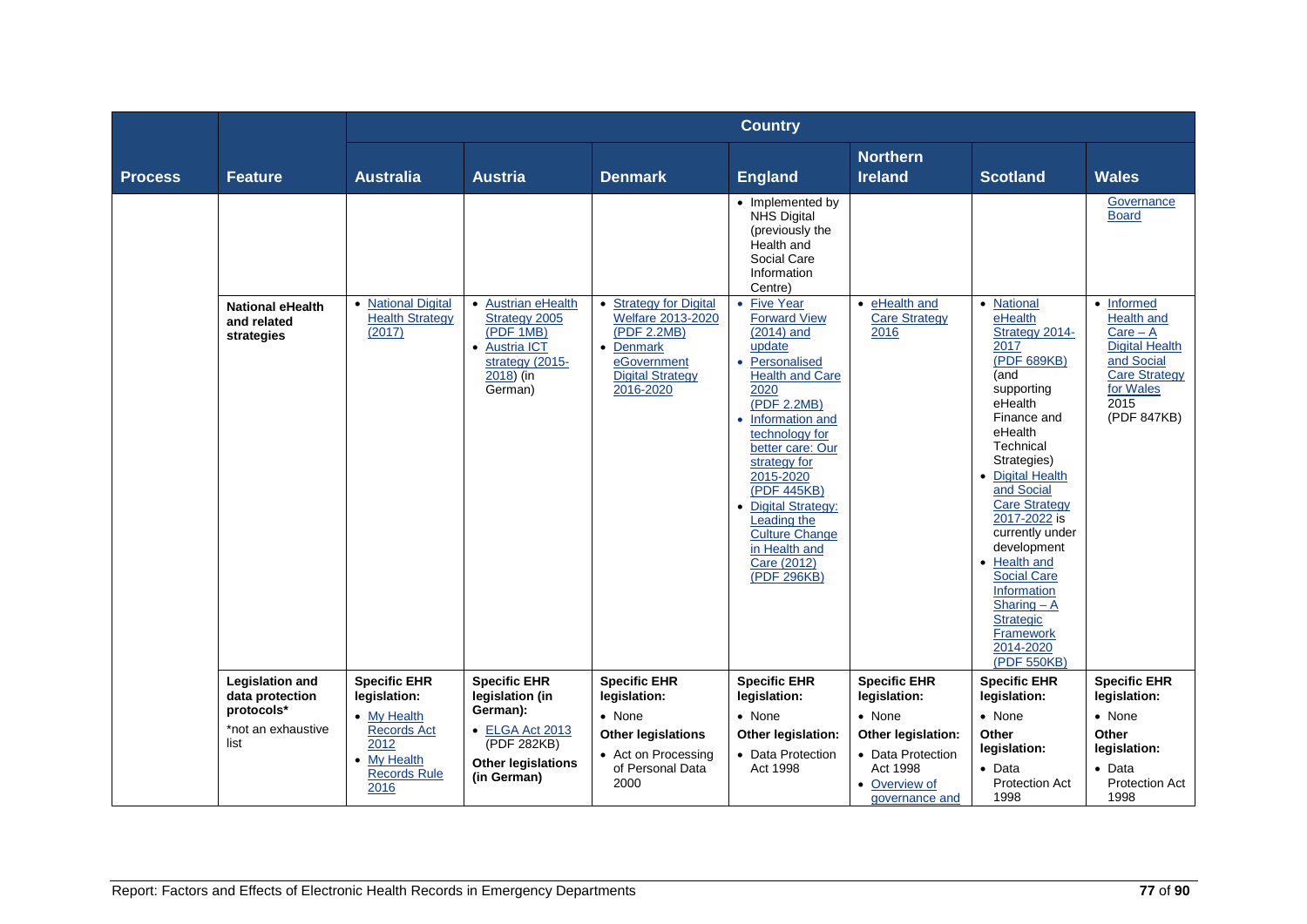| Process | Feature | Australia | Austria | Denmark | England | Northern Ireland | Scotland | Wales |
|---|---|---|---|---|---|---|---|---|
| | | | | | • Implemented by NHS Digital (previously the Health and Social Care Information Centre) | | | Governance Board |
| | **National eHealth and related strategies** | • National Digital Health Strategy (2017) | • Austrian eHealth Strategy 2005 (PDF 1MB) • Austria ICT strategy (2015-2018) (in German) | • Strategy for Digital Welfare 2013-2020 (PDF 2.2MB) • Denmark eGovernment Digital Strategy 2016-2020 | • Five Year Forward View (2014) and update • Personalised Health and Care 2020 (PDF 2.2MB) • Information and technology for better care: Our strategy for 2015-2020 (PDF 445KB) • Digital Strategy: Leading the Culture Change in Health and Care (2012) (PDF 296KB) | • eHealth and Care Strategy 2016 | • National eHealth Strategy 2014-2017 (PDF 689KB) (and supporting eHealth Finance and eHealth Technical Strategies) • Digital Health and Social Care Strategy 2017-2022 is currently under development • Health and Social Care Information Sharing – A Strategic Framework 2014-2020 (PDF 550KB) | • Informed Health and Care – A Digital Health and Social Care Strategy for Wales 2015 (PDF 847KB) |
| | **Legislation and data protection protocols*** *not an exhaustive list | **Specific EHR legislation:** • My Health Records Act 2012 • My Health Records Rule 2016 | **Specific EHR legislation (in German):** • ELGA Act 2013 (PDF 282KB) **Other legislations (in German)** | **Specific EHR legislation:** • None **Other legislations** • Act on Processing of Personal Data 2000 | **Specific EHR legislation:** • None **Other legislation:** • Data Protection Act 1998 | **Specific EHR legislation:** • None **Other legislation:** • Data Protection Act 1998 • Overview of governance and | **Specific EHR legislation:** • None **Other legislation:** • Data Protection Act 1998 | **Specific EHR legislation:** • None **Other legislation:** • Data Protection Act 1998 |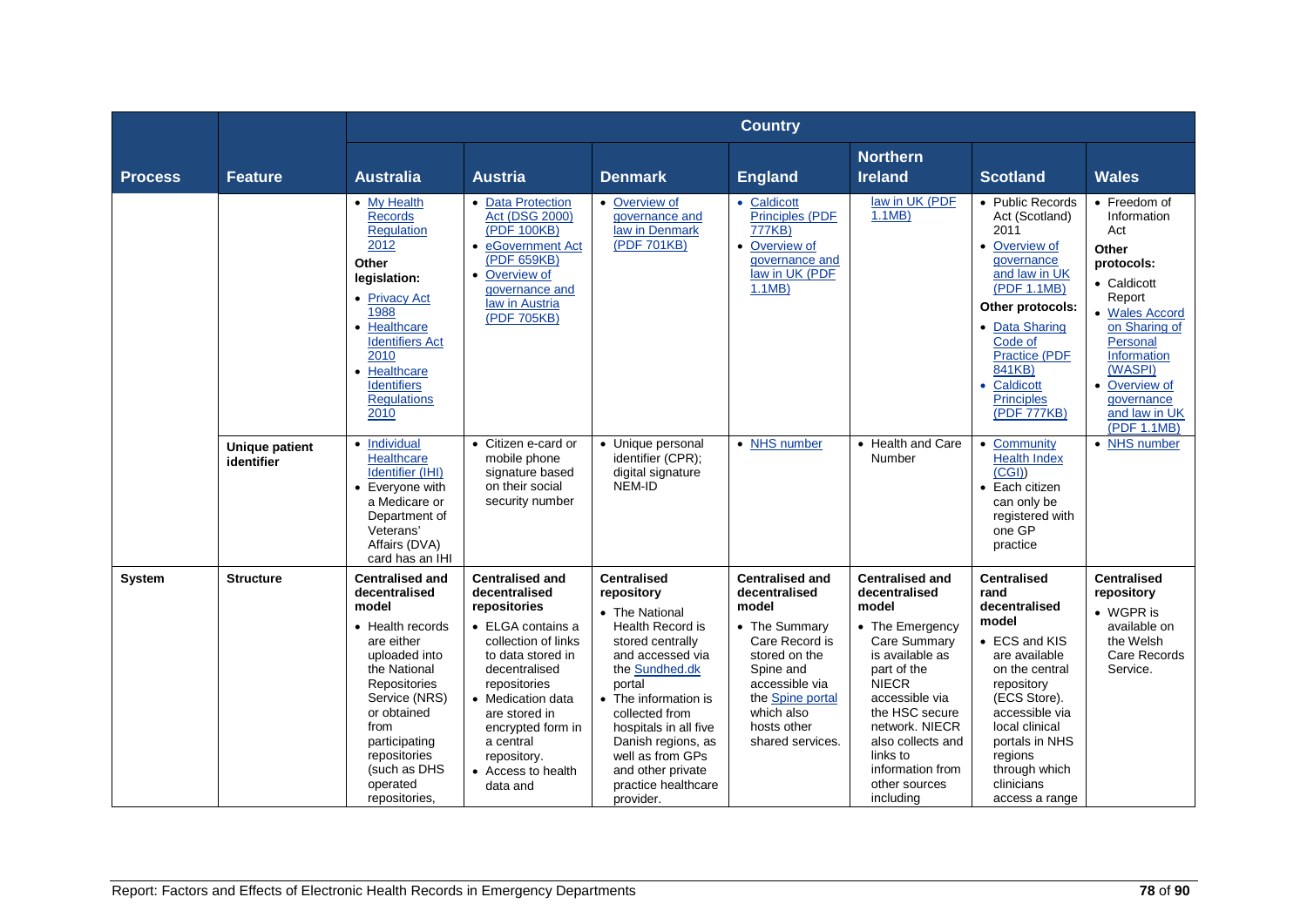| Process | Feature | Australia | Austria | Denmark | England | Northern Ireland | Scotland | Wales |
|---|---|---|---|---|---|---|---|---|
| | | Country | | | | | | |
| | | • My Health Records Regulation 2012<br>**Other legislation:**<br>• Privacy Act 1988<br>• Healthcare Identifiers Act 2010<br>• Healthcare Identifiers Regulations 2010 | • Data Protection Act (DSG 2000) (PDF 100KB)<br>• eGovernment Act (PDF 659KB)<br>• Overview of governance and law in Austria (PDF 705KB) | • Overview of governance and law in Denmark (PDF 701KB) | • Caldicott Principles (PDF 777KB)<br>• Overview of governance and law in UK (PDF 1.1MB) | law in UK (PDF 1.1MB) | • Public Records Act (Scotland) 2011<br>• Overview of governance and law in UK (PDF 1.1MB)<br>**Other protocols:**<br>• Data Sharing Code of Practice (PDF 841KB)<br>• Caldicott Principles (PDF 777KB) | • Freedom of Information Act<br>**Other protocols:**<br>• Caldicott Report<br>• Wales Accord on Sharing of Personal Information (WASPI)<br>• Overview of governance and law in UK (PDF 1.1MB) |
| | **Unique patient identifier** | • Individual Healthcare Identifier (IHI)<br>• Everyone with a Medicare or Department of Veterans' Affairs (DVA) card has an IHI | • Citizen e-card or mobile phone signature based on their social security number | • Unique personal identifier (CPR); digital signature NEM-ID | • NHS number | • Health and Care Number | • Community Health Index (CGI))<br>• Each citizen can only be registered with one GP practice | • NHS number |
| **System** | **Structure** | **Centralised and decentralised model**<br>• Health records are either uploaded into the National Repositories Service (NRS) or obtained from participating repositories (such as DHS operated repositories, | **Centralised and decentralised repositories**<br>• ELGA contains a collection of links to data stored in decentralised repositories<br>• Medication data are stored in encrypted form in a central repository.<br>• Access to health data and | **Centralised repository**<br>• The National Health Record is stored centrally and accessed via the Sundhed.dk portal<br>• The information is collected from hospitals in all five Danish regions, as well as from GPs and other private practice healthcare provider. | **Centralised and decentralised model**<br>• The Summary Care Record is stored on the Spine and accessible via the Spine portal which also hosts other shared services. | **Centralised and decentralised model**<br>• The Emergency Care Summary is available as part of the NIECR accessible via the HSC secure network. NIECR also collects and links to information from other sources including | **Centralised rand decentralised model**<br>• ECS and KIS are available on the central repository (ECS Store). accessible via local clinical portals in NHS regions through which clinicians access a range | **Centralised repository**<br>• WGPR is available on the Welsh Care Records Service. |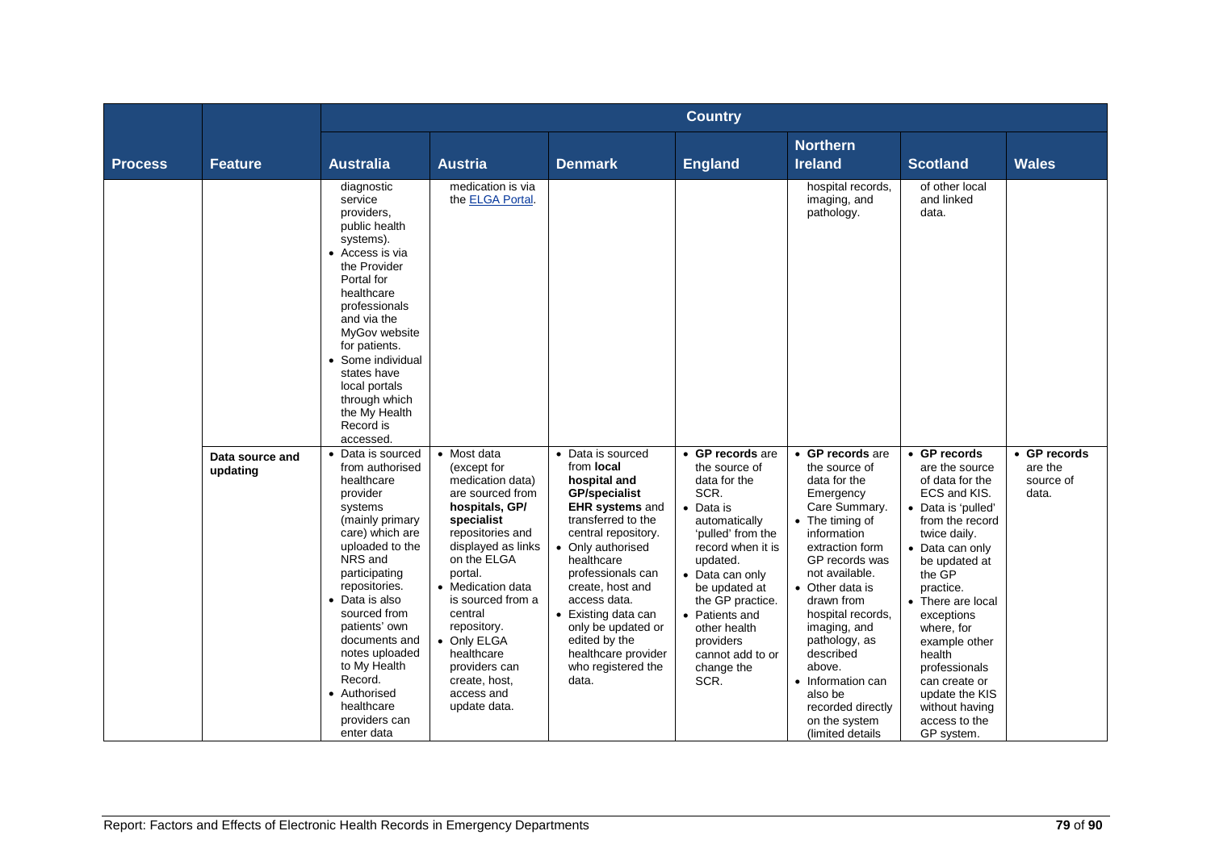| Process | Feature | Country | | | | | | |
|---|---|---|---|---|---|---|---|---|
| | | **Australia** | **Austria** | **Denmark** | **England** | **Northern Ireland** | **Scotland** | **Wales** |
| | | diagnostic service providers, public health systems).<br>• Access is via the Provider Portal for healthcare professionals and via the MyGov website for patients.<br>• Some individual states have local portals through which the My Health Record is accessed. | medication is via the ELGA Portal. | | | hospital records, imaging, and pathology. | of other local and linked data. | |
| | **Data source and updating** | • Data is sourced from authorised healthcare provider systems (mainly primary care) which are uploaded to the NRS and participating repositories.<br>• Data is also sourced from patients' own documents and notes uploaded to My Health Record.<br>• Authorised healthcare providers can enter data | • Most data (except for medication data) are sourced from **hospitals, GP/ specialist** repositories and displayed as links on the ELGA portal.<br>• Medication data is sourced from a central repository.<br>• Only ELGA healthcare providers can create, host, access and update data. | • Data is sourced from **local hospital and GP/specialist EHR systems** and transferred to the central repository.<br>• Only authorised healthcare professionals can create, host and access data.<br>• Existing data can only be updated or edited by the healthcare provider who registered the data. | • **GP records** are the source of data for the SCR.<br>• Data is automatically 'pulled' from the record when it is updated.<br>• Data can only be updated at the GP practice.<br>• Patients and other health providers cannot add to or change the SCR. | • **GP records** are the source of data for the Emergency Care Summary.<br>• The timing of information extraction form GP records was not available.<br>• Other data is drawn from hospital records, imaging, and pathology, as described above.<br>• Information can also be recorded directly on the system (limited details | • **GP records** are the source of data for the ECS and KIS.<br>• Data is 'pulled' from the record twice daily.<br>• Data can only be updated at the GP practice.<br>• There are local exceptions where, for example other health professionals can create or update the KIS without having access to the GP system. | • **GP records** are the source of data. |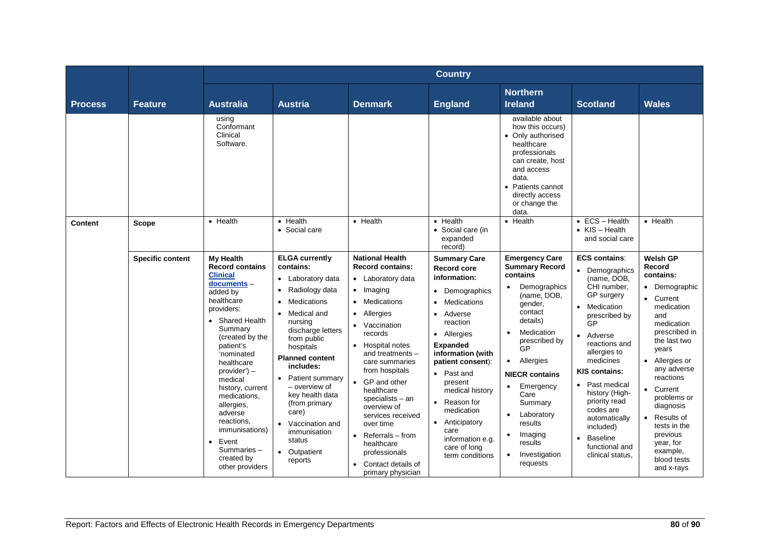| Process | Feature | Country | | | | | | |
|---|---|---|---|---|---|---|---|---|
| | | Australia | Austria | Denmark | England | Northern Ireland | Scotland | Wales |
| | | using Conformant Clinical Software. | | | | available about how this occurs)<br>• Only authorised healthcare professionals can create, host and access data.<br>• Patients cannot directly access or change the data. | | |
| **Content** | **Scope** | • Health | • Health<br>• Social care | • Health | • Health<br>• Social care (in expanded record) | • Health | • ECS – Health<br>• KIS – Health and social care | • Health |
| | **Specific content** | **My Health Record contains [Clinical documents](#)** – added by healthcare providers:<br>• Shared Health Summary (created by the patient's 'nominated healthcare provider') – medical history, current medications, allergies, adverse reactions, immunisations)<br>• Event Summaries – created by other providers | **ELGA currently contains:**<br>• Laboratory data<br>• Radiology data<br>• Medications<br>• Medical and nursing discharge letters from public hospitals<br>**Planned content includes:**<br>• Patient summary – overview of key health data (from primary care)<br>• Vaccination and immunisation status<br>• Outpatient reports | **National Health Record contains:**<br>• Laboratory data<br>• Imaging<br>• Medications<br>• Allergies<br>• Vaccination records<br>• Hospital notes and treatments – care summaries from hospitals<br>• GP and other healthcare specialists – an overview of services received over time<br>• Referrals – from healthcare professionals<br>• Contact details of primary physician | **Summary Care Record core information:**<br>• Demographics<br>• Medications<br>• Adverse reaction<br>• Allergies<br>**Expanded information (with patient consent)**:<br>• Past and present medical history<br>• Reason for medication<br>• Anticipatory care information e.g. care of long term conditions | **Emergency Care Summary Record contains**<br>• Demographics (name, DOB, gender, contact details)<br>• Medication prescribed by GP<br>• Allergies<br>**NIECR contains**<br>• Emergency Care Summary<br>• Laboratory results<br>• Imaging results<br>• Investigation requests | **ECS contains**:<br>• Demographics (name, DOB, CHI number, GP surgery<br>• Medication prescribed by GP<br>• Adverse reactions and allergies to medicines<br>**KIS contains:**<br>• Past medical history (High-priority read codes are automatically included)<br>• Baseline functional and clinical status, | **Welsh GP Record contains:**<br>• Demographic<br>• Current medication and medication prescribed in the last two years<br>• Allergies or any adverse reactions<br>• Current problems or diagnosis<br>• Results of tests in the previous year, for example, blood tests and x-rays |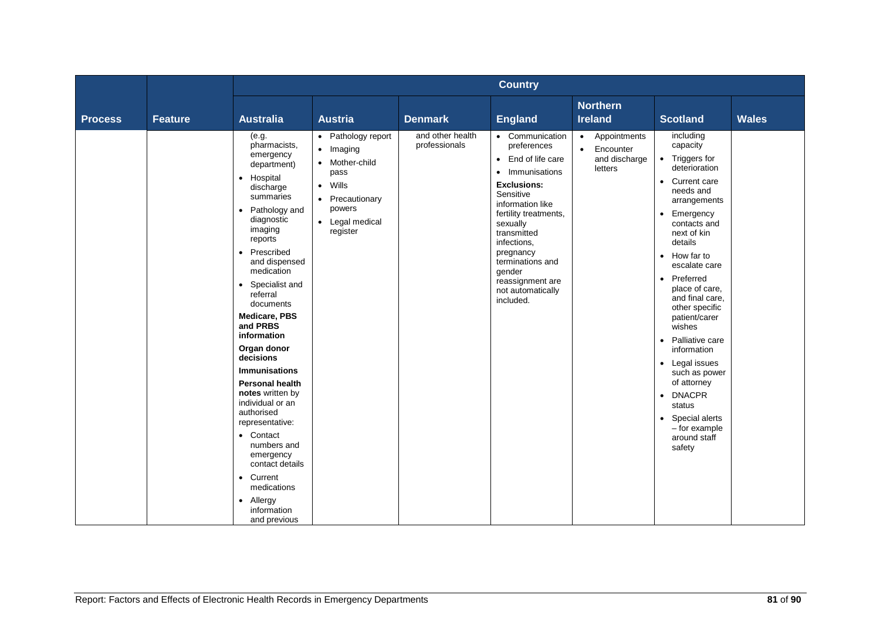| Process | Feature | Country | | | | | | |
|---|---|---|---|---|---|---|---|---|
| | | **Australia** | **Austria** | **Denmark** | **England** | **Northern Ireland** | **Scotland** | **Wales** |
| | | (e.g. pharmacists, emergency department)<br>• Hospital discharge summaries<br>• Pathology and diagnostic imaging reports<br>• Prescribed and dispensed medication<br>• Specialist and referral documents<br>**Medicare, PBS and PRBS information**<br>**Organ donor decisions**<br>**Immunisations**<br>**Personal health notes** written by individual or an authorised representative:<br>• Contact numbers and emergency contact details<br>• Current medications<br>• Allergy information and previous | • Pathology report<br>• Imaging<br>• Mother-child pass<br>• Wills<br>• Precautionary powers<br>• Legal medical register | and other health professionals | • Communication preferences<br>• End of life care<br>• Immunisations<br>**Exclusions:** Sensitive information like fertility treatments, sexually transmitted infections, pregnancy terminations and gender reassignment are not automatically included. | • Appointments<br>• Encounter and discharge letters | including capacity<br>• Triggers for deterioration<br>• Current care needs and arrangements<br>• Emergency contacts and next of kin details<br>• How far to escalate care<br>• Preferred place of care, and final care, other specific patient/carer wishes<br>• Palliative care information<br>• Legal issues such as power of attorney<br>• DNACPR status<br>• Special alerts – for example around staff safety | |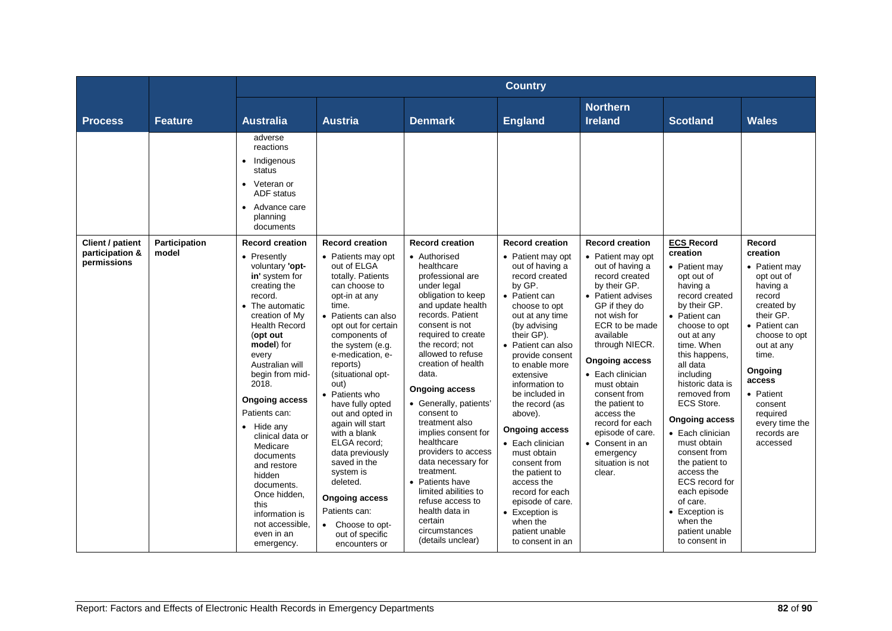| Process | Feature | Australia | Austria | Denmark | England | Northern Ireland | Scotland | Wales |
|---|---|---|---|---|---|---|---|---|
| | | adverse reactions<br>• Indigenous status<br>• Veteran or ADF status<br>• Advance care planning documents | | | | | | |
| **Client / patient participation & permissions** | **Participation model** | **Record creation**<br>• Presently voluntary **'opt-in'** system for creating the record.<br>• The automatic creation of My Health Record (**opt out model**) for every Australian will begin from mid-2018.<br>**Ongoing access**<br>Patients can:<br>• Hide any clinical data or Medicare documents and restore hidden documents. Once hidden, this information is not accessible, even in an emergency. | **Record creation**<br>• Patients may opt out of ELGA totally. Patients can choose to opt-in at any time.<br>• Patients can also opt out for certain components of the system (e.g. e-medication, e-reports) (situational opt-out)<br>• Patients who have fully opted out and opted in again will start with a blank ELGA record; data previously saved in the system is deleted.<br>**Ongoing access**<br>Patients can:<br>• Choose to opt-out of specific encounters or | **Record creation**<br>• Authorised healthcare professional are under legal obligation to keep and update health records. Patient consent is not required to create the record; not allowed to refuse creation of health data.<br>**Ongoing access**<br>• Generally, patients' consent to treatment also implies consent for healthcare providers to access data necessary for treatment.<br>• Patients have limited abilities to refuse access to health data in certain circumstances (details unclear) | **Record creation**<br>• Patient may opt out of having a record created by their GP.<br>• Patient can choose to opt out at any time (by advising their GP).<br>• Patient can also provide consent to enable more extensive information to be included in the record (as above).<br>**Ongoing access**<br>• Each clinician must obtain consent from the patient to access the record for each episode of care.<br>• Exception is when the patient unable to consent in an | **Record creation**<br>• Patient may opt out of having a record created by their GP.<br>• Patient advises GP if they do not wish for ECR to be made available through NIECR.<br>**Ongoing access**<br>• Each clinician must obtain consent from the patient to access the record for each episode of care.<br>• Consent in an emergency situation is not clear. | **ECS Record creation**<br>• Patient may opt out of having a record created by their GP.<br>• Patient can choose to opt out at any time. When this happens, all data including historic data is removed from ECS Store.<br>**Ongoing access**<br>• Each clinician must obtain consent from the patient to access the ECS record for each episode of care.<br>• Exception is when the patient unable to consent in | **Record creation**<br>• Patient may opt out of having a record created by their GP.<br>• Patient can choose to opt out at any time.<br>**Ongoing access**<br>• Patient consent required every time the records are accessed |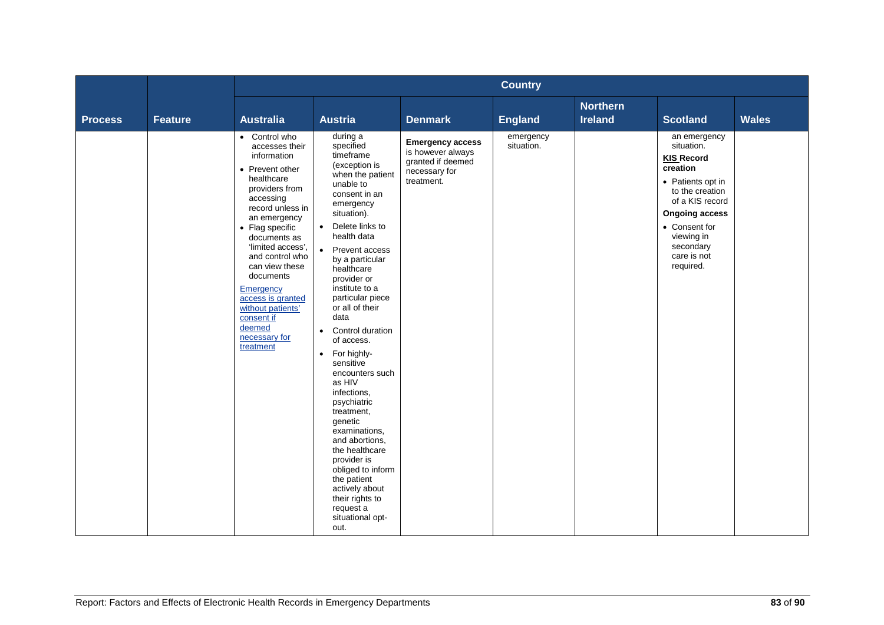| Process | Feature | Australia | Austria | Denmark | England | Northern Ireland | Scotland | Wales |
|---|---|---|---|---|---|---|---|---|
| | | • Control who accesses their information<br>• Prevent other healthcare providers from accessing record unless in an emergency<br>• Flag specific documents as 'limited access', and control who can view these documents<br>Emergency access is granted without patients' consent if deemed necessary for treatment | during a specified timeframe (exception is when the patient unable to consent in an emergency situation).<br>• Delete links to health data<br>• Prevent access by a particular healthcare provider or institute to a particular piece or all of their data<br>• Control duration of access.<br>• For highly-sensitive encounters such as HIV infections, psychiatric treatment, genetic examinations, and abortions, the healthcare provider is obliged to inform the patient actively about their rights to request a situational opt-out. | **Emergency access** is however always granted if deemed necessary for treatment. | emergency situation. | | an emergency situation.<br>**KIS Record creation**<br>• Patients opt in to the creation of a KIS record<br>**Ongoing access**<br>• Consent for viewing in secondary care is not required. | |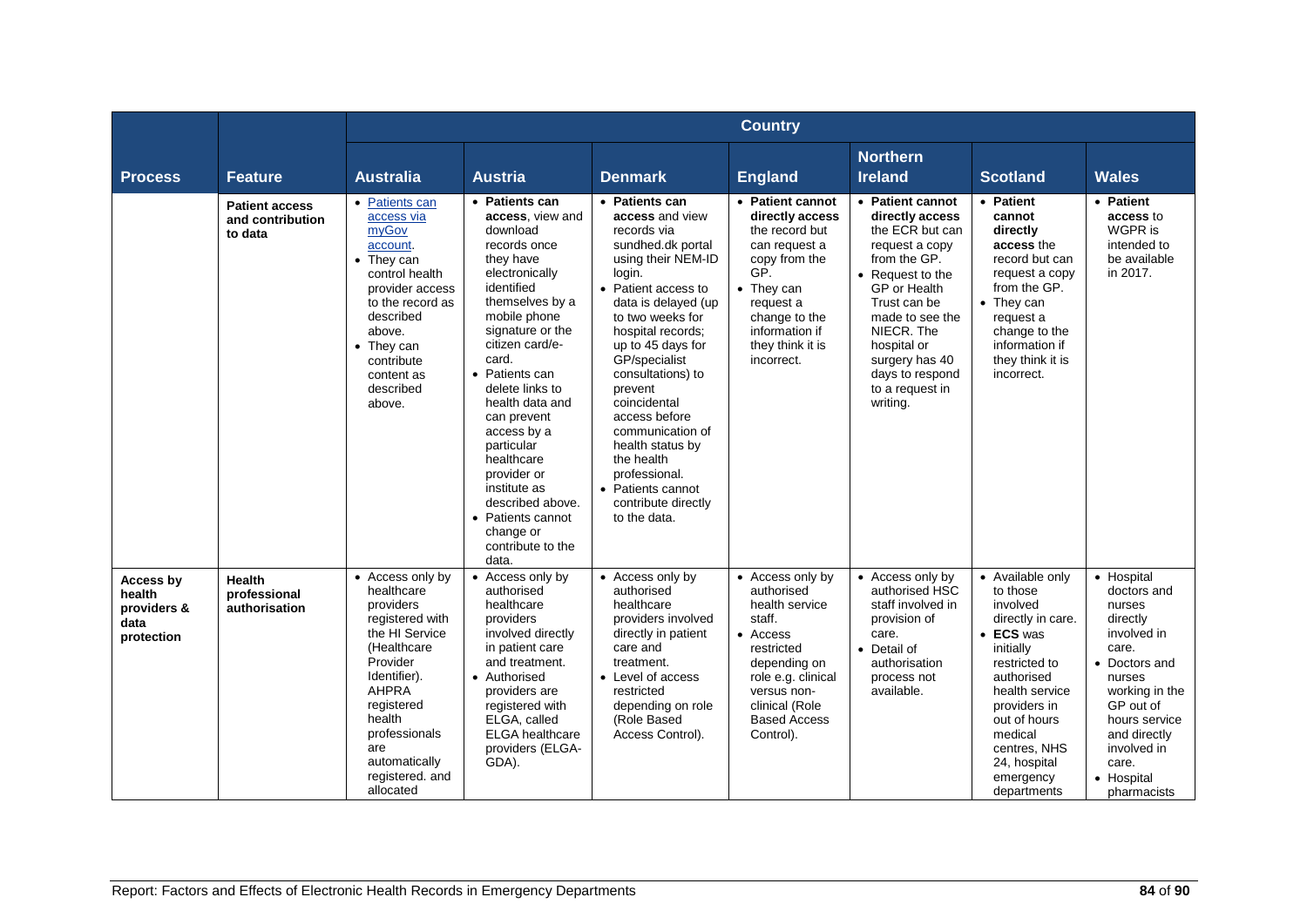| Process | Feature | Country | | | | | | |
|---|---|---|---|---|---|---|---|---|
| | | Australia | Austria | Denmark | England | Northern Ireland | Scotland | Wales |
| | **Patient access and contribution to data** | • [Patients can access via myGov account](). • They can control health provider access to the record as described above. • They can contribute content as described above. | • **Patients can access**, view and download records once they have electronically identified themselves by a mobile phone signature or the citizen card/e-card. • Patients can delete links to health data and can prevent access by a particular healthcare provider or institute as described above. • Patients cannot change or contribute to the data. | • **Patients can access** and view records via sundhed.dk portal using their NEM-ID login. • Patient access to data is delayed (up to two weeks for hospital records; up to 45 days for GP/specialist consultations) to prevent coincidental access before communication of health status by the health professional. • Patients cannot contribute directly to the data. | • **Patient cannot directly access** the record but can request a copy from the GP. • They can request a change to the information if they think it is incorrect. | • **Patient cannot directly access** the ECR but can request a copy from the GP. • Request to the GP or Health Trust can be made to see the NIECR. The hospital or surgery has 40 days to respond to a request in writing. | • **Patient cannot directly access** the record but can request a copy from the GP. • They can request a change to the information if they think it is incorrect. | • **Patient access** to WGPR is intended to be available in 2017. |
| **Access by health providers & data protection** | **Health professional authorisation** | • Access only by healthcare providers registered with the HI Service (Healthcare Provider Identifier). AHPRA registered health professionals are automatically registered. and allocated | • Access only by authorised healthcare providers involved directly in patient care and treatment. • Authorised providers are registered with ELGA, called ELGA healthcare providers (ELGA-GDA). | • Access only by authorised healthcare providers involved directly in patient care and treatment. • Level of access restricted depending on role (Role Based Access Control). | • Access only by authorised health service staff. • Access restricted depending on role e.g. clinical versus non-clinical (Role Based Access Control). | • Access only by authorised HSC staff involved in provision of care. • Detail of authorisation process not available. | • Available only to those involved directly in care. • **ECS** was initially restricted to authorised health service providers in out of hours medical centres, NHS 24, hospital emergency departments | • Hospital doctors and nurses directly involved in care. • Doctors and nurses working in the GP out of hours service and directly involved in care. • Hospital pharmacists |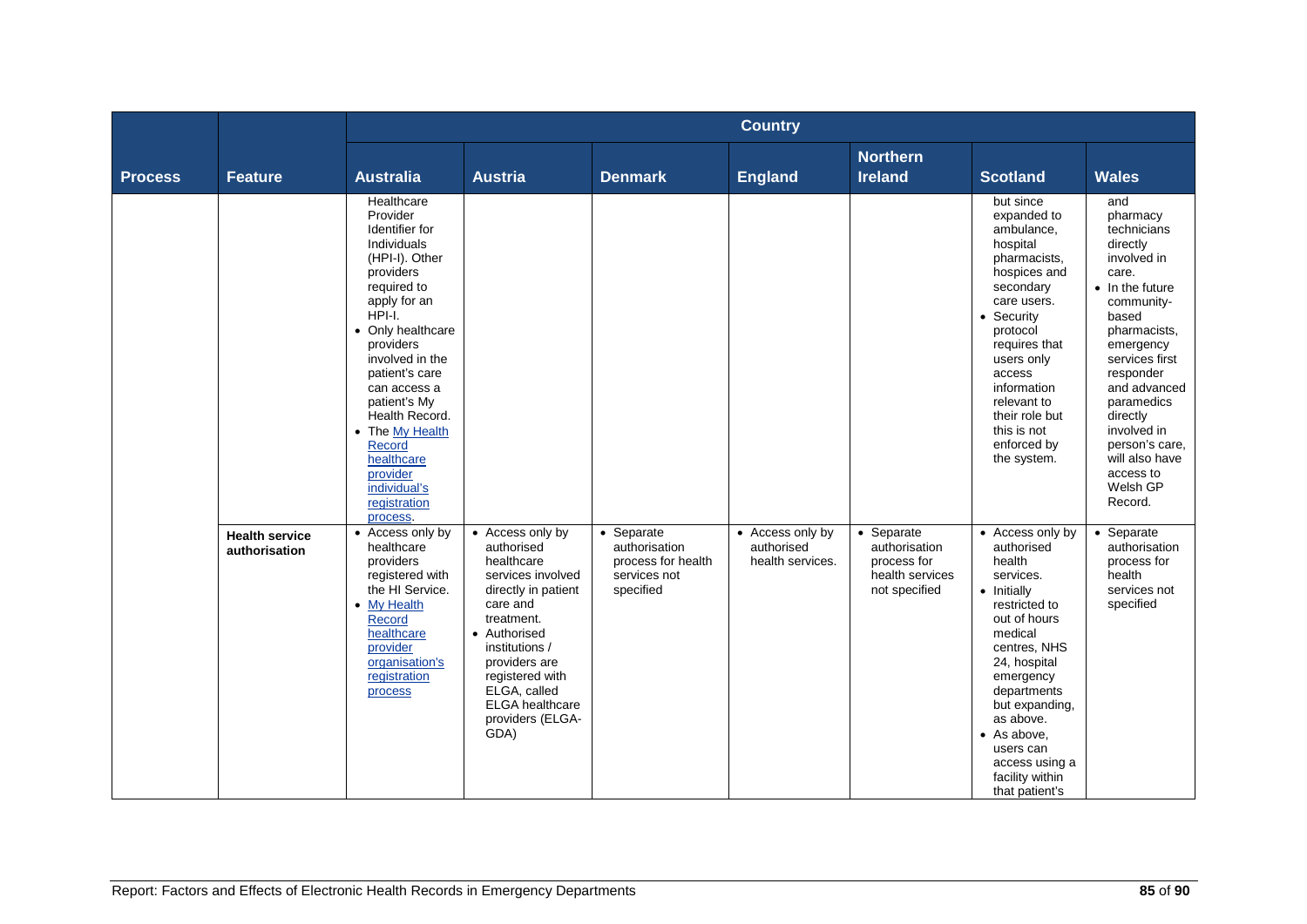| Process | Feature | Australia | Austria | Denmark | England | Northern Ireland | Scotland | Wales |
|---|---|---|---|---|---|---|---|---|
| | | Healthcare Provider Identifier for Individuals (HPI-I). Other providers required to apply for an HPI-I.<br>• Only healthcare providers involved in the patient's care can access a patient's My Health Record.<br>• The My Health Record healthcare provider individual's registration process. | | | | | but since expanded to ambulance, hospital pharmacists, hospices and secondary care users.<br>• Security protocol requires that users only access information relevant to their role but this is not enforced by the system. | and pharmacy technicians directly involved in care.<br>• In the future community-based pharmacists, emergency services first responder and advanced paramedics directly involved in person's care, will also have access to Welsh GP Record. |
| | **Health service authorisation** | • Access only by healthcare providers registered with the HI Service.<br>• My Health Record healthcare provider organisation's registration process | • Access only by authorised healthcare services involved directly in patient care and treatment.<br>• Authorised institutions / providers are registered with ELGA, called ELGA healthcare providers (ELGA-GDA) | • Separate authorisation process for health services not specified | • Access only by authorised health services. | • Separate authorisation process for health services not specified | • Access only by authorised health services.<br>• Initially restricted to out of hours medical centres, NHS 24, hospital emergency departments but expanding, as above.<br>• As above, users can access using a facility within that patient's | • Separate authorisation process for health services not specified |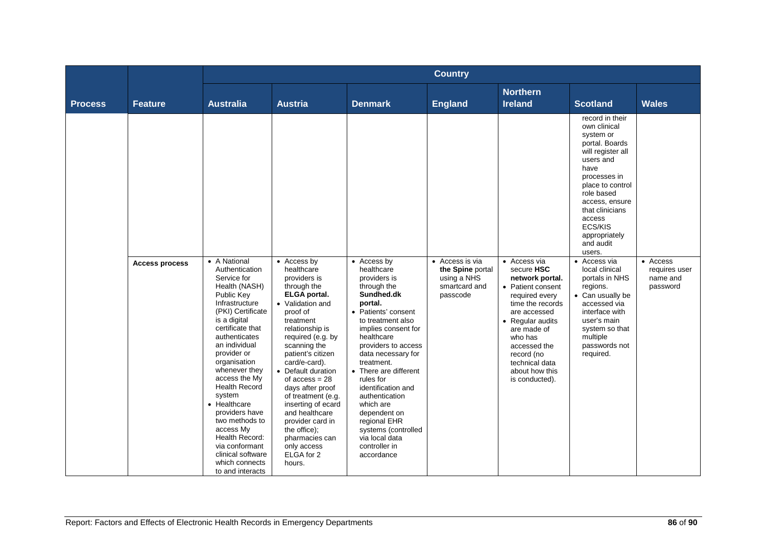| Process | Feature | Country | | | | | | |
|---|---|---|---|---|---|---|---|---|
| | | Australia | Austria | Denmark | England | Northern Ireland | Scotland | Wales |
| | | | | | | | record in their own clinical system or portal. Boards will register all users and have processes in place to control role based access, ensure that clinicians access ECS/KIS appropriately and audit users. | |
| | **Access process** | • A National Authentication Service for Health (NASH) Public Key Infrastructure (PKI) Certificate is a digital certificate that authenticates an individual provider or organisation whenever they access the My Health Record system<br>• Healthcare providers have two methods to access My Health Record: via conformant clinical software which connects to and interacts | • Access by healthcare providers is through the **ELGA portal.**<br>• Validation and proof of treatment relationship is required (e.g. by scanning the patient's citizen card/e-card).<br>• Default duration of access = 28 days after proof of treatment (e.g. inserting of ecard and healthcare provider card in the office); pharmacies can only access ELGA for 2 hours. | • Access by healthcare providers is through the **Sundhed.dk portal.**<br>• Patients' consent to treatment also implies consent for healthcare providers to access data necessary for treatment.<br>• There are different rules for identification and authentication which are dependent on regional EHR systems (controlled via local data controller in accordance | • Access is via **the Spine** portal using a NHS smartcard and passcode | • Access via secure **HSC network portal.**<br>• Patient consent required every time the records are accessed<br>• Regular audits are made of who has accessed the record (no technical data about how this is conducted). | • Access via local clinical portals in NHS regions.<br>• Can usually be accessed via interface with user's main system so that multiple passwords not required. | • Access requires user name and password |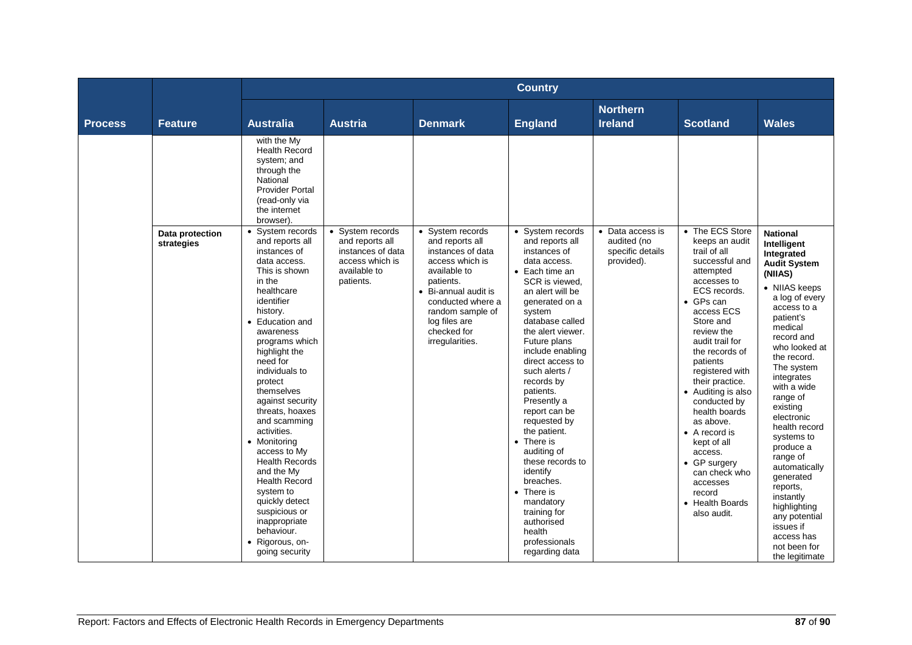| Process | Feature | Country | | | | | | |
|---|---|---|---|---|---|---|---|---|
| | | Australia | Austria | Denmark | England | Northern Ireland | Scotland | Wales |
| | | with the My Health Record system; and through the National Provider Portal (read-only via the internet browser). | | | | | | |
| | Data protection strategies | • System records and reports all instances of data access. This is shown in the healthcare identifier history.<br>• Education and awareness programs which highlight the need for individuals to protect themselves against security threats, hoaxes and scamming activities.<br>• Monitoring access to My Health Records and the My Health Record system to quickly detect suspicious or inappropriate behaviour.<br>• Rigorous, on-going security | • System records and reports all instances of data access which is available to patients. | • System records and reports all instances of data access which is available to patients.<br>• Bi-annual audit is conducted where a random sample of log files are checked for irregularities. | • System records and reports all instances of data access.<br>• Each time an SCR is viewed, an alert will be generated on a system database called the alert viewer. Future plans include enabling direct access to such alerts / records by patients. Presently a report can be requested by the patient.<br>• There is auditing of these records to identify breaches.<br>• There is mandatory training for authorised health professionals regarding data | • Data access is audited (no specific details provided). | • The ECS Store keeps an audit trail of all successful and attempted accesses to ECS records.<br>• GPs can access ECS Store and review the audit trail for the records of patients registered with their practice.<br>• Auditing is also conducted by health boards as above.<br>• A record is kept of all access.<br>• GP surgery can check who accesses record<br>• Health Boards also audit. | **National Intelligent Integrated Audit System (NIIAS)**<br>• NIIAS keeps a log of every access to a patient's medical record and who looked at the record. The system integrates with a wide range of existing electronic health record systems to produce a range of automatically generated reports, instantly highlighting any potential issues if access has not been for the legitimate |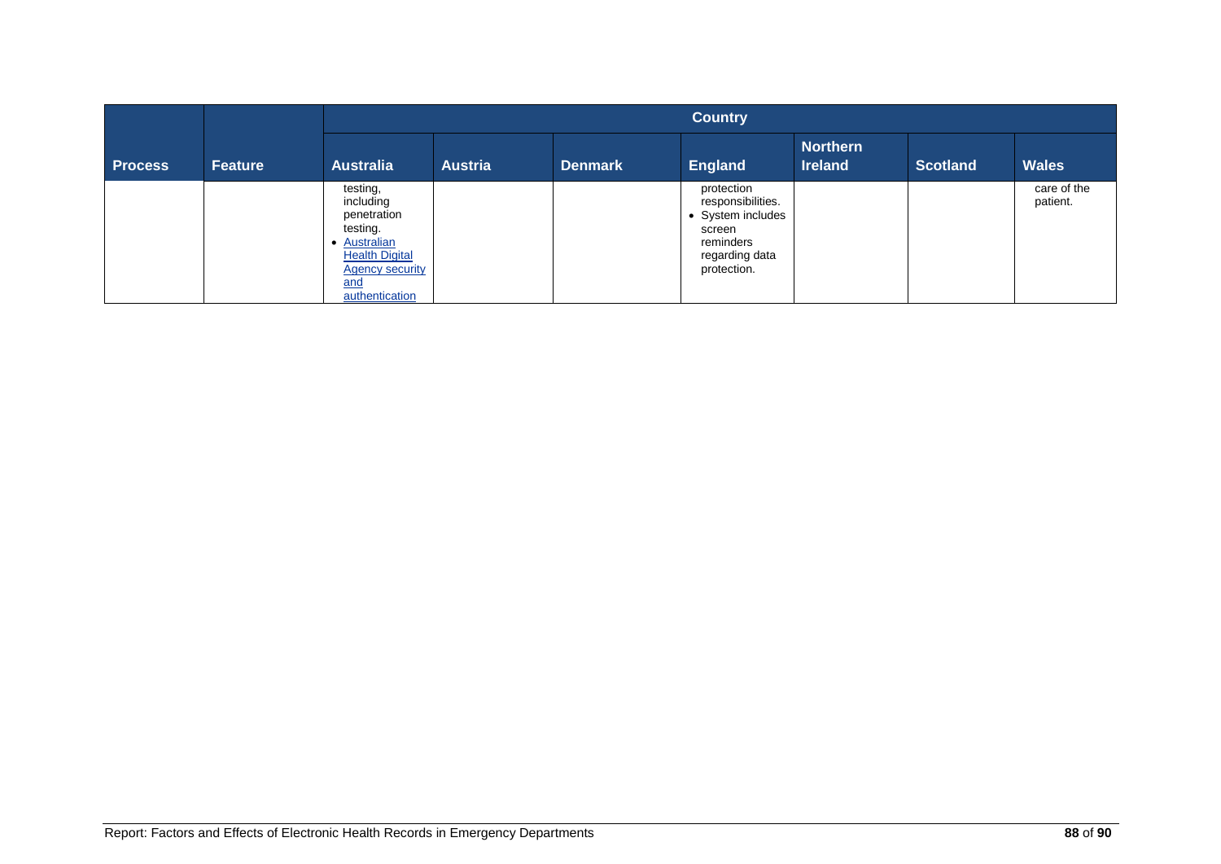| Process | Feature | Country | | | | | | |
|---|---|---|---|---|---|---|---|---|
| | | Australia | Austria | Denmark | England | Northern Ireland | Scotland | Wales |
| | | testing, including penetration testing.<br>• Australian Health Digital Agency security and authentication | | | protection responsibilities.<br>• System includes screen reminders regarding data protection. | | | care of the patient. |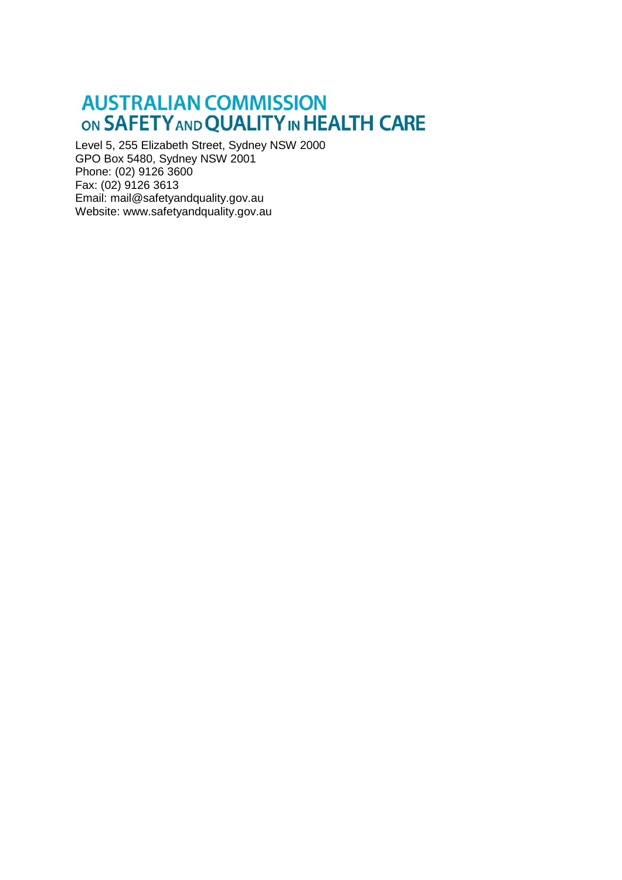**AUSTRALIAN COMMISSION ON SAFETY AND QUALITY IN HEALTH CARE**

Level 5, 255 Elizabeth Street, Sydney NSW 2000
GPO Box 5480, Sydney NSW 2001
Phone: (02) 9126 3600
Fax: (02) 9126 3613
Email: mail@safetyandquality.gov.au
Website: www.safetyandquality.gov.au